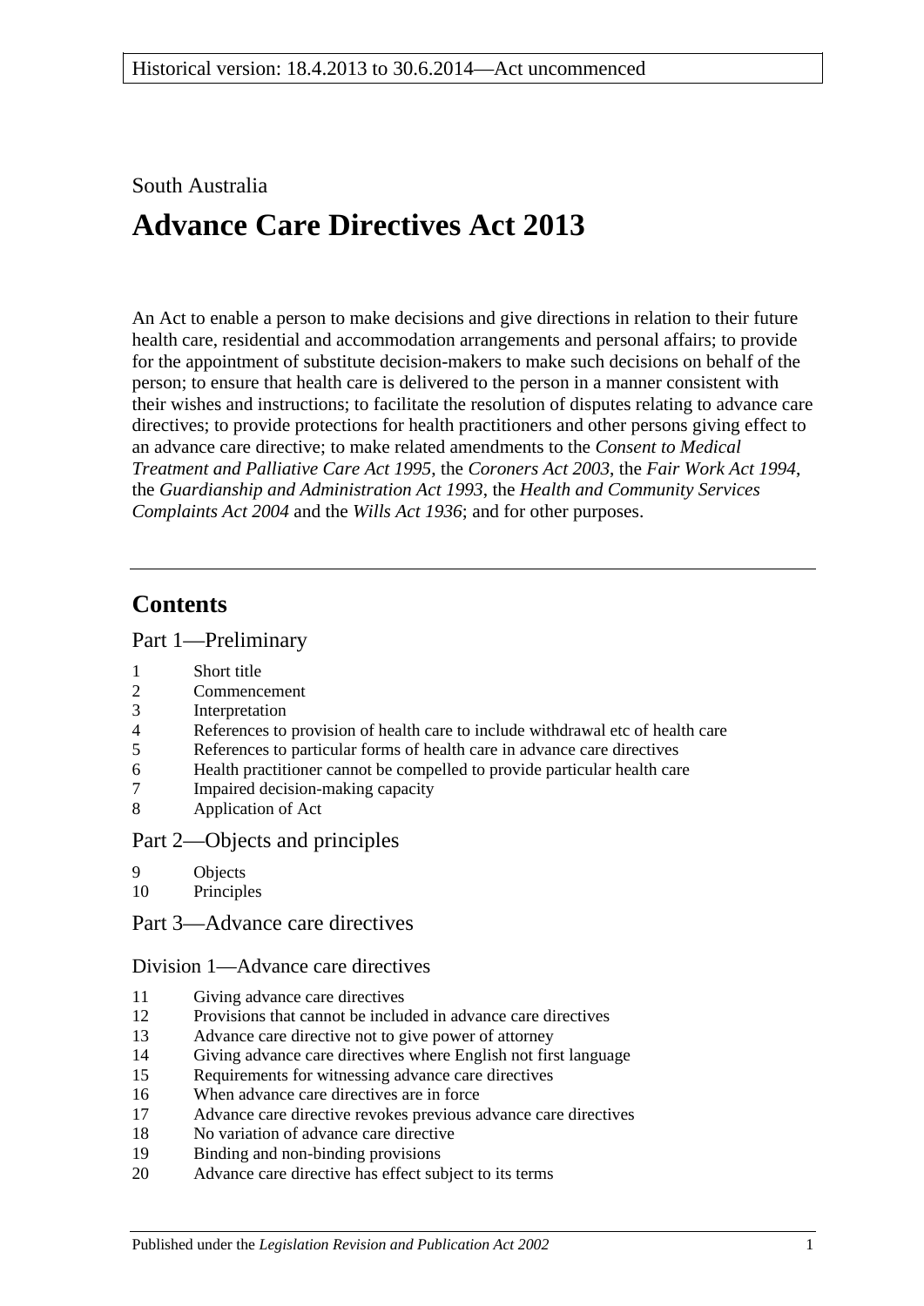South Australia

# Advance Care Directives Act 2013

An Act to enable a person to make decisions and give directions in relation to their future health care, residential and accommodation arrangements and personal affairs; to provide for the appointment of substitute decision-makers to make such decisions on behalf of the person; to ensure that health care is delivered to the person in a manner consistent with their wishes and instructions; to facilitate the resolution of disputes relating to advance care directives; to provide protections for health practitioners and other persons giving effect to an advance care directive; to make related amendments to the *Consent to Medical Treatment and Palliative Care Act 1995*, the *Coroners Act 2003*, the *Fair Work Act 1994*, the *Guardianship and Administration Act 1993*, the *Health and Community Services Complaints Act 2004* and the *Wills Act 1936*; and for other purposes.

---

## Contents

### Part 1—Preliminary

1 Short title
2 Commencement
3 Interpretation
4 References to provision of health care to include withdrawal etc of health care
5 References to particular forms of health care in advance care directives
6 Health practitioner cannot be compelled to provide particular health care
7 Impaired decision-making capacity
8 Application of Act

### Part 2—Objects and principles

9 Objects
10 Principles

### Part 3—Advance care directives

#### Division 1—Advance care directives

11 Giving advance care directives
12 Provisions that cannot be included in advance care directives
13 Advance care directive not to give power of attorney
14 Giving advance care directives where English not first language
15 Requirements for witnessing advance care directives
16 When advance care directives are in force
17 Advance care directive revokes previous advance care directives
18 No variation of advance care directive
19 Binding and non-binding provisions
20 Advance care directive has effect subject to its terms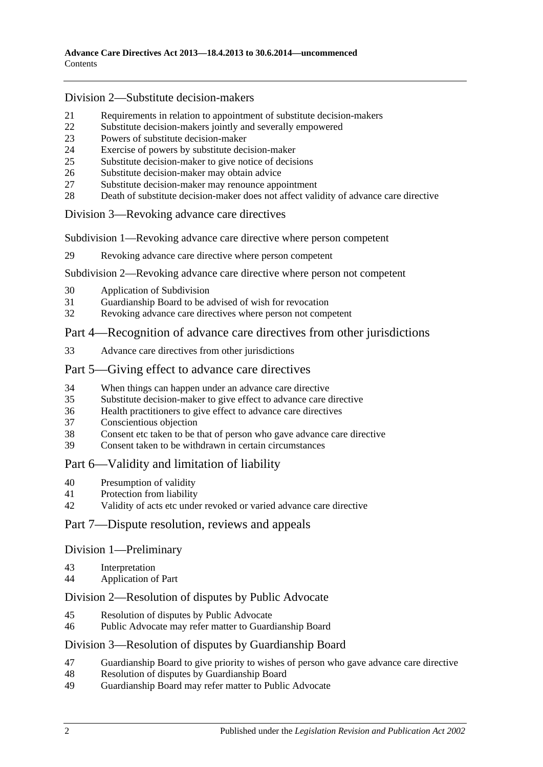## Division 2—Substitute decision-makers

21 Requirements in relation to appointment of substitute decision-makers
22 Substitute decision-makers jointly and severally empowered
23 Powers of substitute decision-maker
24 Exercise of powers by substitute decision-maker
25 Substitute decision-maker to give notice of decisions
26 Substitute decision-maker may obtain advice
27 Substitute decision-maker may renounce appointment
28 Death of substitute decision-maker does not affect validity of advance care directive

## Division 3—Revoking advance care directives

### Subdivision 1—Revoking advance care directive where person competent

29 Revoking advance care directive where person competent

### Subdivision 2—Revoking advance care directive where person not competent

30 Application of Subdivision
31 Guardianship Board to be advised of wish for revocation
32 Revoking advance care directives where person not competent

# Part 4—Recognition of advance care directives from other jurisdictions

33 Advance care directives from other jurisdictions

# Part 5—Giving effect to advance care directives

34 When things can happen under an advance care directive
35 Substitute decision-maker to give effect to advance care directive
36 Health practitioners to give effect to advance care directives
37 Conscientious objection
38 Consent etc taken to be that of person who gave advance care directive
39 Consent taken to be withdrawn in certain circumstances

# Part 6—Validity and limitation of liability

40 Presumption of validity
41 Protection from liability
42 Validity of acts etc under revoked or varied advance care directive

# Part 7—Dispute resolution, reviews and appeals

## Division 1—Preliminary

43 Interpretation
44 Application of Part

## Division 2—Resolution of disputes by Public Advocate

45 Resolution of disputes by Public Advocate
46 Public Advocate may refer matter to Guardianship Board

## Division 3—Resolution of disputes by Guardianship Board

47 Guardianship Board to give priority to wishes of person who gave advance care directive
48 Resolution of disputes by Guardianship Board
49 Guardianship Board may refer matter to Public Advocate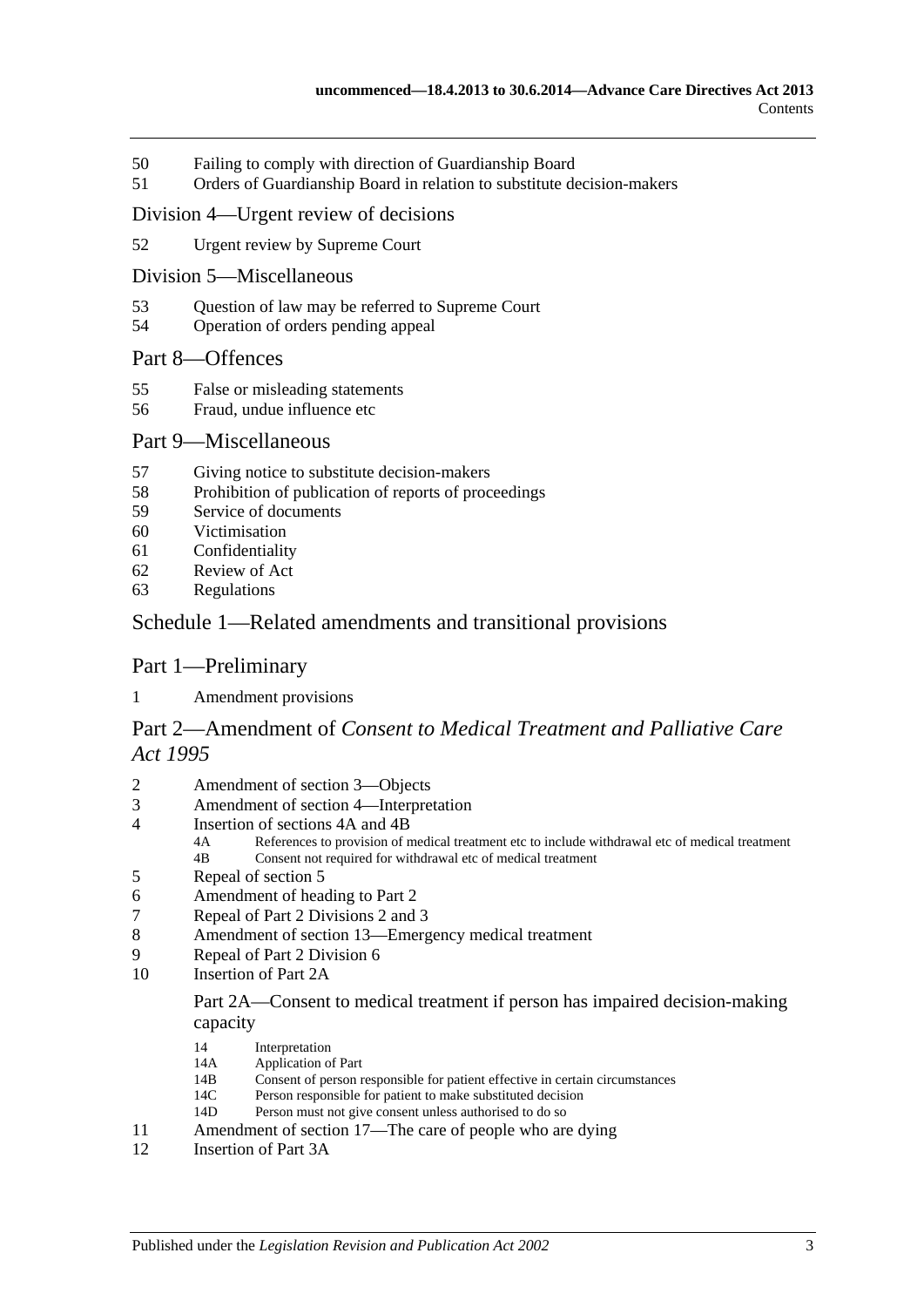50 Failing to comply with direction of Guardianship Board
51 Orders of Guardianship Board in relation to substitute decision-makers

### Division 4—Urgent review of decisions

52 Urgent review by Supreme Court

### Division 5—Miscellaneous

53 Question of law may be referred to Supreme Court
54 Operation of orders pending appeal

## Part 8—Offences

55 False or misleading statements
56 Fraud, undue influence etc

## Part 9—Miscellaneous

57 Giving notice to substitute decision-makers
58 Prohibition of publication of reports of proceedings
59 Service of documents
60 Victimisation
61 Confidentiality
62 Review of Act
63 Regulations

## Schedule 1—Related amendments and transitional provisions

## Part 1—Preliminary

1 Amendment provisions

## Part 2—Amendment of *Consent to Medical Treatment and Palliative Care Act 1995*

2 Amendment of section 3—Objects
3 Amendment of section 4—Interpretation
4 Insertion of sections 4A and 4B
  - 4A References to provision of medical treatment etc to include withdrawal etc of medical treatment
  - 4B Consent not required for withdrawal etc of medical treatment

5 Repeal of section 5
6 Amendment of heading to Part 2
7 Repeal of Part 2 Divisions 2 and 3
8 Amendment of section 13—Emergency medical treatment
9 Repeal of Part 2 Division 6
10 Insertion of Part 2A

Part 2A—Consent to medical treatment if person has impaired decision-making capacity

  - 14 Interpretation
  - 14A Application of Part
  - 14B Consent of person responsible for patient effective in certain circumstances
  - 14C Person responsible for patient to make substituted decision
  - 14D Person must not give consent unless authorised to do so

11 Amendment of section 17—The care of people who are dying
12 Insertion of Part 3A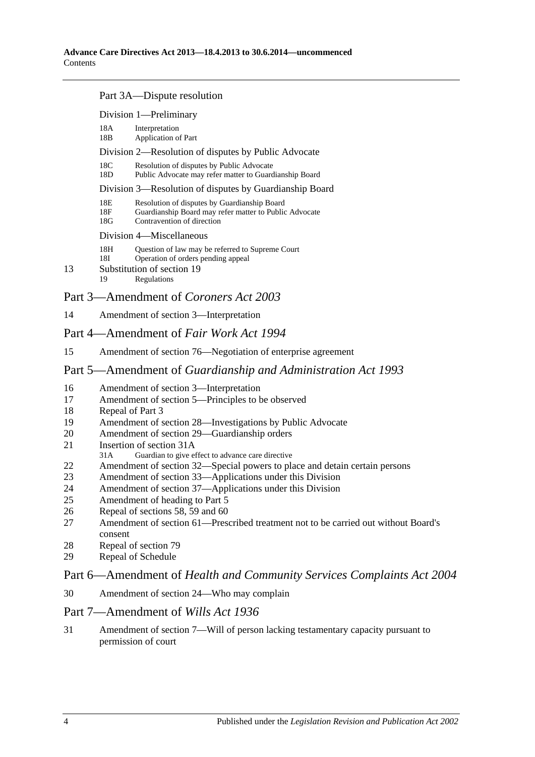Part 3A—Dispute resolution

Division 1—Preliminary

18A Interpretation
18B Application of Part

Division 2—Resolution of disputes by Public Advocate

18C Resolution of disputes by Public Advocate
18D Public Advocate may refer matter to Guardianship Board

Division 3—Resolution of disputes by Guardianship Board

18E Resolution of disputes by Guardianship Board
18F Guardianship Board may refer matter to Public Advocate
18G Contravention of direction

Division 4—Miscellaneous

18H Question of law may be referred to Supreme Court
18I Operation of orders pending appeal

13 Substitution of section 19
19 Regulations

## Part 3—Amendment of *Coroners Act 2003*

14 Amendment of section 3—Interpretation

## Part 4—Amendment of *Fair Work Act 1994*

15 Amendment of section 76—Negotiation of enterprise agreement

## Part 5—Amendment of *Guardianship and Administration Act 1993*

16 Amendment of section 3—Interpretation
17 Amendment of section 5—Principles to be observed
18 Repeal of Part 3
19 Amendment of section 28—Investigations by Public Advocate
20 Amendment of section 29—Guardianship orders
21 Insertion of section 31A
31A Guardian to give effect to advance care directive
22 Amendment of section 32—Special powers to place and detain certain persons
23 Amendment of section 33—Applications under this Division
24 Amendment of section 37—Applications under this Division
25 Amendment of heading to Part 5
26 Repeal of sections 58, 59 and 60
27 Amendment of section 61—Prescribed treatment not to be carried out without Board's consent
28 Repeal of section 79
29 Repeal of Schedule

## Part 6—Amendment of *Health and Community Services Complaints Act 2004*

30 Amendment of section 24—Who may complain

## Part 7—Amendment of *Wills Act 1936*

31 Amendment of section 7—Will of person lacking testamentary capacity pursuant to permission of court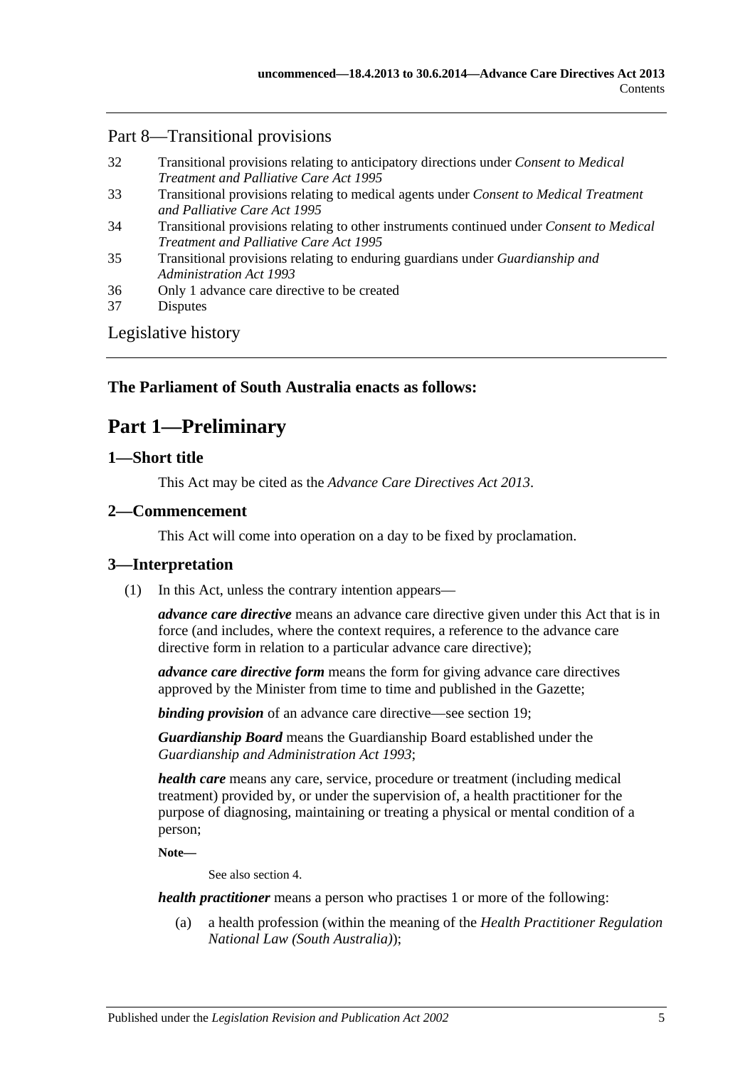## Part 8—Transitional provisions

32 Transitional provisions relating to anticipatory directions under *Consent to Medical Treatment and Palliative Care Act 1995*
33 Transitional provisions relating to medical agents under *Consent to Medical Treatment and Palliative Care Act 1995*
34 Transitional provisions relating to other instruments continued under *Consent to Medical Treatment and Palliative Care Act 1995*
35 Transitional provisions relating to enduring guardians under *Guardianship and Administration Act 1993*
36 Only 1 advance care directive to be created
37 Disputes

Legislative history

**The Parliament of South Australia enacts as follows:**

# Part 1—Preliminary

## 1—Short title

This Act may be cited as the *Advance Care Directives Act 2013*.

## 2—Commencement

This Act will come into operation on a day to be fixed by proclamation.

## 3—Interpretation

(1) In this Act, unless the contrary intention appears—

***advance care directive*** means an advance care directive given under this Act that is in force (and includes, where the context requires, a reference to the advance care directive form in relation to a particular advance care directive);

***advance care directive form*** means the form for giving advance care directives approved by the Minister from time to time and published in the Gazette;

***binding provision*** of an advance care directive—see section 19;

***Guardianship Board*** means the Guardianship Board established under the *Guardianship and Administration Act 1993*;

***health care*** means any care, service, procedure or treatment (including medical treatment) provided by, or under the supervision of, a health practitioner for the purpose of diagnosing, maintaining or treating a physical or mental condition of a person;

**Note—**

See also section 4.

***health practitioner*** means a person who practises 1 or more of the following:

(a) a health profession (within the meaning of the *Health Practitioner Regulation National Law (South Australia)*);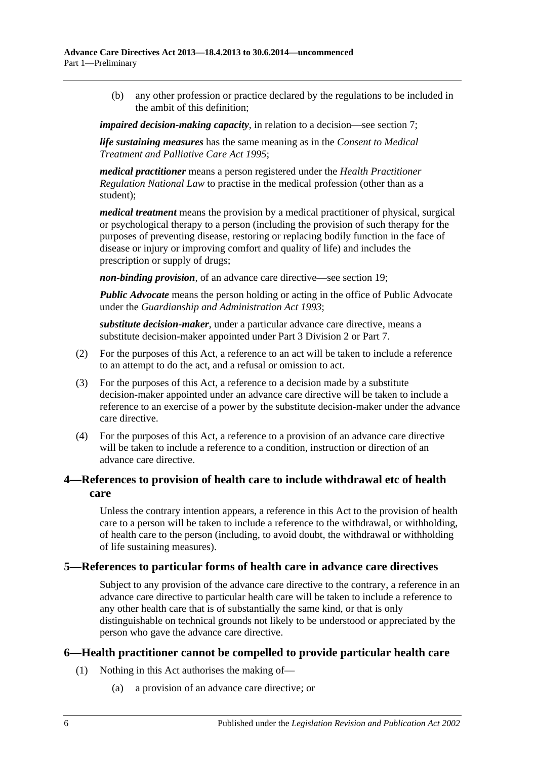(b) any other profession or practice declared by the regulations to be included in the ambit of this definition;

***impaired decision-making capacity***, in relation to a decision—see section 7;

***life sustaining measures*** has the same meaning as in the *Consent to Medical Treatment and Palliative Care Act 1995*;

***medical practitioner*** means a person registered under the *Health Practitioner Regulation National Law* to practise in the medical profession (other than as a student);

***medical treatment*** means the provision by a medical practitioner of physical, surgical or psychological therapy to a person (including the provision of such therapy for the purposes of preventing disease, restoring or replacing bodily function in the face of disease or injury or improving comfort and quality of life) and includes the prescription or supply of drugs;

***non-binding provision***, of an advance care directive—see section 19;

***Public Advocate*** means the person holding or acting in the office of Public Advocate under the *Guardianship and Administration Act 1993*;

***substitute decision-maker***, under a particular advance care directive, means a substitute decision-maker appointed under Part 3 Division 2 or Part 7.

(2) For the purposes of this Act, a reference to an act will be taken to include a reference to an attempt to do the act, and a refusal or omission to act.

(3) For the purposes of this Act, a reference to a decision made by a substitute decision-maker appointed under an advance care directive will be taken to include a reference to an exercise of a power by the substitute decision-maker under the advance care directive.

(4) For the purposes of this Act, a reference to a provision of an advance care directive will be taken to include a reference to a condition, instruction or direction of an advance care directive.

## 4—References to provision of health care to include withdrawal etc of health care

Unless the contrary intention appears, a reference in this Act to the provision of health care to a person will be taken to include a reference to the withdrawal, or withholding, of health care to the person (including, to avoid doubt, the withdrawal or withholding of life sustaining measures).

## 5—References to particular forms of health care in advance care directives

Subject to any provision of the advance care directive to the contrary, a reference in an advance care directive to particular health care will be taken to include a reference to any other health care that is of substantially the same kind, or that is only distinguishable on technical grounds not likely to be understood or appreciated by the person who gave the advance care directive.

## 6—Health practitioner cannot be compelled to provide particular health care

(1) Nothing in this Act authorises the making of—

(a) a provision of an advance care directive; or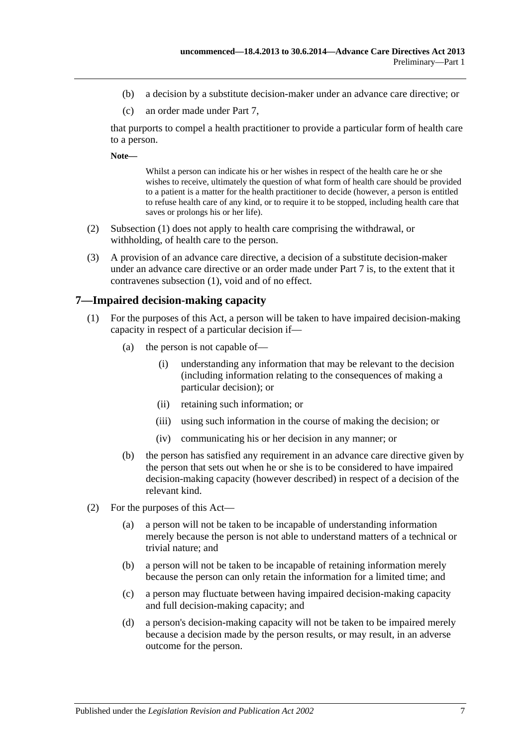(b) a decision by a substitute decision-maker under an advance care directive; or

(c) an order made under Part 7,

that purports to compel a health practitioner to provide a particular form of health care to a person.

**Note—**

Whilst a person can indicate his or her wishes in respect of the health care he or she wishes to receive, ultimately the question of what form of health care should be provided to a patient is a matter for the health practitioner to decide (however, a person is entitled to refuse health care of any kind, or to require it to be stopped, including health care that saves or prolongs his or her life).

(2) Subsection (1) does not apply to health care comprising the withdrawal, or withholding, of health care to the person.

(3) A provision of an advance care directive, a decision of a substitute decision-maker under an advance care directive or an order made under Part 7 is, to the extent that it contravenes subsection (1), void and of no effect.

## 7—Impaired decision-making capacity

(1) For the purposes of this Act, a person will be taken to have impaired decision-making capacity in respect of a particular decision if—

(a) the person is not capable of—

(i) understanding any information that may be relevant to the decision (including information relating to the consequences of making a particular decision); or

(ii) retaining such information; or

(iii) using such information in the course of making the decision; or

(iv) communicating his or her decision in any manner; or

(b) the person has satisfied any requirement in an advance care directive given by the person that sets out when he or she is to be considered to have impaired decision-making capacity (however described) in respect of a decision of the relevant kind.

(2) For the purposes of this Act—

(a) a person will not be taken to be incapable of understanding information merely because the person is not able to understand matters of a technical or trivial nature; and

(b) a person will not be taken to be incapable of retaining information merely because the person can only retain the information for a limited time; and

(c) a person may fluctuate between having impaired decision-making capacity and full decision-making capacity; and

(d) a person's decision-making capacity will not be taken to be impaired merely because a decision made by the person results, or may result, in an adverse outcome for the person.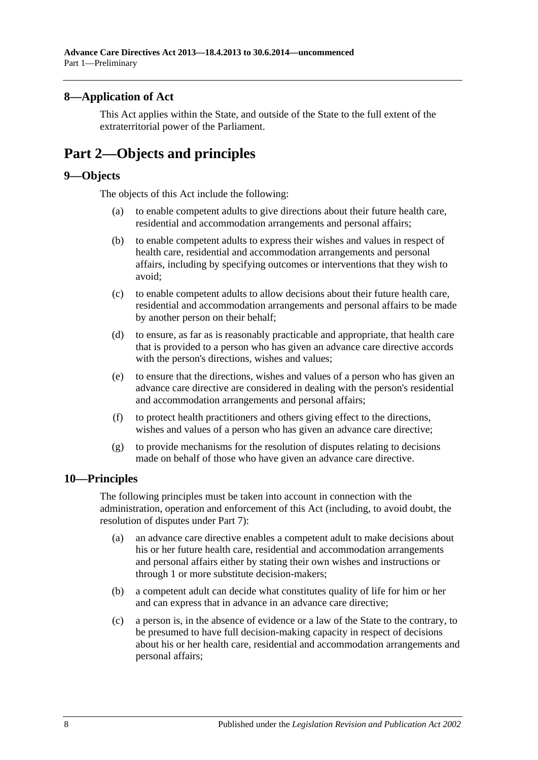## 8—Application of Act

This Act applies within the State, and outside of the State to the full extent of the extraterritorial power of the Parliament.

# Part 2—Objects and principles

## 9—Objects

The objects of this Act include the following:

(a) to enable competent adults to give directions about their future health care, residential and accommodation arrangements and personal affairs;

(b) to enable competent adults to express their wishes and values in respect of health care, residential and accommodation arrangements and personal affairs, including by specifying outcomes or interventions that they wish to avoid;

(c) to enable competent adults to allow decisions about their future health care, residential and accommodation arrangements and personal affairs to be made by another person on their behalf;

(d) to ensure, as far as is reasonably practicable and appropriate, that health care that is provided to a person who has given an advance care directive accords with the person's directions, wishes and values;

(e) to ensure that the directions, wishes and values of a person who has given an advance care directive are considered in dealing with the person's residential and accommodation arrangements and personal affairs;

(f) to protect health practitioners and others giving effect to the directions, wishes and values of a person who has given an advance care directive;

(g) to provide mechanisms for the resolution of disputes relating to decisions made on behalf of those who have given an advance care directive.

## 10—Principles

The following principles must be taken into account in connection with the administration, operation and enforcement of this Act (including, to avoid doubt, the resolution of disputes under Part 7):

(a) an advance care directive enables a competent adult to make decisions about his or her future health care, residential and accommodation arrangements and personal affairs either by stating their own wishes and instructions or through 1 or more substitute decision-makers;

(b) a competent adult can decide what constitutes quality of life for him or her and can express that in advance in an advance care directive;

(c) a person is, in the absence of evidence or a law of the State to the contrary, to be presumed to have full decision-making capacity in respect of decisions about his or her health care, residential and accommodation arrangements and personal affairs;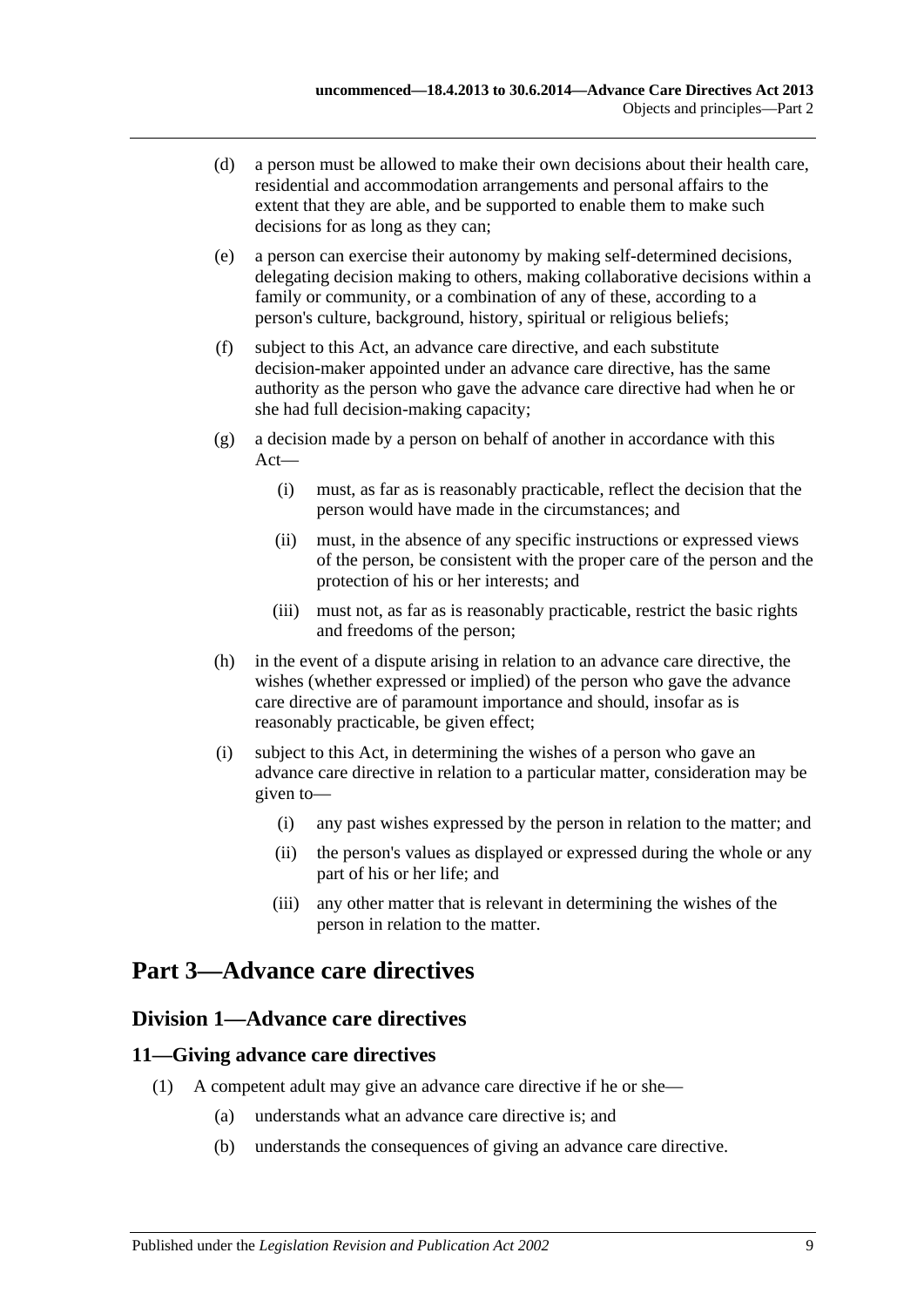(d) a person must be allowed to make their own decisions about their health care, residential and accommodation arrangements and personal affairs to the extent that they are able, and be supported to enable them to make such decisions for as long as they can;

(e) a person can exercise their autonomy by making self-determined decisions, delegating decision making to others, making collaborative decisions within a family or community, or a combination of any of these, according to a person's culture, background, history, spiritual or religious beliefs;

(f) subject to this Act, an advance care directive, and each substitute decision-maker appointed under an advance care directive, has the same authority as the person who gave the advance care directive had when he or she had full decision-making capacity;

(g) a decision made by a person on behalf of another in accordance with this Act—

   (i) must, as far as is reasonably practicable, reflect the decision that the person would have made in the circumstances; and

   (ii) must, in the absence of any specific instructions or expressed views of the person, be consistent with the proper care of the person and the protection of his or her interests; and

   (iii) must not, as far as is reasonably practicable, restrict the basic rights and freedoms of the person;

(h) in the event of a dispute arising in relation to an advance care directive, the wishes (whether expressed or implied) of the person who gave the advance care directive are of paramount importance and should, insofar as is reasonably practicable, be given effect;

(i) subject to this Act, in determining the wishes of a person who gave an advance care directive in relation to a particular matter, consideration may be given to—

   (i) any past wishes expressed by the person in relation to the matter; and

   (ii) the person's values as displayed or expressed during the whole or any part of his or her life; and

   (iii) any other matter that is relevant in determining the wishes of the person in relation to the matter.

# Part 3—Advance care directives

## Division 1—Advance care directives

### 11—Giving advance care directives

(1) A competent adult may give an advance care directive if he or she—

   (a) understands what an advance care directive is; and

   (b) understands the consequences of giving an advance care directive.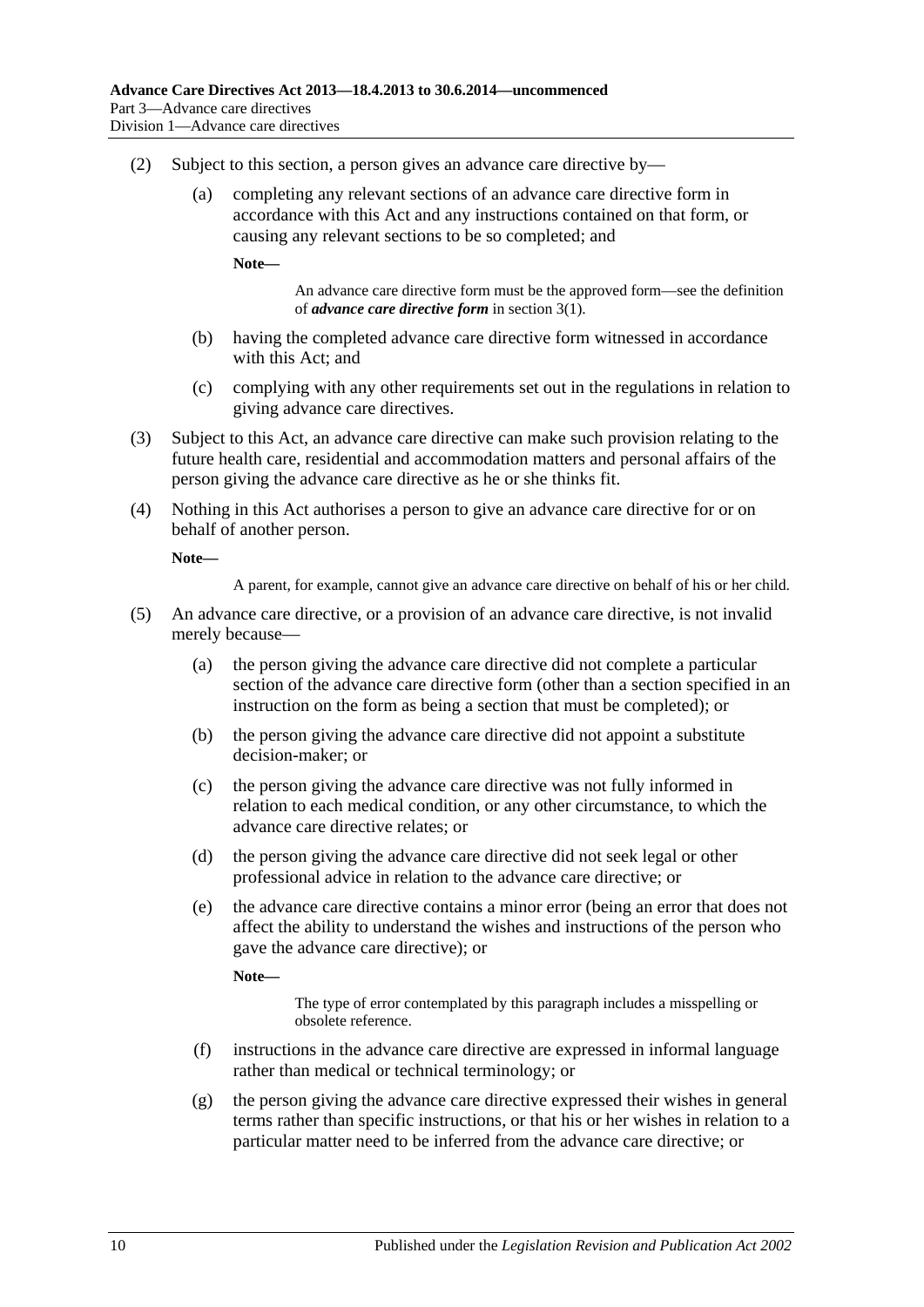(2) Subject to this section, a person gives an advance care directive by—

(a) completing any relevant sections of an advance care directive form in accordance with this Act and any instructions contained on that form, or causing any relevant sections to be so completed; and

**Note—**

An advance care directive form must be the approved form—see the definition of ***advance care directive form*** in section 3(1).

(b) having the completed advance care directive form witnessed in accordance with this Act; and

(c) complying with any other requirements set out in the regulations in relation to giving advance care directives.

(3) Subject to this Act, an advance care directive can make such provision relating to the future health care, residential and accommodation matters and personal affairs of the person giving the advance care directive as he or she thinks fit.

(4) Nothing in this Act authorises a person to give an advance care directive for or on behalf of another person.

**Note—**

A parent, for example, cannot give an advance care directive on behalf of his or her child.

(5) An advance care directive, or a provision of an advance care directive, is not invalid merely because—

(a) the person giving the advance care directive did not complete a particular section of the advance care directive form (other than a section specified in an instruction on the form as being a section that must be completed); or

(b) the person giving the advance care directive did not appoint a substitute decision-maker; or

(c) the person giving the advance care directive was not fully informed in relation to each medical condition, or any other circumstance, to which the advance care directive relates; or

(d) the person giving the advance care directive did not seek legal or other professional advice in relation to the advance care directive; or

(e) the advance care directive contains a minor error (being an error that does not affect the ability to understand the wishes and instructions of the person who gave the advance care directive); or

**Note—**

The type of error contemplated by this paragraph includes a misspelling or obsolete reference.

(f) instructions in the advance care directive are expressed in informal language rather than medical or technical terminology; or

(g) the person giving the advance care directive expressed their wishes in general terms rather than specific instructions, or that his or her wishes in relation to a particular matter need to be inferred from the advance care directive; or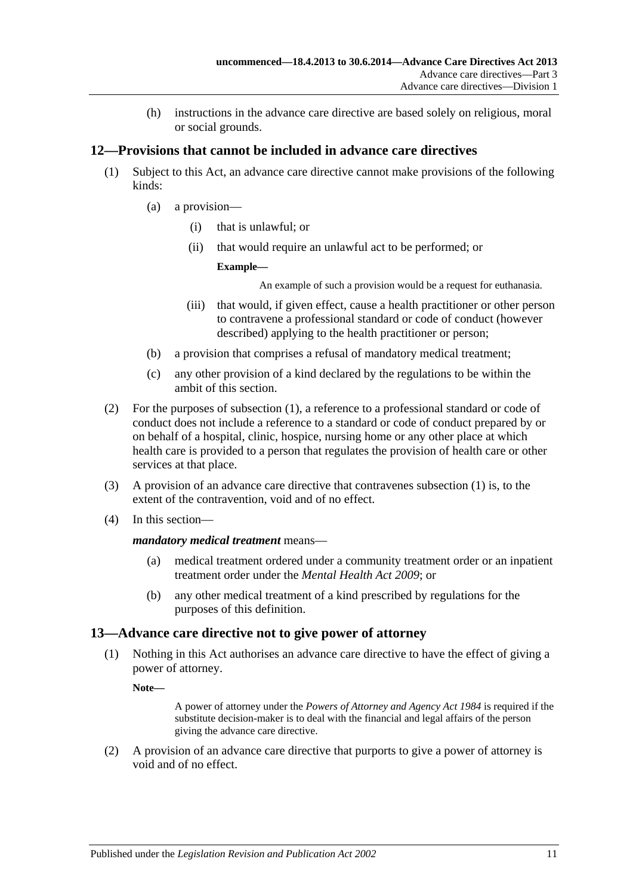(h) instructions in the advance care directive are based solely on religious, moral or social grounds.

## 12—Provisions that cannot be included in advance care directives

(1) Subject to this Act, an advance care directive cannot make provisions of the following kinds:

(a) a provision—

(i) that is unlawful; or

(ii) that would require an unlawful act to be performed; or

**Example—**

An example of such a provision would be a request for euthanasia.

(iii) that would, if given effect, cause a health practitioner or other person to contravene a professional standard or code of conduct (however described) applying to the health practitioner or person;

(b) a provision that comprises a refusal of mandatory medical treatment;

(c) any other provision of a kind declared by the regulations to be within the ambit of this section.

(2) For the purposes of subsection (1), a reference to a professional standard or code of conduct does not include a reference to a standard or code of conduct prepared by or on behalf of a hospital, clinic, hospice, nursing home or any other place at which health care is provided to a person that regulates the provision of health care or other services at that place.

(3) A provision of an advance care directive that contravenes subsection (1) is, to the extent of the contravention, void and of no effect.

(4) In this section—

***mandatory medical treatment*** means—

(a) medical treatment ordered under a community treatment order or an inpatient treatment order under the *Mental Health Act 2009*; or

(b) any other medical treatment of a kind prescribed by regulations for the purposes of this definition.

## 13—Advance care directive not to give power of attorney

(1) Nothing in this Act authorises an advance care directive to have the effect of giving a power of attorney.

**Note—**

A power of attorney under the *Powers of Attorney and Agency Act 1984* is required if the substitute decision-maker is to deal with the financial and legal affairs of the person giving the advance care directive.

(2) A provision of an advance care directive that purports to give a power of attorney is void and of no effect.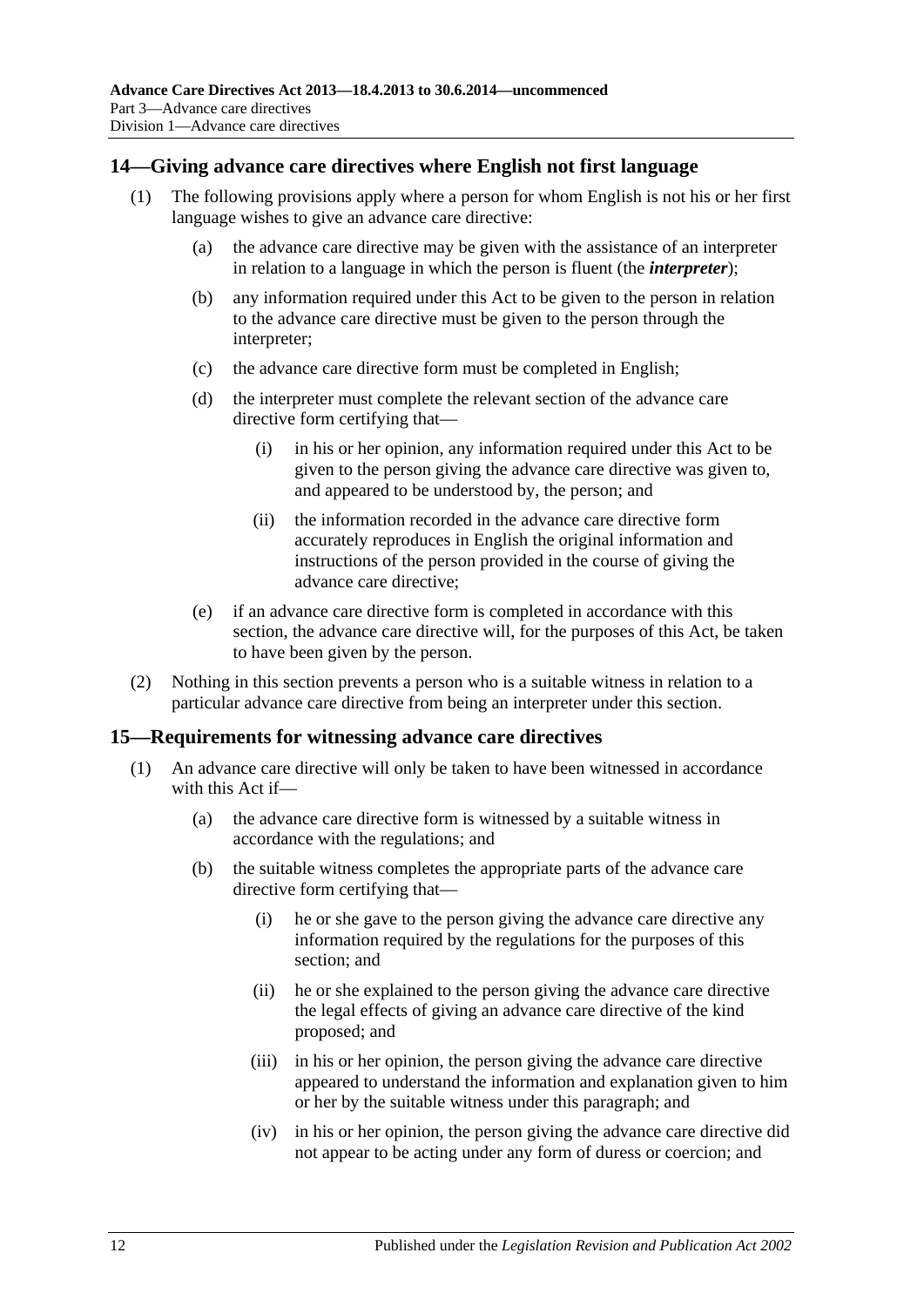## 14—Giving advance care directives where English not first language

(1) The following provisions apply where a person for whom English is not his or her first language wishes to give an advance care directive:

(a) the advance care directive may be given with the assistance of an interpreter in relation to a language in which the person is fluent (the ***interpreter***);

(b) any information required under this Act to be given to the person in relation to the advance care directive must be given to the person through the interpreter;

(c) the advance care directive form must be completed in English;

(d) the interpreter must complete the relevant section of the advance care directive form certifying that—

(i) in his or her opinion, any information required under this Act to be given to the person giving the advance care directive was given to, and appeared to be understood by, the person; and

(ii) the information recorded in the advance care directive form accurately reproduces in English the original information and instructions of the person provided in the course of giving the advance care directive;

(e) if an advance care directive form is completed in accordance with this section, the advance care directive will, for the purposes of this Act, be taken to have been given by the person.

(2) Nothing in this section prevents a person who is a suitable witness in relation to a particular advance care directive from being an interpreter under this section.

## 15—Requirements for witnessing advance care directives

(1) An advance care directive will only be taken to have been witnessed in accordance with this Act if—

(a) the advance care directive form is witnessed by a suitable witness in accordance with the regulations; and

(b) the suitable witness completes the appropriate parts of the advance care directive form certifying that—

(i) he or she gave to the person giving the advance care directive any information required by the regulations for the purposes of this section; and

(ii) he or she explained to the person giving the advance care directive the legal effects of giving an advance care directive of the kind proposed; and

(iii) in his or her opinion, the person giving the advance care directive appeared to understand the information and explanation given to him or her by the suitable witness under this paragraph; and

(iv) in his or her opinion, the person giving the advance care directive did not appear to be acting under any form of duress or coercion; and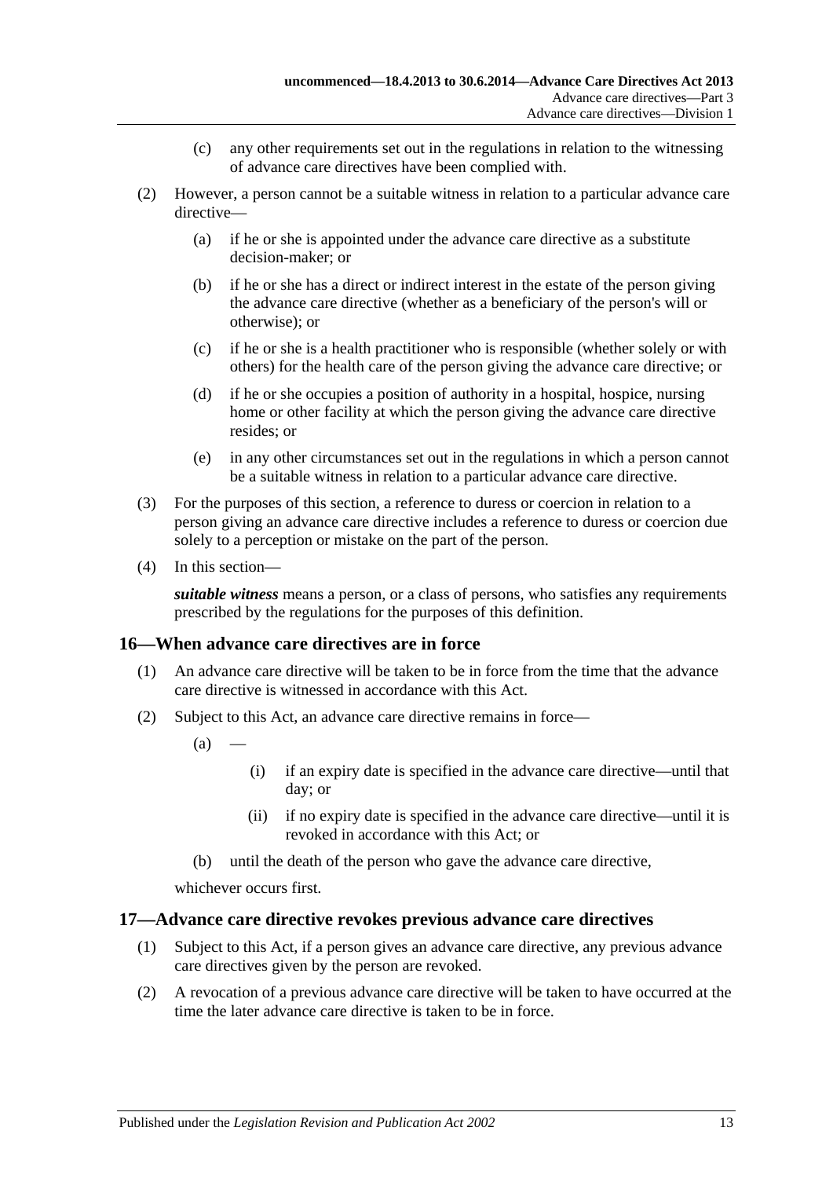(c) any other requirements set out in the regulations in relation to the witnessing of advance care directives have been complied with.

(2) However, a person cannot be a suitable witness in relation to a particular advance care directive—

(a) if he or she is appointed under the advance care directive as a substitute decision-maker; or

(b) if he or she has a direct or indirect interest in the estate of the person giving the advance care directive (whether as a beneficiary of the person's will or otherwise); or

(c) if he or she is a health practitioner who is responsible (whether solely or with others) for the health care of the person giving the advance care directive; or

(d) if he or she occupies a position of authority in a hospital, hospice, nursing home or other facility at which the person giving the advance care directive resides; or

(e) in any other circumstances set out in the regulations in which a person cannot be a suitable witness in relation to a particular advance care directive.

(3) For the purposes of this section, a reference to duress or coercion in relation to a person giving an advance care directive includes a reference to duress or coercion due solely to a perception or mistake on the part of the person.

(4) In this section—

***suitable witness*** means a person, or a class of persons, who satisfies any requirements prescribed by the regulations for the purposes of this definition.

## 16—When advance care directives are in force

(1) An advance care directive will be taken to be in force from the time that the advance care directive is witnessed in accordance with this Act.

(2) Subject to this Act, an advance care directive remains in force—

(a) —

(i) if an expiry date is specified in the advance care directive—until that day; or

(ii) if no expiry date is specified in the advance care directive—until it is revoked in accordance with this Act; or

(b) until the death of the person who gave the advance care directive,

whichever occurs first.

## 17—Advance care directive revokes previous advance care directives

(1) Subject to this Act, if a person gives an advance care directive, any previous advance care directives given by the person are revoked.

(2) A revocation of a previous advance care directive will be taken to have occurred at the time the later advance care directive is taken to be in force.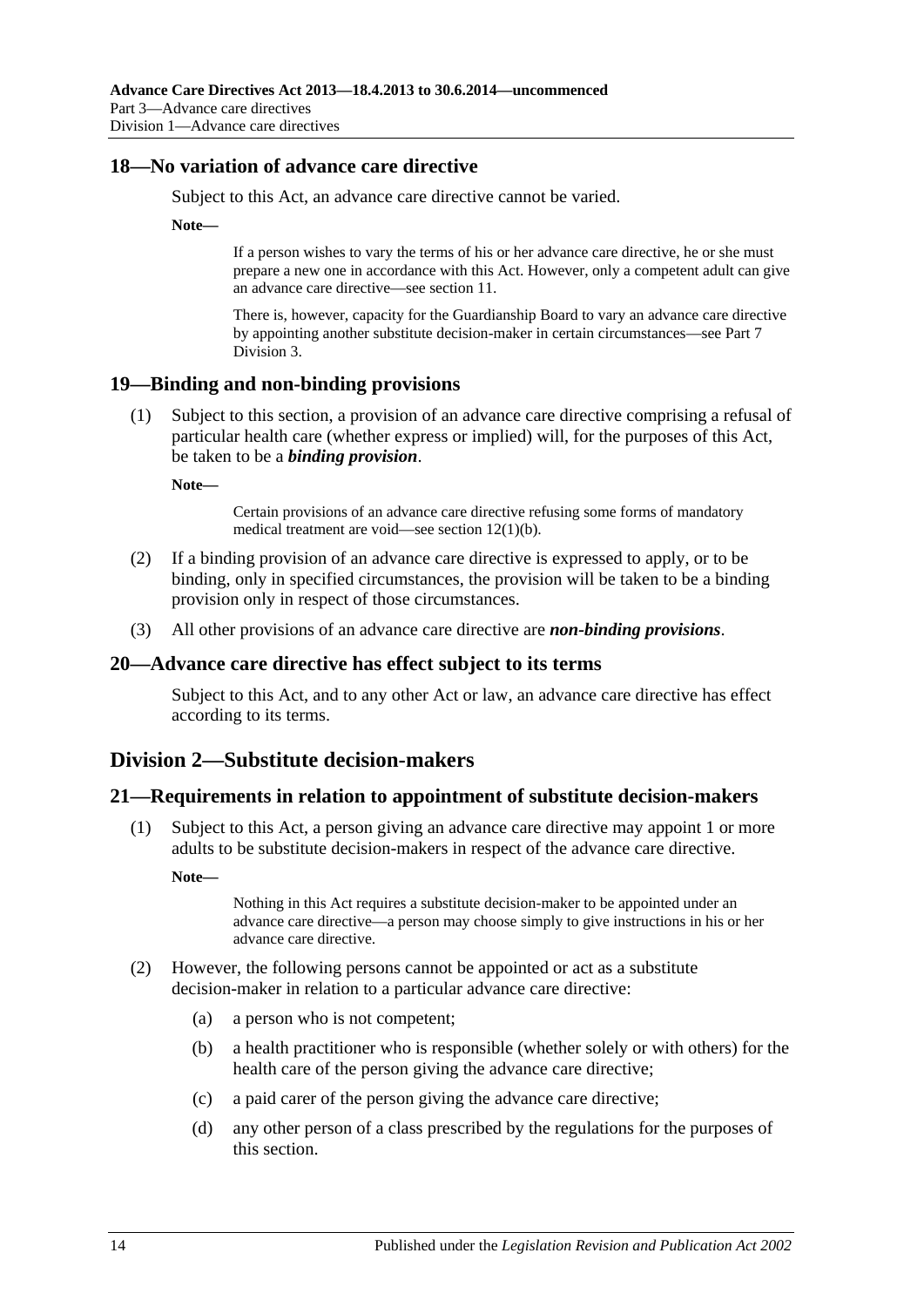## 18—No variation of advance care directive

Subject to this Act, an advance care directive cannot be varied.

**Note—**

If a person wishes to vary the terms of his or her advance care directive, he or she must prepare a new one in accordance with this Act. However, only a competent adult can give an advance care directive—see section 11.

There is, however, capacity for the Guardianship Board to vary an advance care directive by appointing another substitute decision-maker in certain circumstances—see Part 7 Division 3.

## 19—Binding and non-binding provisions

(1) Subject to this section, a provision of an advance care directive comprising a refusal of particular health care (whether express or implied) will, for the purposes of this Act, be taken to be a ***binding provision***.

**Note—**

Certain provisions of an advance care directive refusing some forms of mandatory medical treatment are void—see section 12(1)(b).

(2) If a binding provision of an advance care directive is expressed to apply, or to be binding, only in specified circumstances, the provision will be taken to be a binding provision only in respect of those circumstances.

(3) All other provisions of an advance care directive are ***non-binding provisions***.

## 20—Advance care directive has effect subject to its terms

Subject to this Act, and to any other Act or law, an advance care directive has effect according to its terms.

# Division 2—Substitute decision-makers

## 21—Requirements in relation to appointment of substitute decision-makers

(1) Subject to this Act, a person giving an advance care directive may appoint 1 or more adults to be substitute decision-makers in respect of the advance care directive.

**Note—**

Nothing in this Act requires a substitute decision-maker to be appointed under an advance care directive—a person may choose simply to give instructions in his or her advance care directive.

(2) However, the following persons cannot be appointed or act as a substitute decision-maker in relation to a particular advance care directive:

(a) a person who is not competent;

(b) a health practitioner who is responsible (whether solely or with others) for the health care of the person giving the advance care directive;

(c) a paid carer of the person giving the advance care directive;

(d) any other person of a class prescribed by the regulations for the purposes of this section.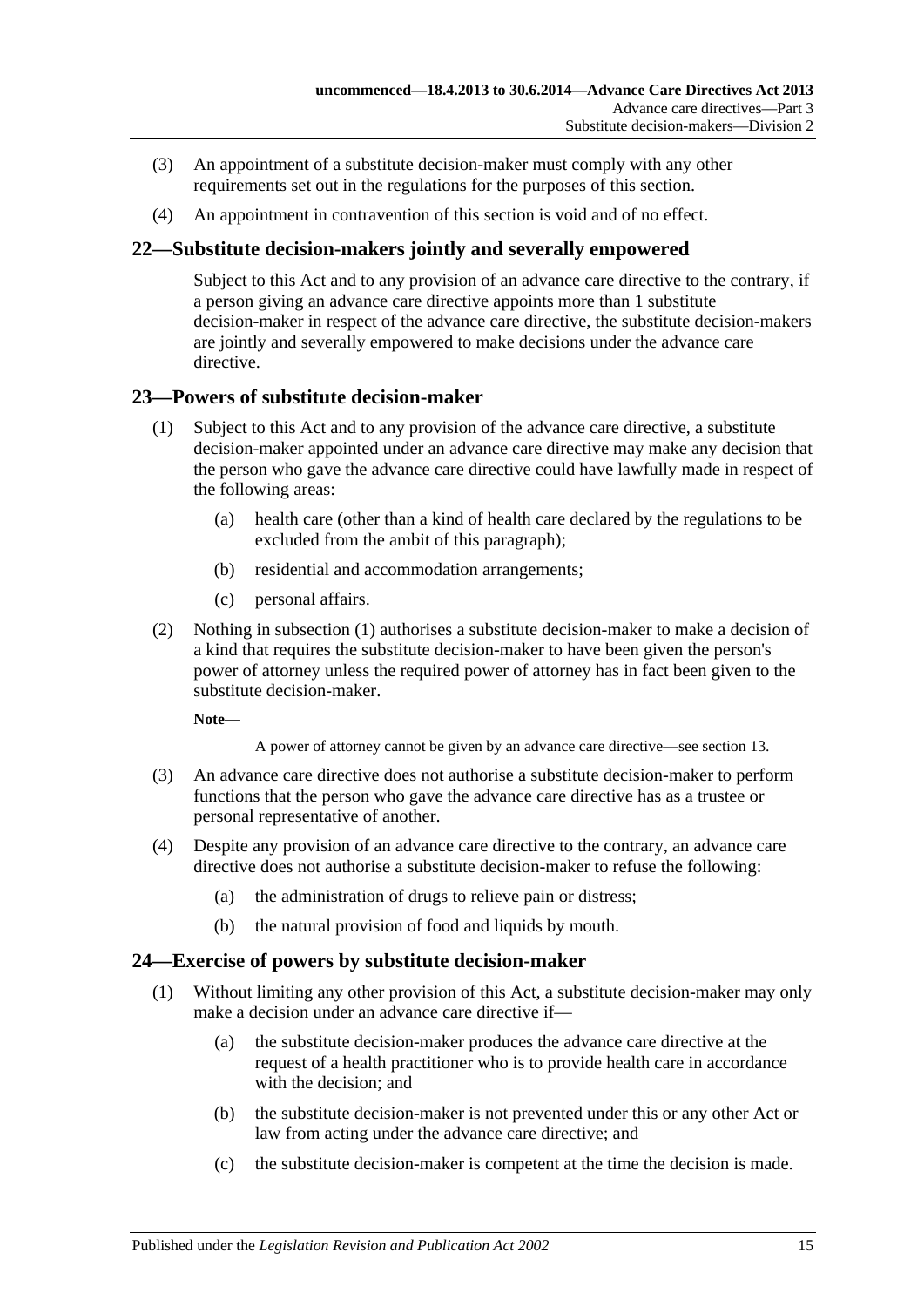(3) An appointment of a substitute decision-maker must comply with any other requirements set out in the regulations for the purposes of this section.

(4) An appointment in contravention of this section is void and of no effect.

## 22—Substitute decision-makers jointly and severally empowered

Subject to this Act and to any provision of an advance care directive to the contrary, if a person giving an advance care directive appoints more than 1 substitute decision-maker in respect of the advance care directive, the substitute decision-makers are jointly and severally empowered to make decisions under the advance care directive.

## 23—Powers of substitute decision-maker

(1) Subject to this Act and to any provision of the advance care directive, a substitute decision-maker appointed under an advance care directive may make any decision that the person who gave the advance care directive could have lawfully made in respect of the following areas:

- (a) health care (other than a kind of health care declared by the regulations to be excluded from the ambit of this paragraph);
- (b) residential and accommodation arrangements;
- (c) personal affairs.

(2) Nothing in subsection (1) authorises a substitute decision-maker to make a decision of a kind that requires the substitute decision-maker to have been given the person's power of attorney unless the required power of attorney has in fact been given to the substitute decision-maker.

**Note—**

A power of attorney cannot be given by an advance care directive—see section 13.

(3) An advance care directive does not authorise a substitute decision-maker to perform functions that the person who gave the advance care directive has as a trustee or personal representative of another.

(4) Despite any provision of an advance care directive to the contrary, an advance care directive does not authorise a substitute decision-maker to refuse the following:

- (a) the administration of drugs to relieve pain or distress;
- (b) the natural provision of food and liquids by mouth.

## 24—Exercise of powers by substitute decision-maker

(1) Without limiting any other provision of this Act, a substitute decision-maker may only make a decision under an advance care directive if—

- (a) the substitute decision-maker produces the advance care directive at the request of a health practitioner who is to provide health care in accordance with the decision; and
- (b) the substitute decision-maker is not prevented under this or any other Act or law from acting under the advance care directive; and
- (c) the substitute decision-maker is competent at the time the decision is made.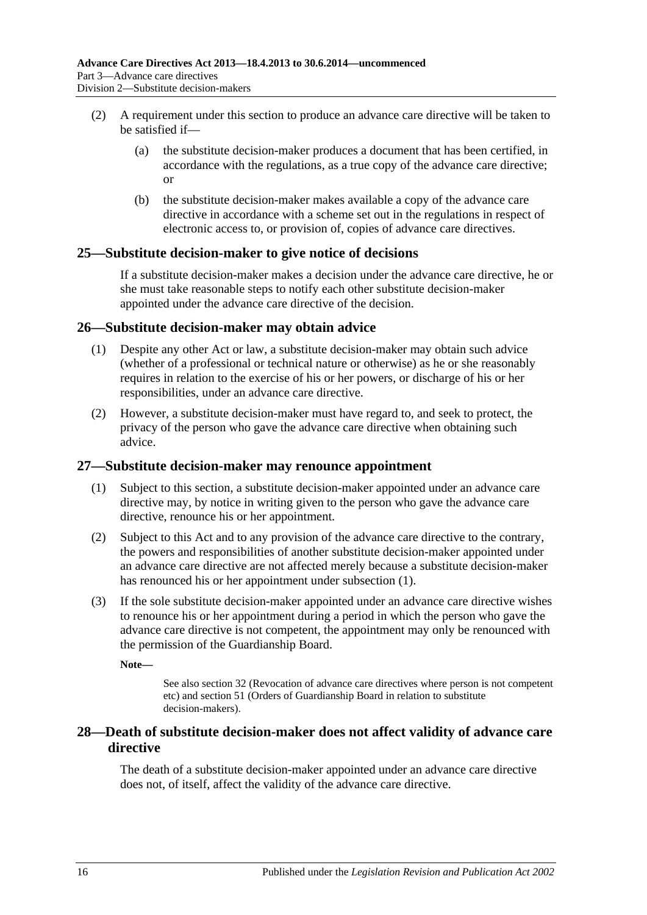(2) A requirement under this section to produce an advance care directive will be taken to be satisfied if—

(a) the substitute decision-maker produces a document that has been certified, in accordance with the regulations, as a true copy of the advance care directive; or

(b) the substitute decision-maker makes available a copy of the advance care directive in accordance with a scheme set out in the regulations in respect of electronic access to, or provision of, copies of advance care directives.

## 25—Substitute decision-maker to give notice of decisions

If a substitute decision-maker makes a decision under the advance care directive, he or she must take reasonable steps to notify each other substitute decision-maker appointed under the advance care directive of the decision.

## 26—Substitute decision-maker may obtain advice

(1) Despite any other Act or law, a substitute decision-maker may obtain such advice (whether of a professional or technical nature or otherwise) as he or she reasonably requires in relation to the exercise of his or her powers, or discharge of his or her responsibilities, under an advance care directive.

(2) However, a substitute decision-maker must have regard to, and seek to protect, the privacy of the person who gave the advance care directive when obtaining such advice.

## 27—Substitute decision-maker may renounce appointment

(1) Subject to this section, a substitute decision-maker appointed under an advance care directive may, by notice in writing given to the person who gave the advance care directive, renounce his or her appointment.

(2) Subject to this Act and to any provision of the advance care directive to the contrary, the powers and responsibilities of another substitute decision-maker appointed under an advance care directive are not affected merely because a substitute decision-maker has renounced his or her appointment under subsection (1).

(3) If the sole substitute decision-maker appointed under an advance care directive wishes to renounce his or her appointment during a period in which the person who gave the advance care directive is not competent, the appointment may only be renounced with the permission of the Guardianship Board.

**Note—**

See also section 32 (Revocation of advance care directives where person is not competent etc) and section 51 (Orders of Guardianship Board in relation to substitute decision-makers).

## 28—Death of substitute decision-maker does not affect validity of advance care directive

The death of a substitute decision-maker appointed under an advance care directive does not, of itself, affect the validity of the advance care directive.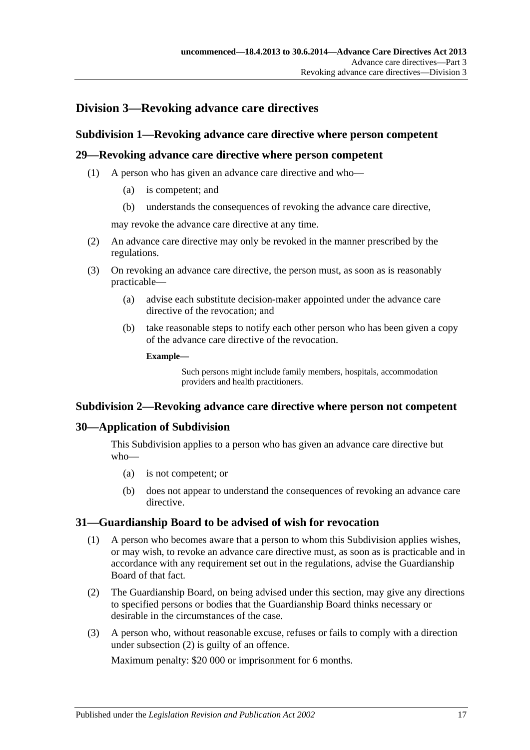## Division 3—Revoking advance care directives

### Subdivision 1—Revoking advance care directive where person competent

### 29—Revoking advance care directive where person competent

(1) A person who has given an advance care directive and who—

- (a) is competent; and
- (b) understands the consequences of revoking the advance care directive,

may revoke the advance care directive at any time.

(2) An advance care directive may only be revoked in the manner prescribed by the regulations.

(3) On revoking an advance care directive, the person must, as soon as is reasonably practicable—

- (a) advise each substitute decision-maker appointed under the advance care directive of the revocation; and
- (b) take reasonable steps to notify each other person who has been given a copy of the advance care directive of the revocation.

**Example—**

Such persons might include family members, hospitals, accommodation providers and health practitioners.

### Subdivision 2—Revoking advance care directive where person not competent

### 30—Application of Subdivision

This Subdivision applies to a person who has given an advance care directive but who—

- (a) is not competent; or
- (b) does not appear to understand the consequences of revoking an advance care directive.

### 31—Guardianship Board to be advised of wish for revocation

(1) A person who becomes aware that a person to whom this Subdivision applies wishes, or may wish, to revoke an advance care directive must, as soon as is practicable and in accordance with any requirement set out in the regulations, advise the Guardianship Board of that fact.

(2) The Guardianship Board, on being advised under this section, may give any directions to specified persons or bodies that the Guardianship Board thinks necessary or desirable in the circumstances of the case.

(3) A person who, without reasonable excuse, refuses or fails to comply with a direction under subsection (2) is guilty of an offence.

Maximum penalty: $20 000 or imprisonment for 6 months.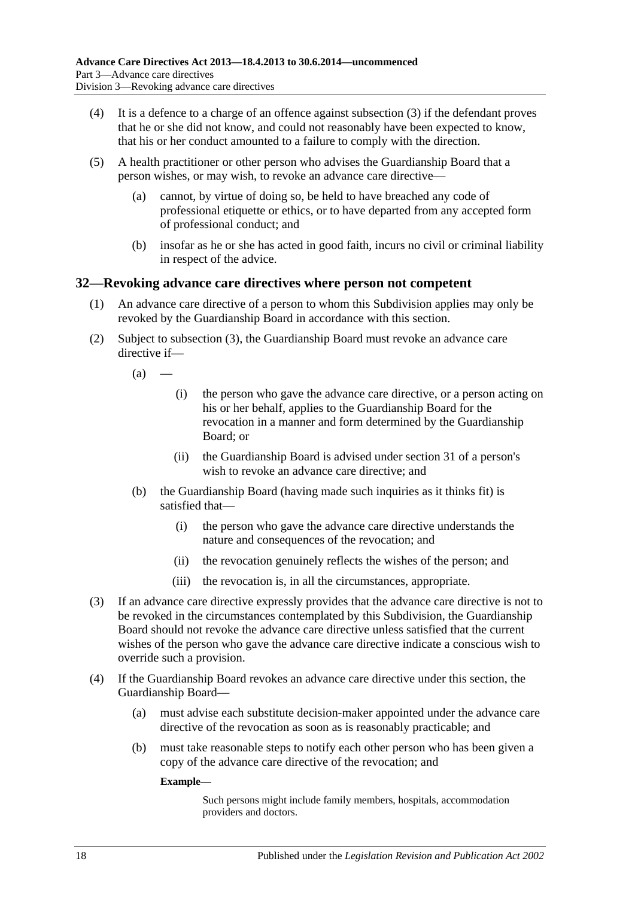(4) It is a defence to a charge of an offence against subsection (3) if the defendant proves that he or she did not know, and could not reasonably have been expected to know, that his or her conduct amounted to a failure to comply with the direction.

(5) A health practitioner or other person who advises the Guardianship Board that a person wishes, or may wish, to revoke an advance care directive—

(a) cannot, by virtue of doing so, be held to have breached any code of professional etiquette or ethics, or to have departed from any accepted form of professional conduct; and

(b) insofar as he or she has acted in good faith, incurs no civil or criminal liability in respect of the advice.

## 32—Revoking advance care directives where person not competent

(1) An advance care directive of a person to whom this Subdivision applies may only be revoked by the Guardianship Board in accordance with this section.

(2) Subject to subsection (3), the Guardianship Board must revoke an advance care directive if—

(a) —

(i) the person who gave the advance care directive, or a person acting on his or her behalf, applies to the Guardianship Board for the revocation in a manner and form determined by the Guardianship Board; or

(ii) the Guardianship Board is advised under section 31 of a person's wish to revoke an advance care directive; and

(b) the Guardianship Board (having made such inquiries as it thinks fit) is satisfied that—

(i) the person who gave the advance care directive understands the nature and consequences of the revocation; and

(ii) the revocation genuinely reflects the wishes of the person; and

(iii) the revocation is, in all the circumstances, appropriate.

(3) If an advance care directive expressly provides that the advance care directive is not to be revoked in the circumstances contemplated by this Subdivision, the Guardianship Board should not revoke the advance care directive unless satisfied that the current wishes of the person who gave the advance care directive indicate a conscious wish to override such a provision.

(4) If the Guardianship Board revokes an advance care directive under this section, the Guardianship Board—

(a) must advise each substitute decision-maker appointed under the advance care directive of the revocation as soon as is reasonably practicable; and

(b) must take reasonable steps to notify each other person who has been given a copy of the advance care directive of the revocation; and

**Example—**

Such persons might include family members, hospitals, accommodation providers and doctors.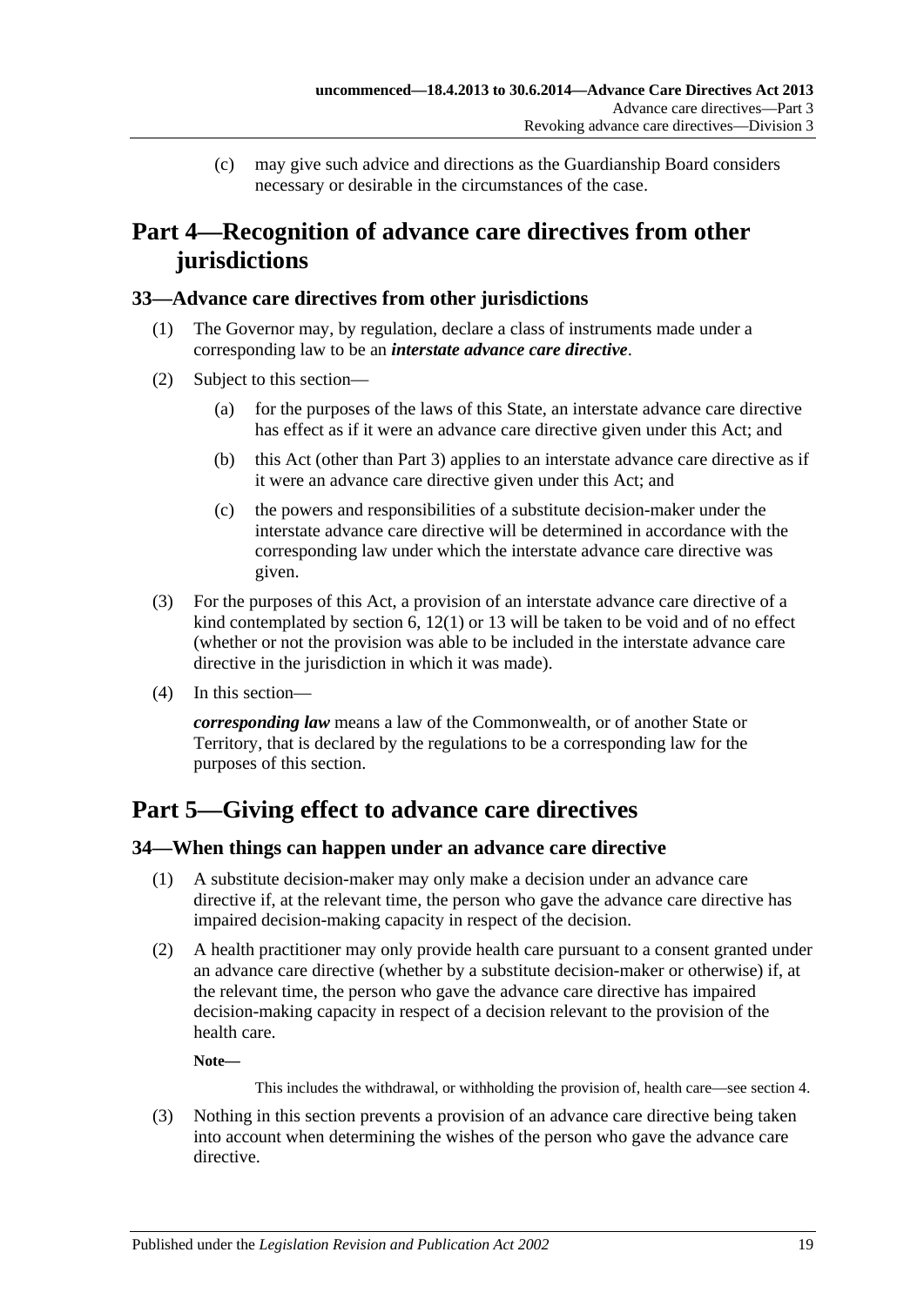(c) may give such advice and directions as the Guardianship Board considers necessary or desirable in the circumstances of the case.

# Part 4—Recognition of advance care directives from other jurisdictions

## 33—Advance care directives from other jurisdictions

(1) The Governor may, by regulation, declare a class of instruments made under a corresponding law to be an ***interstate advance care directive***.

(2) Subject to this section—

(a) for the purposes of the laws of this State, an interstate advance care directive has effect as if it were an advance care directive given under this Act; and

(b) this Act (other than Part 3) applies to an interstate advance care directive as if it were an advance care directive given under this Act; and

(c) the powers and responsibilities of a substitute decision-maker under the interstate advance care directive will be determined in accordance with the corresponding law under which the interstate advance care directive was given.

(3) For the purposes of this Act, a provision of an interstate advance care directive of a kind contemplated by section 6, 12(1) or 13 will be taken to be void and of no effect (whether or not the provision was able to be included in the interstate advance care directive in the jurisdiction in which it was made).

(4) In this section—

***corresponding law*** means a law of the Commonwealth, or of another State or Territory, that is declared by the regulations to be a corresponding law for the purposes of this section.

# Part 5—Giving effect to advance care directives

## 34—When things can happen under an advance care directive

(1) A substitute decision-maker may only make a decision under an advance care directive if, at the relevant time, the person who gave the advance care directive has impaired decision-making capacity in respect of the decision.

(2) A health practitioner may only provide health care pursuant to a consent granted under an advance care directive (whether by a substitute decision-maker or otherwise) if, at the relevant time, the person who gave the advance care directive has impaired decision-making capacity in respect of a decision relevant to the provision of the health care.

**Note—**

This includes the withdrawal, or withholding the provision of, health care—see section 4.

(3) Nothing in this section prevents a provision of an advance care directive being taken into account when determining the wishes of the person who gave the advance care directive.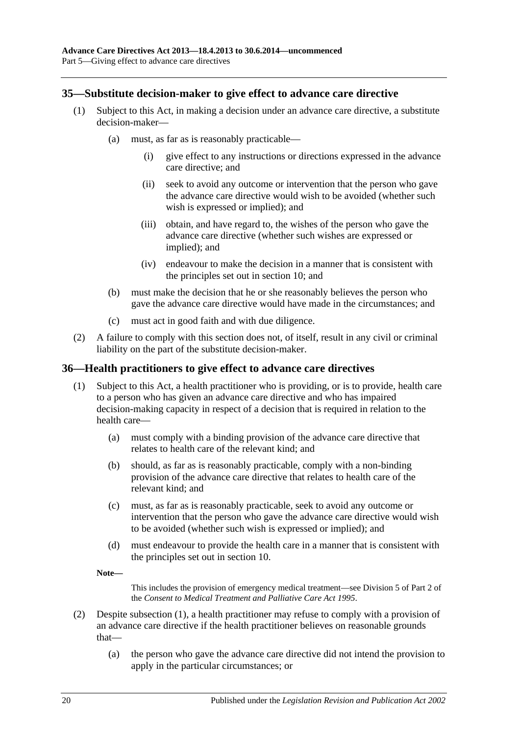## 35—Substitute decision-maker to give effect to advance care directive

(1) Subject to this Act, in making a decision under an advance care directive, a substitute decision-maker—

(a) must, as far as is reasonably practicable—

(i) give effect to any instructions or directions expressed in the advance care directive; and

(ii) seek to avoid any outcome or intervention that the person who gave the advance care directive would wish to be avoided (whether such wish is expressed or implied); and

(iii) obtain, and have regard to, the wishes of the person who gave the advance care directive (whether such wishes are expressed or implied); and

(iv) endeavour to make the decision in a manner that is consistent with the principles set out in section 10; and

(b) must make the decision that he or she reasonably believes the person who gave the advance care directive would have made in the circumstances; and

(c) must act in good faith and with due diligence.

(2) A failure to comply with this section does not, of itself, result in any civil or criminal liability on the part of the substitute decision-maker.

## 36—Health practitioners to give effect to advance care directives

(1) Subject to this Act, a health practitioner who is providing, or is to provide, health care to a person who has given an advance care directive and who has impaired decision-making capacity in respect of a decision that is required in relation to the health care—

(a) must comply with a binding provision of the advance care directive that relates to health care of the relevant kind; and

(b) should, as far as is reasonably practicable, comply with a non-binding provision of the advance care directive that relates to health care of the relevant kind; and

(c) must, as far as is reasonably practicable, seek to avoid any outcome or intervention that the person who gave the advance care directive would wish to be avoided (whether such wish is expressed or implied); and

(d) must endeavour to provide the health care in a manner that is consistent with the principles set out in section 10.

**Note—**

This includes the provision of emergency medical treatment—see Division 5 of Part 2 of the *Consent to Medical Treatment and Palliative Care Act 1995*.

(2) Despite subsection (1), a health practitioner may refuse to comply with a provision of an advance care directive if the health practitioner believes on reasonable grounds that—

(a) the person who gave the advance care directive did not intend the provision to apply in the particular circumstances; or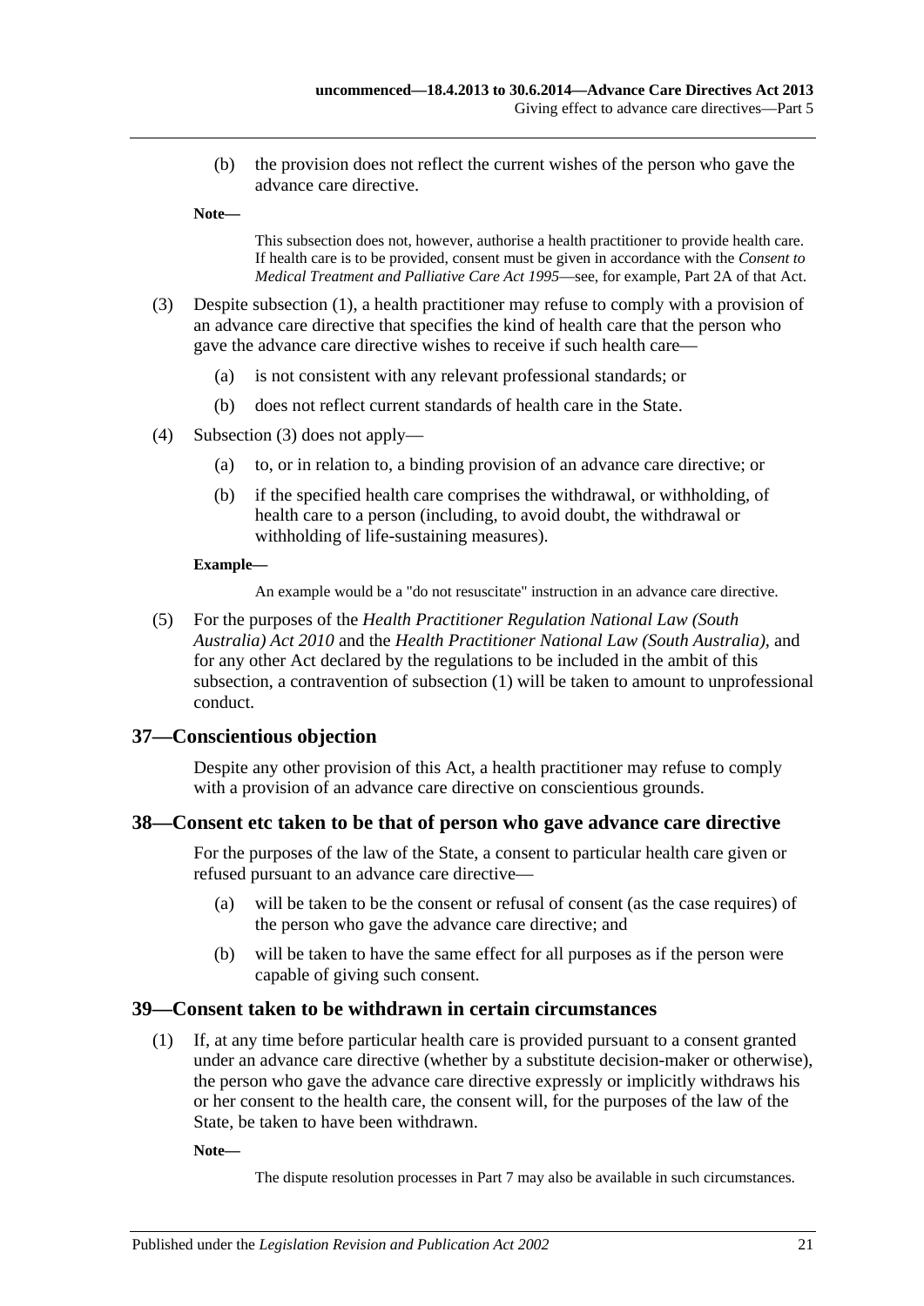(b) the provision does not reflect the current wishes of the person who gave the advance care directive.

**Note—**

This subsection does not, however, authorise a health practitioner to provide health care. If health care is to be provided, consent must be given in accordance with the *Consent to Medical Treatment and Palliative Care Act 1995*—see, for example, Part 2A of that Act.

(3) Despite subsection (1), a health practitioner may refuse to comply with a provision of an advance care directive that specifies the kind of health care that the person who gave the advance care directive wishes to receive if such health care—

(a) is not consistent with any relevant professional standards; or

(b) does not reflect current standards of health care in the State.

(4) Subsection (3) does not apply—

(a) to, or in relation to, a binding provision of an advance care directive; or

(b) if the specified health care comprises the withdrawal, or withholding, of health care to a person (including, to avoid doubt, the withdrawal or withholding of life-sustaining measures).

**Example—**

An example would be a "do not resuscitate" instruction in an advance care directive.

(5) For the purposes of the *Health Practitioner Regulation National Law (South Australia) Act 2010* and the *Health Practitioner National Law (South Australia)*, and for any other Act declared by the regulations to be included in the ambit of this subsection, a contravention of subsection (1) will be taken to amount to unprofessional conduct.

## 37—Conscientious objection

Despite any other provision of this Act, a health practitioner may refuse to comply with a provision of an advance care directive on conscientious grounds.

## 38—Consent etc taken to be that of person who gave advance care directive

For the purposes of the law of the State, a consent to particular health care given or refused pursuant to an advance care directive—

(a) will be taken to be the consent or refusal of consent (as the case requires) of the person who gave the advance care directive; and

(b) will be taken to have the same effect for all purposes as if the person were capable of giving such consent.

## 39—Consent taken to be withdrawn in certain circumstances

(1) If, at any time before particular health care is provided pursuant to a consent granted under an advance care directive (whether by a substitute decision-maker or otherwise), the person who gave the advance care directive expressly or implicitly withdraws his or her consent to the health care, the consent will, for the purposes of the law of the State, be taken to have been withdrawn.

**Note—**

The dispute resolution processes in Part 7 may also be available in such circumstances.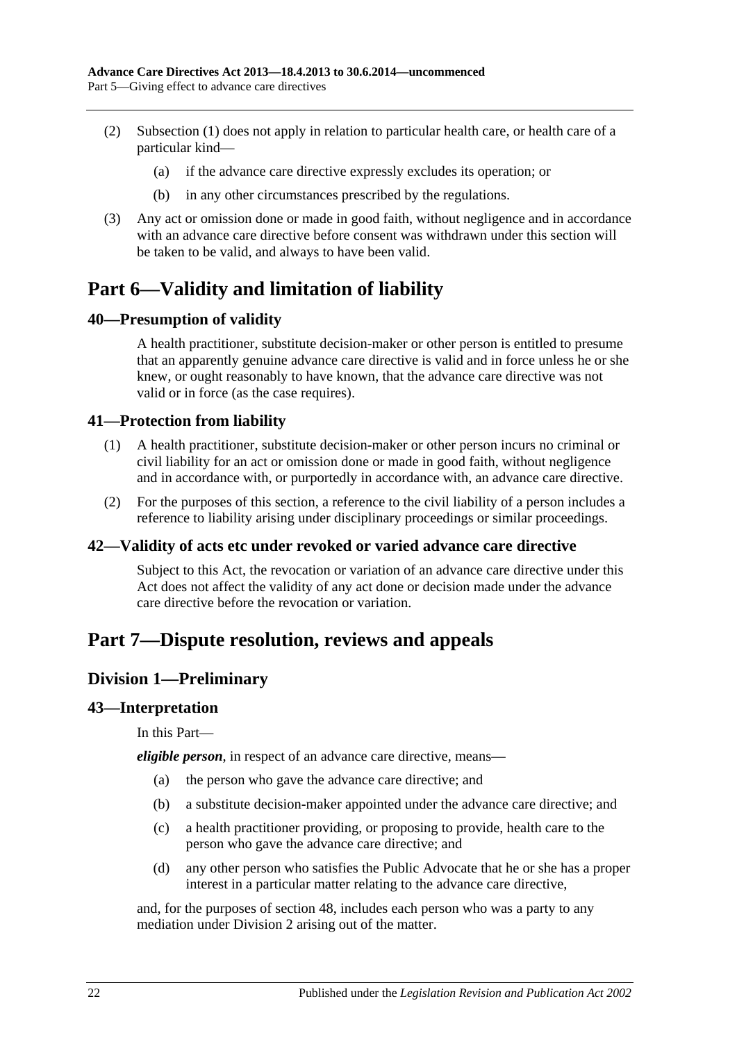(2) Subsection (1) does not apply in relation to particular health care, or health care of a particular kind—

(a) if the advance care directive expressly excludes its operation; or

(b) in any other circumstances prescribed by the regulations.

(3) Any act or omission done or made in good faith, without negligence and in accordance with an advance care directive before consent was withdrawn under this section will be taken to be valid, and always to have been valid.

# Part 6—Validity and limitation of liability

## 40—Presumption of validity

A health practitioner, substitute decision-maker or other person is entitled to presume that an apparently genuine advance care directive is valid and in force unless he or she knew, or ought reasonably to have known, that the advance care directive was not valid or in force (as the case requires).

## 41—Protection from liability

(1) A health practitioner, substitute decision-maker or other person incurs no criminal or civil liability for an act or omission done or made in good faith, without negligence and in accordance with, or purportedly in accordance with, an advance care directive.

(2) For the purposes of this section, a reference to the civil liability of a person includes a reference to liability arising under disciplinary proceedings or similar proceedings.

## 42—Validity of acts etc under revoked or varied advance care directive

Subject to this Act, the revocation or variation of an advance care directive under this Act does not affect the validity of any act done or decision made under the advance care directive before the revocation or variation.

# Part 7—Dispute resolution, reviews and appeals

## Division 1—Preliminary

## 43—Interpretation

In this Part—

***eligible person***, in respect of an advance care directive, means—

(a) the person who gave the advance care directive; and

(b) a substitute decision-maker appointed under the advance care directive; and

(c) a health practitioner providing, or proposing to provide, health care to the person who gave the advance care directive; and

(d) any other person who satisfies the Public Advocate that he or she has a proper interest in a particular matter relating to the advance care directive,

and, for the purposes of section 48, includes each person who was a party to any mediation under Division 2 arising out of the matter.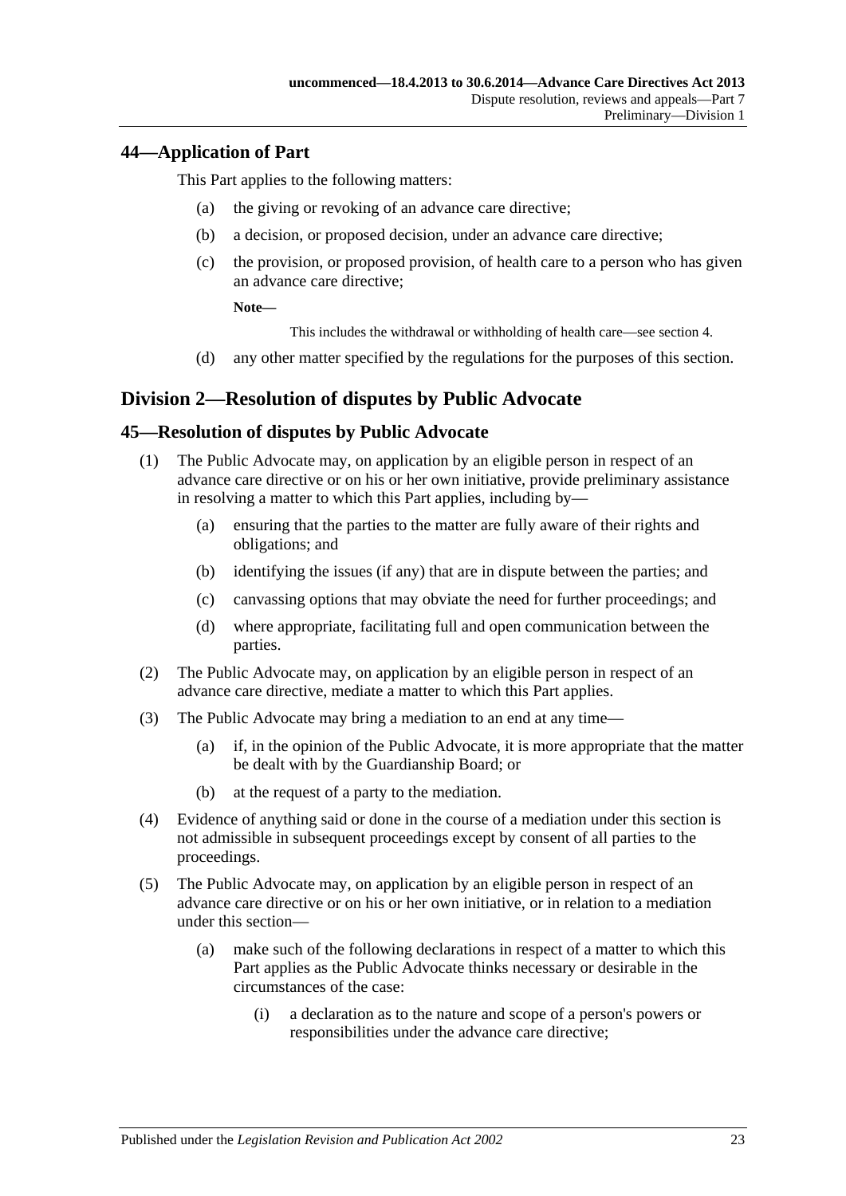## 44—Application of Part

This Part applies to the following matters:

(a) the giving or revoking of an advance care directive;

(b) a decision, or proposed decision, under an advance care directive;

(c) the provision, or proposed provision, of health care to a person who has given an advance care directive;

**Note—**

This includes the withdrawal or withholding of health care—see section 4.

(d) any other matter specified by the regulations for the purposes of this section.

# Division 2—Resolution of disputes by Public Advocate

## 45—Resolution of disputes by Public Advocate

(1) The Public Advocate may, on application by an eligible person in respect of an advance care directive or on his or her own initiative, provide preliminary assistance in resolving a matter to which this Part applies, including by—

(a) ensuring that the parties to the matter are fully aware of their rights and obligations; and

(b) identifying the issues (if any) that are in dispute between the parties; and

(c) canvassing options that may obviate the need for further proceedings; and

(d) where appropriate, facilitating full and open communication between the parties.

(2) The Public Advocate may, on application by an eligible person in respect of an advance care directive, mediate a matter to which this Part applies.

(3) The Public Advocate may bring a mediation to an end at any time—

(a) if, in the opinion of the Public Advocate, it is more appropriate that the matter be dealt with by the Guardianship Board; or

(b) at the request of a party to the mediation.

(4) Evidence of anything said or done in the course of a mediation under this section is not admissible in subsequent proceedings except by consent of all parties to the proceedings.

(5) The Public Advocate may, on application by an eligible person in respect of an advance care directive or on his or her own initiative, or in relation to a mediation under this section—

(a) make such of the following declarations in respect of a matter to which this Part applies as the Public Advocate thinks necessary or desirable in the circumstances of the case:

(i) a declaration as to the nature and scope of a person's powers or responsibilities under the advance care directive;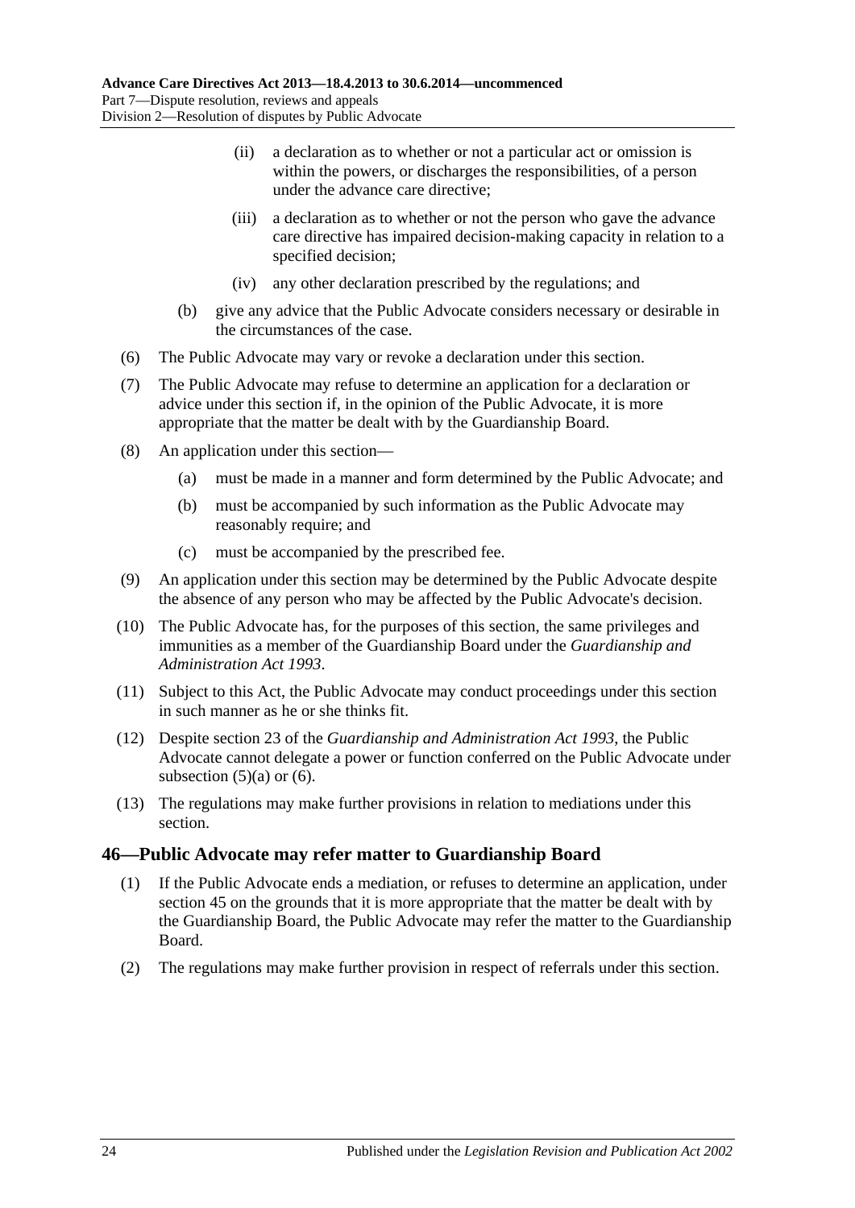(ii) a declaration as to whether or not a particular act or omission is within the powers, or discharges the responsibilities, of a person under the advance care directive;

(iii) a declaration as to whether or not the person who gave the advance care directive has impaired decision-making capacity in relation to a specified decision;

(iv) any other declaration prescribed by the regulations; and

(b) give any advice that the Public Advocate considers necessary or desirable in the circumstances of the case.

(6) The Public Advocate may vary or revoke a declaration under this section.

(7) The Public Advocate may refuse to determine an application for a declaration or advice under this section if, in the opinion of the Public Advocate, it is more appropriate that the matter be dealt with by the Guardianship Board.

(8) An application under this section—

(a) must be made in a manner and form determined by the Public Advocate; and

(b) must be accompanied by such information as the Public Advocate may reasonably require; and

(c) must be accompanied by the prescribed fee.

(9) An application under this section may be determined by the Public Advocate despite the absence of any person who may be affected by the Public Advocate's decision.

(10) The Public Advocate has, for the purposes of this section, the same privileges and immunities as a member of the Guardianship Board under the *Guardianship and Administration Act 1993*.

(11) Subject to this Act, the Public Advocate may conduct proceedings under this section in such manner as he or she thinks fit.

(12) Despite section 23 of the *Guardianship and Administration Act 1993*, the Public Advocate cannot delegate a power or function conferred on the Public Advocate under subsection (5)(a) or (6).

(13) The regulations may make further provisions in relation to mediations under this section.

## 46—Public Advocate may refer matter to Guardianship Board

(1) If the Public Advocate ends a mediation, or refuses to determine an application, under section 45 on the grounds that it is more appropriate that the matter be dealt with by the Guardianship Board, the Public Advocate may refer the matter to the Guardianship Board.

(2) The regulations may make further provision in respect of referrals under this section.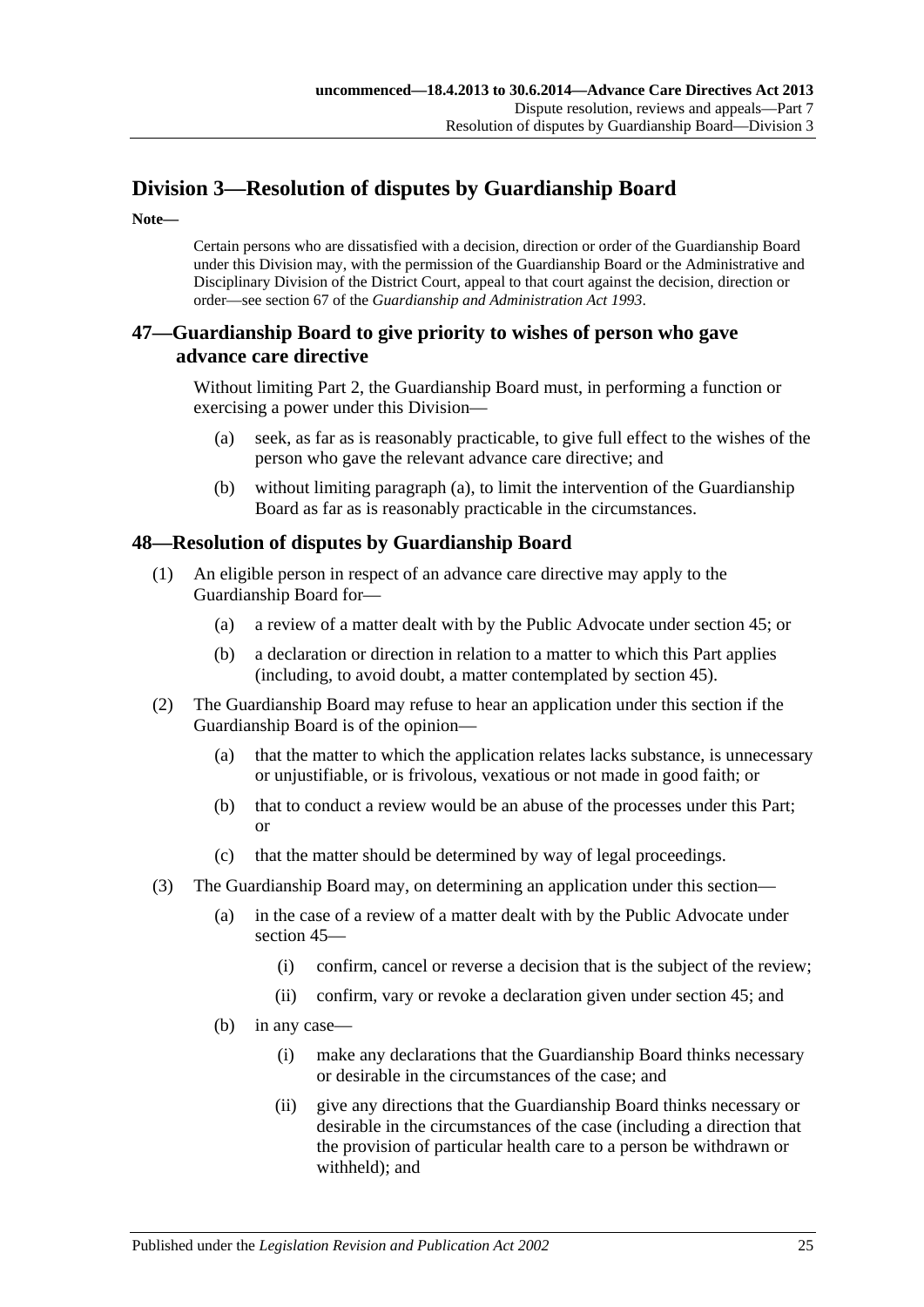## Division 3—Resolution of disputes by Guardianship Board

**Note—**

Certain persons who are dissatisfied with a decision, direction or order of the Guardianship Board under this Division may, with the permission of the Guardianship Board or the Administrative and Disciplinary Division of the District Court, appeal to that court against the decision, direction or order—see section 67 of the *Guardianship and Administration Act 1993*.

### 47—Guardianship Board to give priority to wishes of person who gave advance care directive

Without limiting Part 2, the Guardianship Board must, in performing a function or exercising a power under this Division—

(a) seek, as far as is reasonably practicable, to give full effect to the wishes of the person who gave the relevant advance care directive; and

(b) without limiting paragraph (a), to limit the intervention of the Guardianship Board as far as is reasonably practicable in the circumstances.

### 48—Resolution of disputes by Guardianship Board

(1) An eligible person in respect of an advance care directive may apply to the Guardianship Board for—

  (a) a review of a matter dealt with by the Public Advocate under section 45; or

  (b) a declaration or direction in relation to a matter to which this Part applies (including, to avoid doubt, a matter contemplated by section 45).

(2) The Guardianship Board may refuse to hear an application under this section if the Guardianship Board is of the opinion—

  (a) that the matter to which the application relates lacks substance, is unnecessary or unjustifiable, or is frivolous, vexatious or not made in good faith; or

  (b) that to conduct a review would be an abuse of the processes under this Part; or

  (c) that the matter should be determined by way of legal proceedings.

(3) The Guardianship Board may, on determining an application under this section—

  (a) in the case of a review of a matter dealt with by the Public Advocate under section 45—

    (i) confirm, cancel or reverse a decision that is the subject of the review;

    (ii) confirm, vary or revoke a declaration given under section 45; and

  (b) in any case—

    (i) make any declarations that the Guardianship Board thinks necessary or desirable in the circumstances of the case; and

    (ii) give any directions that the Guardianship Board thinks necessary or desirable in the circumstances of the case (including a direction that the provision of particular health care to a person be withdrawn or withheld); and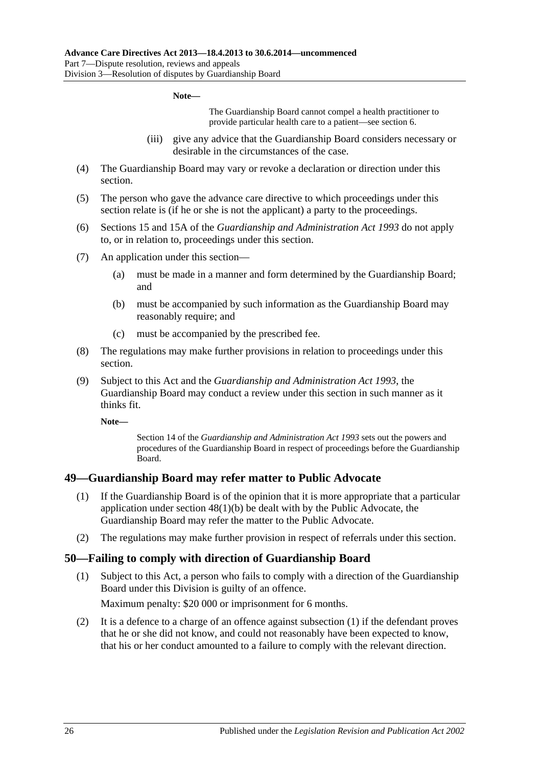**Note—**

The Guardianship Board cannot compel a health practitioner to provide particular health care to a patient—see section 6.

(iii) give any advice that the Guardianship Board considers necessary or desirable in the circumstances of the case.

(4) The Guardianship Board may vary or revoke a declaration or direction under this section.

(5) The person who gave the advance care directive to which proceedings under this section relate is (if he or she is not the applicant) a party to the proceedings.

(6) Sections 15 and 15A of the *Guardianship and Administration Act 1993* do not apply to, or in relation to, proceedings under this section.

(7) An application under this section—

(a) must be made in a manner and form determined by the Guardianship Board; and

(b) must be accompanied by such information as the Guardianship Board may reasonably require; and

(c) must be accompanied by the prescribed fee.

(8) The regulations may make further provisions in relation to proceedings under this section.

(9) Subject to this Act and the *Guardianship and Administration Act 1993*, the Guardianship Board may conduct a review under this section in such manner as it thinks fit.

**Note—**

Section 14 of the *Guardianship and Administration Act 1993* sets out the powers and procedures of the Guardianship Board in respect of proceedings before the Guardianship Board.

## 49—Guardianship Board may refer matter to Public Advocate

(1) If the Guardianship Board is of the opinion that it is more appropriate that a particular application under section 48(1)(b) be dealt with by the Public Advocate, the Guardianship Board may refer the matter to the Public Advocate.

(2) The regulations may make further provision in respect of referrals under this section.

## 50—Failing to comply with direction of Guardianship Board

(1) Subject to this Act, a person who fails to comply with a direction of the Guardianship Board under this Division is guilty of an offence.

Maximum penalty: $20 000 or imprisonment for 6 months.

(2) It is a defence to a charge of an offence against subsection (1) if the defendant proves that he or she did not know, and could not reasonably have been expected to know, that his or her conduct amounted to a failure to comply with the relevant direction.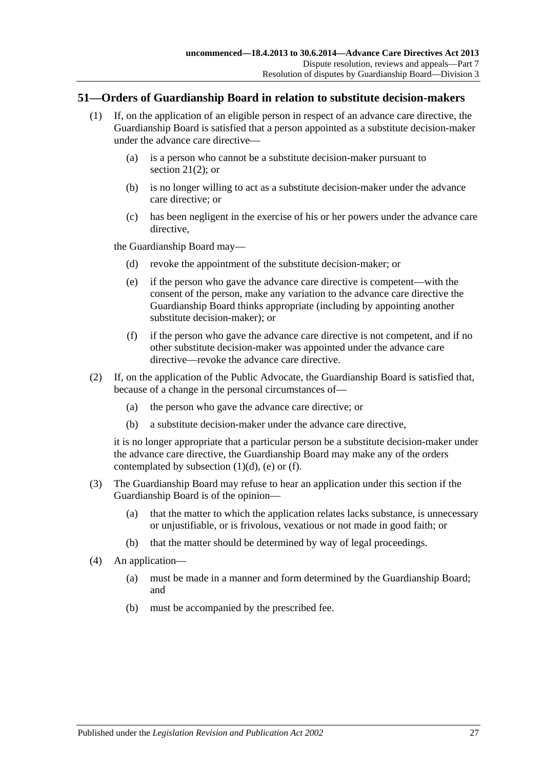## 51—Orders of Guardianship Board in relation to substitute decision-makers

(1) If, on the application of an eligible person in respect of an advance care directive, the Guardianship Board is satisfied that a person appointed as a substitute decision-maker under the advance care directive—

   (a) is a person who cannot be a substitute decision-maker pursuant to section 21(2); or

   (b) is no longer willing to act as a substitute decision-maker under the advance care directive; or

   (c) has been negligent in the exercise of his or her powers under the advance care directive,

   the Guardianship Board may—

   (d) revoke the appointment of the substitute decision-maker; or

   (e) if the person who gave the advance care directive is competent—with the consent of the person, make any variation to the advance care directive the Guardianship Board thinks appropriate (including by appointing another substitute decision-maker); or

   (f) if the person who gave the advance care directive is not competent, and if no other substitute decision-maker was appointed under the advance care directive—revoke the advance care directive.

(2) If, on the application of the Public Advocate, the Guardianship Board is satisfied that, because of a change in the personal circumstances of—

   (a) the person who gave the advance care directive; or

   (b) a substitute decision-maker under the advance care directive,

   it is no longer appropriate that a particular person be a substitute decision-maker under the advance care directive, the Guardianship Board may make any of the orders contemplated by subsection (1)(d), (e) or (f).

(3) The Guardianship Board may refuse to hear an application under this section if the Guardianship Board is of the opinion—

   (a) that the matter to which the application relates lacks substance, is unnecessary or unjustifiable, or is frivolous, vexatious or not made in good faith; or

   (b) that the matter should be determined by way of legal proceedings.

(4) An application—

   (a) must be made in a manner and form determined by the Guardianship Board; and

   (b) must be accompanied by the prescribed fee.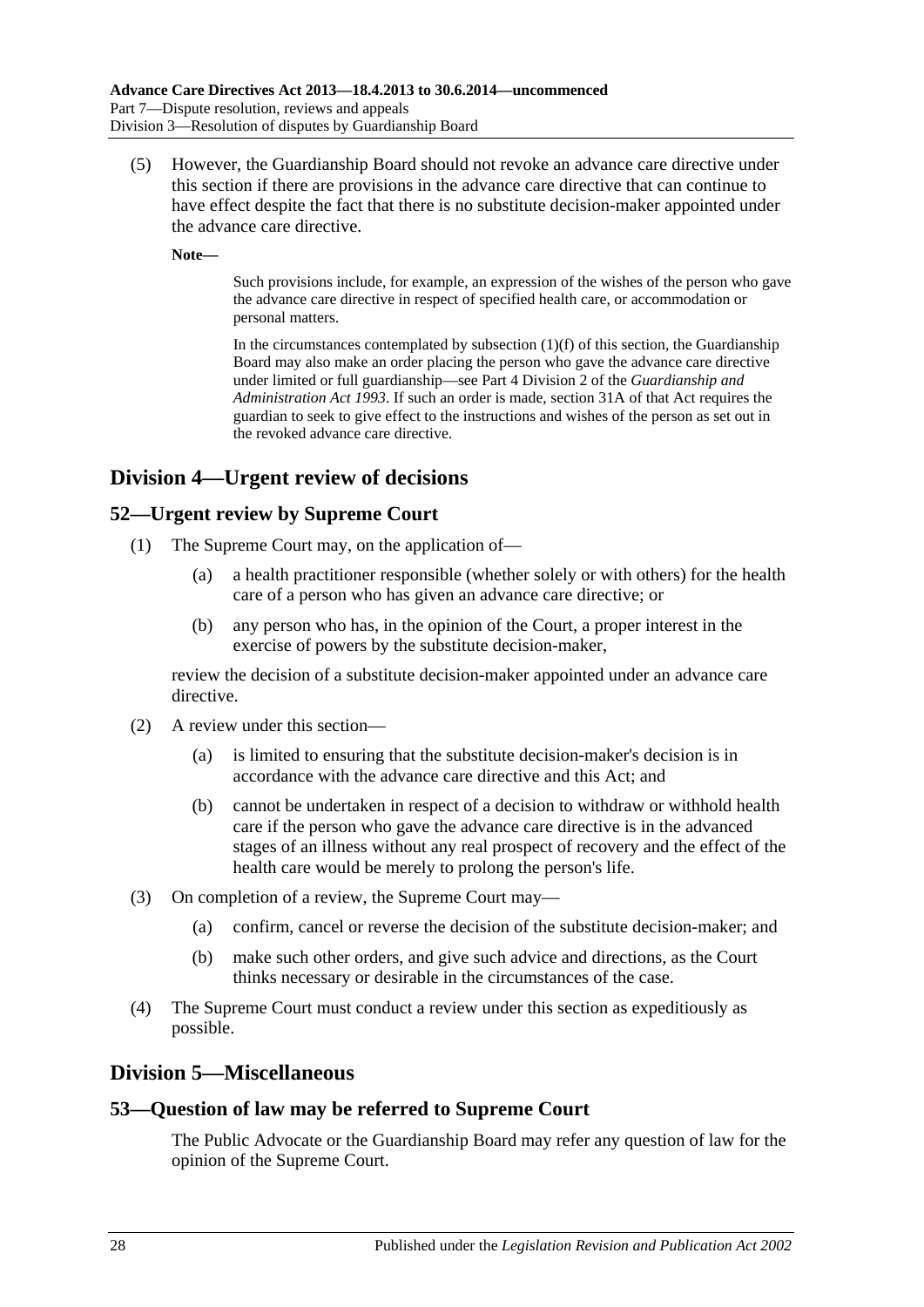(5) However, the Guardianship Board should not revoke an advance care directive under this section if there are provisions in the advance care directive that can continue to have effect despite the fact that there is no substitute decision-maker appointed under the advance care directive.

**Note—**

Such provisions include, for example, an expression of the wishes of the person who gave the advance care directive in respect of specified health care, or accommodation or personal matters.

In the circumstances contemplated by subsection (1)(f) of this section, the Guardianship Board may also make an order placing the person who gave the advance care directive under limited or full guardianship—see Part 4 Division 2 of the *Guardianship and Administration Act 1993*. If such an order is made, section 31A of that Act requires the guardian to seek to give effect to the instructions and wishes of the person as set out in the revoked advance care directive.

## Division 4—Urgent review of decisions

### 52—Urgent review by Supreme Court

(1) The Supreme Court may, on the application of—

(a) a health practitioner responsible (whether solely or with others) for the health care of a person who has given an advance care directive; or

(b) any person who has, in the opinion of the Court, a proper interest in the exercise of powers by the substitute decision-maker,

review the decision of a substitute decision-maker appointed under an advance care directive.

(2) A review under this section—

(a) is limited to ensuring that the substitute decision-maker's decision is in accordance with the advance care directive and this Act; and

(b) cannot be undertaken in respect of a decision to withdraw or withhold health care if the person who gave the advance care directive is in the advanced stages of an illness without any real prospect of recovery and the effect of the health care would be merely to prolong the person's life.

(3) On completion of a review, the Supreme Court may—

(a) confirm, cancel or reverse the decision of the substitute decision-maker; and

(b) make such other orders, and give such advice and directions, as the Court thinks necessary or desirable in the circumstances of the case.

(4) The Supreme Court must conduct a review under this section as expeditiously as possible.

## Division 5—Miscellaneous

### 53—Question of law may be referred to Supreme Court

The Public Advocate or the Guardianship Board may refer any question of law for the opinion of the Supreme Court.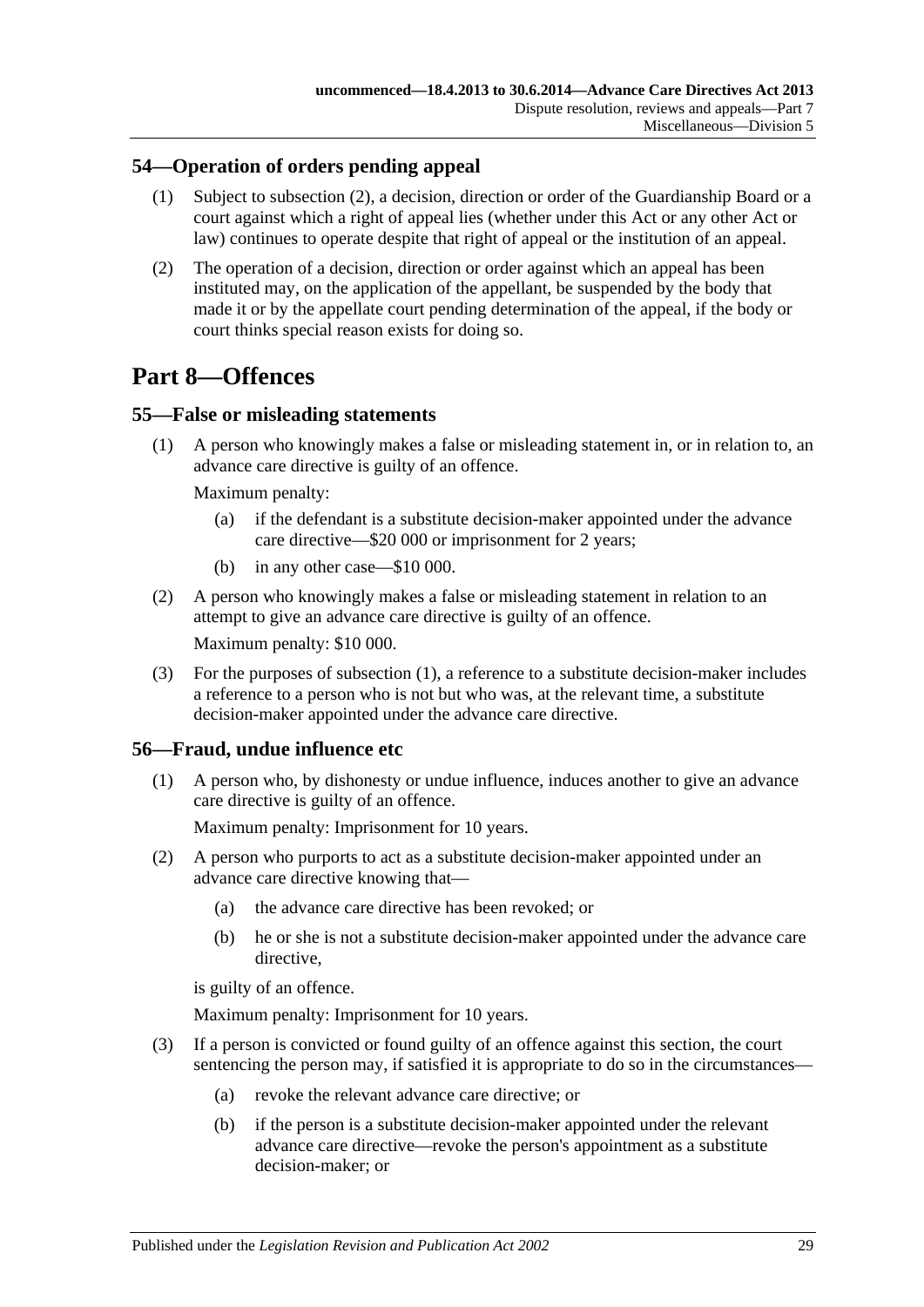## 54—Operation of orders pending appeal

(1) Subject to subsection (2), a decision, direction or order of the Guardianship Board or a court against which a right of appeal lies (whether under this Act or any other Act or law) continues to operate despite that right of appeal or the institution of an appeal.

(2) The operation of a decision, direction or order against which an appeal has been instituted may, on the application of the appellant, be suspended by the body that made it or by the appellate court pending determination of the appeal, if the body or court thinks special reason exists for doing so.

# Part 8—Offences

## 55—False or misleading statements

(1) A person who knowingly makes a false or misleading statement in, or in relation to, an advance care directive is guilty of an offence.

Maximum penalty:

(a) if the defendant is a substitute decision-maker appointed under the advance care directive—$20 000 or imprisonment for 2 years;

(b) in any other case—$10 000.

(2) A person who knowingly makes a false or misleading statement in relation to an attempt to give an advance care directive is guilty of an offence.

Maximum penalty: $10 000.

(3) For the purposes of subsection (1), a reference to a substitute decision-maker includes a reference to a person who is not but who was, at the relevant time, a substitute decision-maker appointed under the advance care directive.

## 56—Fraud, undue influence etc

(1) A person who, by dishonesty or undue influence, induces another to give an advance care directive is guilty of an offence.

Maximum penalty: Imprisonment for 10 years.

(2) A person who purports to act as a substitute decision-maker appointed under an advance care directive knowing that—

(a) the advance care directive has been revoked; or

(b) he or she is not a substitute decision-maker appointed under the advance care directive,

is guilty of an offence.

Maximum penalty: Imprisonment for 10 years.

(3) If a person is convicted or found guilty of an offence against this section, the court sentencing the person may, if satisfied it is appropriate to do so in the circumstances—

(a) revoke the relevant advance care directive; or

(b) if the person is a substitute decision-maker appointed under the relevant advance care directive—revoke the person's appointment as a substitute decision-maker; or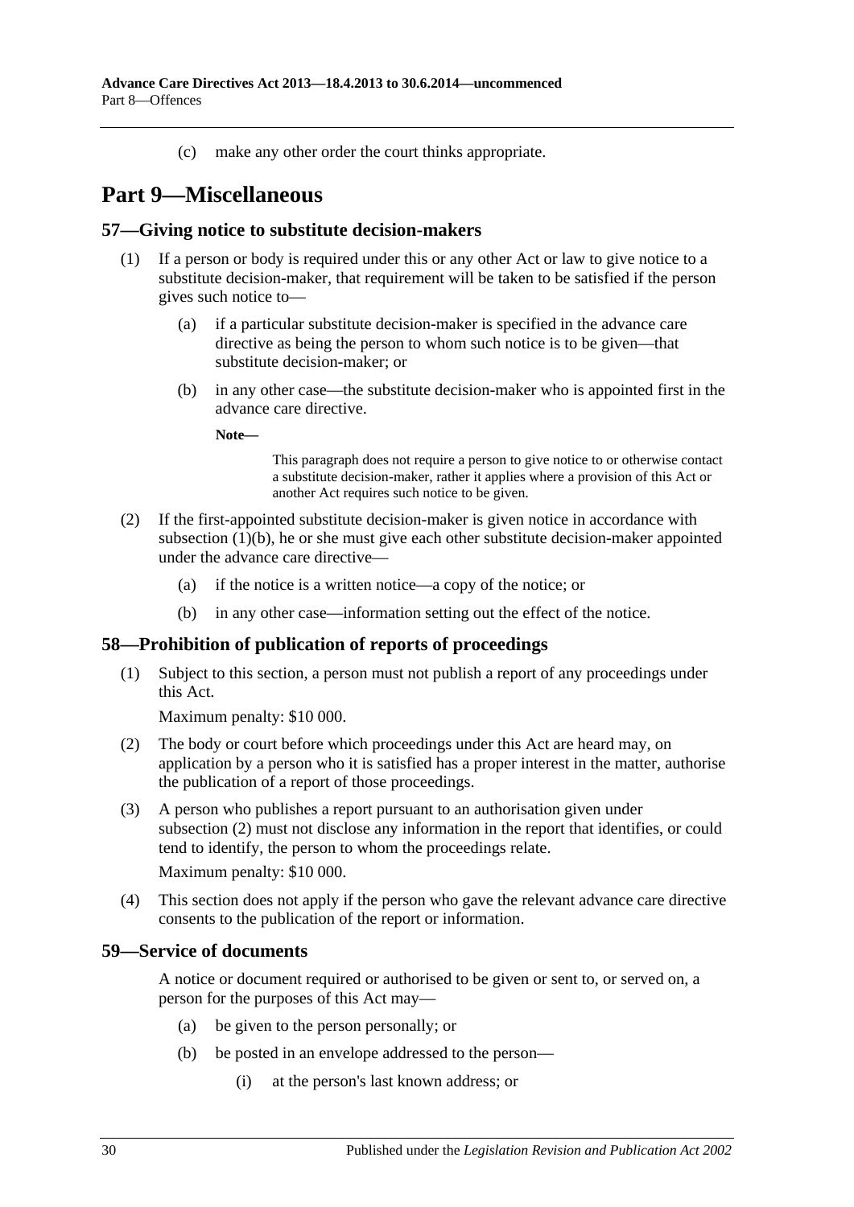(c) make any other order the court thinks appropriate.

# Part 9—Miscellaneous

## 57—Giving notice to substitute decision-makers

(1) If a person or body is required under this or any other Act or law to give notice to a substitute decision-maker, that requirement will be taken to be satisfied if the person gives such notice to—

(a) if a particular substitute decision-maker is specified in the advance care directive as being the person to whom such notice is to be given—that substitute decision-maker; or

(b) in any other case—the substitute decision-maker who is appointed first in the advance care directive.

**Note—**

This paragraph does not require a person to give notice to or otherwise contact a substitute decision-maker, rather it applies where a provision of this Act or another Act requires such notice to be given.

(2) If the first-appointed substitute decision-maker is given notice in accordance with subsection (1)(b), he or she must give each other substitute decision-maker appointed under the advance care directive—

(a) if the notice is a written notice—a copy of the notice; or

(b) in any other case—information setting out the effect of the notice.

## 58—Prohibition of publication of reports of proceedings

(1) Subject to this section, a person must not publish a report of any proceedings under this Act.

Maximum penalty: $10 000.

(2) The body or court before which proceedings under this Act are heard may, on application by a person who it is satisfied has a proper interest in the matter, authorise the publication of a report of those proceedings.

(3) A person who publishes a report pursuant to an authorisation given under subsection (2) must not disclose any information in the report that identifies, or could tend to identify, the person to whom the proceedings relate.

Maximum penalty: $10 000.

(4) This section does not apply if the person who gave the relevant advance care directive consents to the publication of the report or information.

## 59—Service of documents

A notice or document required or authorised to be given or sent to, or served on, a person for the purposes of this Act may—

(a) be given to the person personally; or

(b) be posted in an envelope addressed to the person—

(i) at the person's last known address; or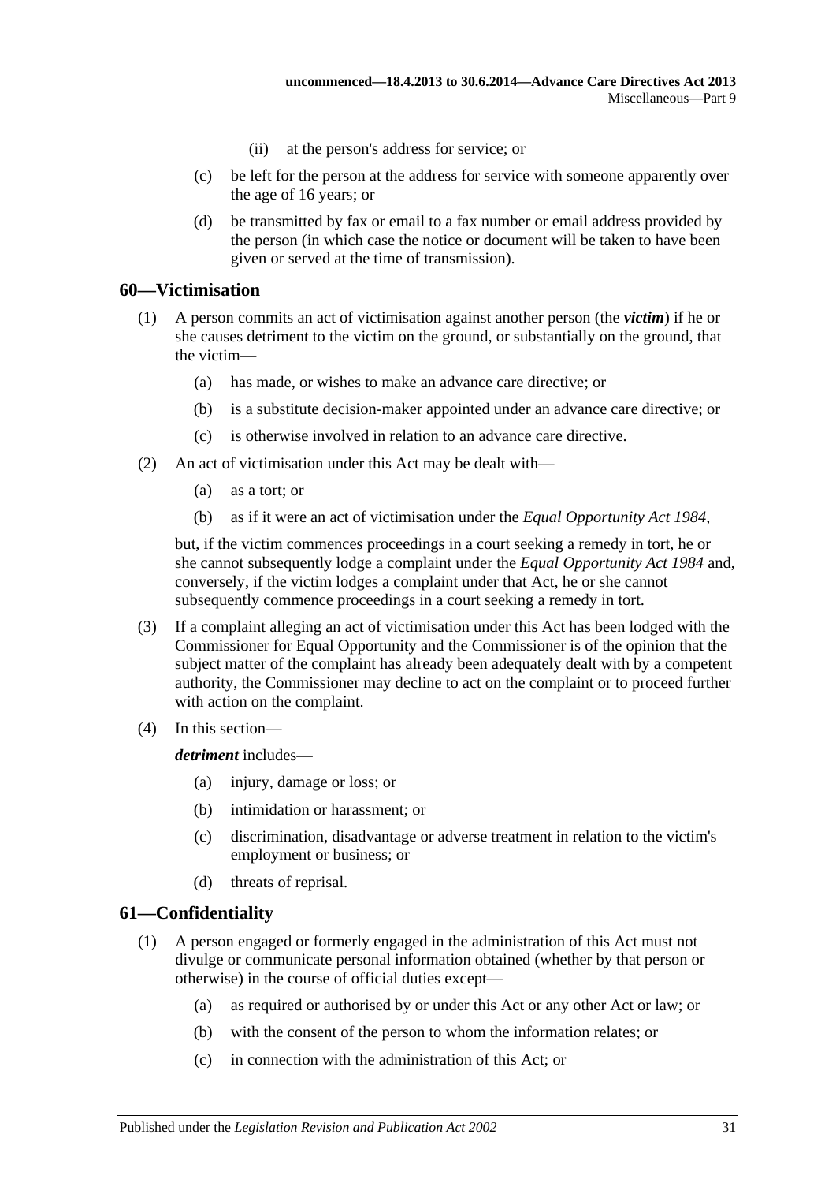(ii) at the person's address for service; or

(c) be left for the person at the address for service with someone apparently over the age of 16 years; or

(d) be transmitted by fax or email to a fax number or email address provided by the person (in which case the notice or document will be taken to have been given or served at the time of transmission).

## 60—Victimisation

(1) A person commits an act of victimisation against another person (the ***victim***) if he or she causes detriment to the victim on the ground, or substantially on the ground, that the victim—

(a) has made, or wishes to make an advance care directive; or

(b) is a substitute decision-maker appointed under an advance care directive; or

(c) is otherwise involved in relation to an advance care directive.

(2) An act of victimisation under this Act may be dealt with—

(a) as a tort; or

(b) as if it were an act of victimisation under the *Equal Opportunity Act 1984*,

but, if the victim commences proceedings in a court seeking a remedy in tort, he or she cannot subsequently lodge a complaint under the *Equal Opportunity Act 1984* and, conversely, if the victim lodges a complaint under that Act, he or she cannot subsequently commence proceedings in a court seeking a remedy in tort.

(3) If a complaint alleging an act of victimisation under this Act has been lodged with the Commissioner for Equal Opportunity and the Commissioner is of the opinion that the subject matter of the complaint has already been adequately dealt with by a competent authority, the Commissioner may decline to act on the complaint or to proceed further with action on the complaint.

(4) In this section—

***detriment*** includes—

(a) injury, damage or loss; or

(b) intimidation or harassment; or

(c) discrimination, disadvantage or adverse treatment in relation to the victim's employment or business; or

(d) threats of reprisal.

## 61—Confidentiality

(1) A person engaged or formerly engaged in the administration of this Act must not divulge or communicate personal information obtained (whether by that person or otherwise) in the course of official duties except—

(a) as required or authorised by or under this Act or any other Act or law; or

(b) with the consent of the person to whom the information relates; or

(c) in connection with the administration of this Act; or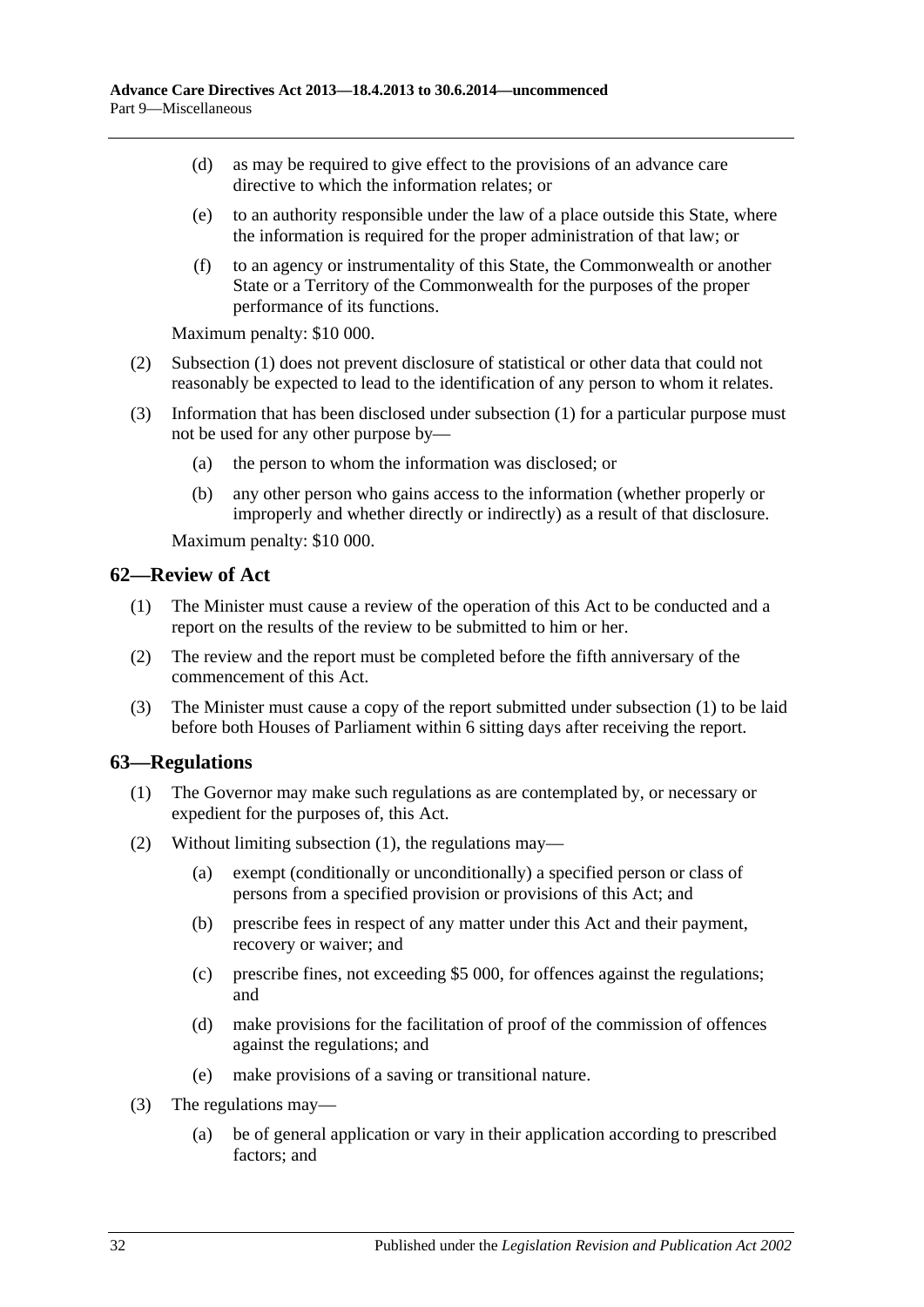(d) as may be required to give effect to the provisions of an advance care directive to which the information relates; or

(e) to an authority responsible under the law of a place outside this State, where the information is required for the proper administration of that law; or

(f) to an agency or instrumentality of this State, the Commonwealth or another State or a Territory of the Commonwealth for the purposes of the proper performance of its functions.

Maximum penalty: $10 000.

(2) Subsection (1) does not prevent disclosure of statistical or other data that could not reasonably be expected to lead to the identification of any person to whom it relates.

(3) Information that has been disclosed under subsection (1) for a particular purpose must not be used for any other purpose by—

(a) the person to whom the information was disclosed; or

(b) any other person who gains access to the information (whether properly or improperly and whether directly or indirectly) as a result of that disclosure.

Maximum penalty: $10 000.

## 62—Review of Act

(1) The Minister must cause a review of the operation of this Act to be conducted and a report on the results of the review to be submitted to him or her.

(2) The review and the report must be completed before the fifth anniversary of the commencement of this Act.

(3) The Minister must cause a copy of the report submitted under subsection (1) to be laid before both Houses of Parliament within 6 sitting days after receiving the report.

## 63—Regulations

(1) The Governor may make such regulations as are contemplated by, or necessary or expedient for the purposes of, this Act.

(2) Without limiting subsection (1), the regulations may—

(a) exempt (conditionally or unconditionally) a specified person or class of persons from a specified provision or provisions of this Act; and

(b) prescribe fees in respect of any matter under this Act and their payment, recovery or waiver; and

(c) prescribe fines, not exceeding $5 000, for offences against the regulations; and

(d) make provisions for the facilitation of proof of the commission of offences against the regulations; and

(e) make provisions of a saving or transitional nature.

(3) The regulations may—

(a) be of general application or vary in their application according to prescribed factors; and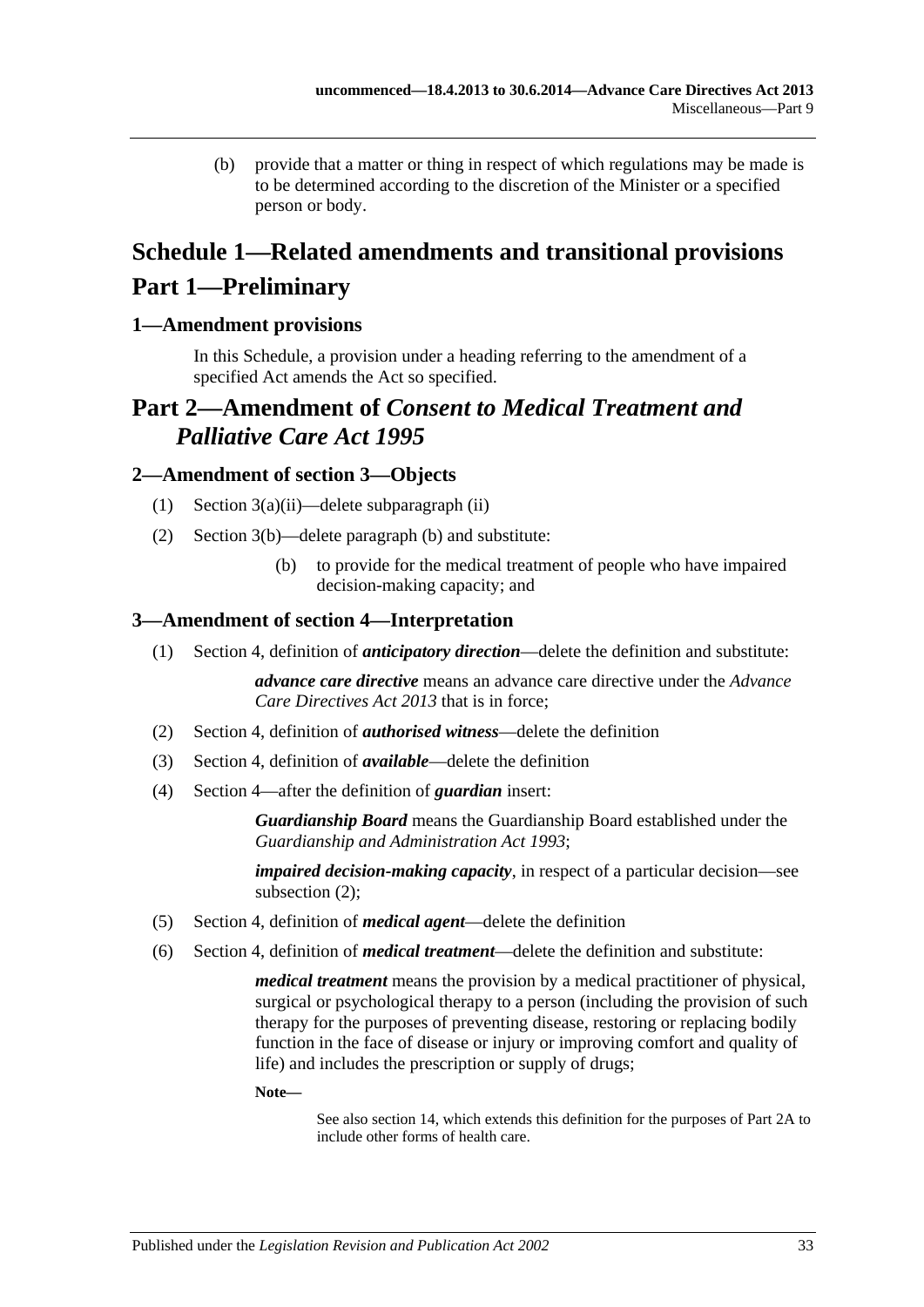(b) provide that a matter or thing in respect of which regulations may be made is to be determined according to the discretion of the Minister or a specified person or body.

# Schedule 1—Related amendments and transitional provisions

# Part 1—Preliminary

## 1—Amendment provisions

In this Schedule, a provision under a heading referring to the amendment of a specified Act amends the Act so specified.

# Part 2—Amendment of *Consent to Medical Treatment and Palliative Care Act 1995*

## 2—Amendment of section 3—Objects

(1) Section 3(a)(ii)—delete subparagraph (ii)

(2) Section 3(b)—delete paragraph (b) and substitute:

> (b) to provide for the medical treatment of people who have impaired decision-making capacity; and

## 3—Amendment of section 4—Interpretation

(1) Section 4, definition of ***anticipatory direction***—delete the definition and substitute:

> ***advance care directive*** means an advance care directive under the *Advance Care Directives Act 2013* that is in force;

(2) Section 4, definition of ***authorised witness***—delete the definition

(3) Section 4, definition of ***available***—delete the definition

(4) Section 4—after the definition of ***guardian*** insert:

> ***Guardianship Board*** means the Guardianship Board established under the *Guardianship and Administration Act 1993*;
>
> ***impaired decision-making capacity***, in respect of a particular decision—see subsection (2);

(5) Section 4, definition of ***medical agent***—delete the definition

(6) Section 4, definition of ***medical treatment***—delete the definition and substitute:

> ***medical treatment*** means the provision by a medical practitioner of physical, surgical or psychological therapy to a person (including the provision of such therapy for the purposes of preventing disease, restoring or replacing bodily function in the face of disease or injury or improving comfort and quality of life) and includes the prescription or supply of drugs;
>
> **Note—**
>
> See also section 14, which extends this definition for the purposes of Part 2A to include other forms of health care.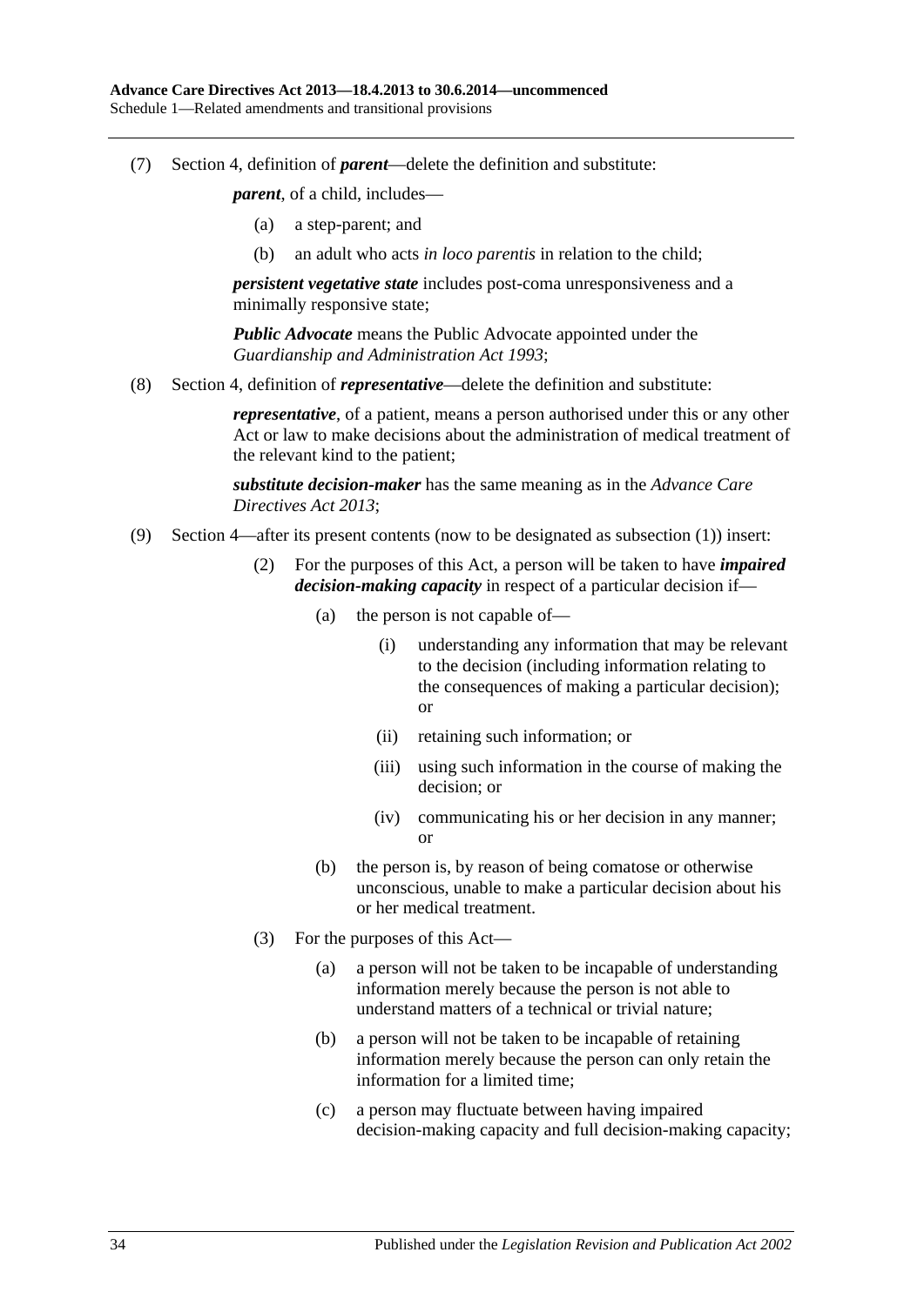(7) Section 4, definition of ***parent***—delete the definition and substitute:

> ***parent***, of a child, includes—
>
> (a) a step-parent; and
>
> (b) an adult who acts *in loco parentis* in relation to the child;
>
> ***persistent vegetative state*** includes post-coma unresponsiveness and a minimally responsive state;
>
> ***Public Advocate*** means the Public Advocate appointed under the *Guardianship and Administration Act 1993*;

(8) Section 4, definition of ***representative***—delete the definition and substitute:

> ***representative***, of a patient, means a person authorised under this or any other Act or law to make decisions about the administration of medical treatment of the relevant kind to the patient;
>
> ***substitute decision-maker*** has the same meaning as in the *Advance Care Directives Act 2013*;

(9) Section 4—after its present contents (now to be designated as subsection (1)) insert:

> (2) For the purposes of this Act, a person will be taken to have ***impaired decision-making capacity*** in respect of a particular decision if—
>
> (a) the person is not capable of—
>
> (i) understanding any information that may be relevant to the decision (including information relating to the consequences of making a particular decision); or
>
> (ii) retaining such information; or
>
> (iii) using such information in the course of making the decision; or
>
> (iv) communicating his or her decision in any manner; or
>
> (b) the person is, by reason of being comatose or otherwise unconscious, unable to make a particular decision about his or her medical treatment.
>
> (3) For the purposes of this Act—
>
> (a) a person will not be taken to be incapable of understanding information merely because the person is not able to understand matters of a technical or trivial nature;
>
> (b) a person will not be taken to be incapable of retaining information merely because the person can only retain the information for a limited time;
>
> (c) a person may fluctuate between having impaired decision-making capacity and full decision-making capacity;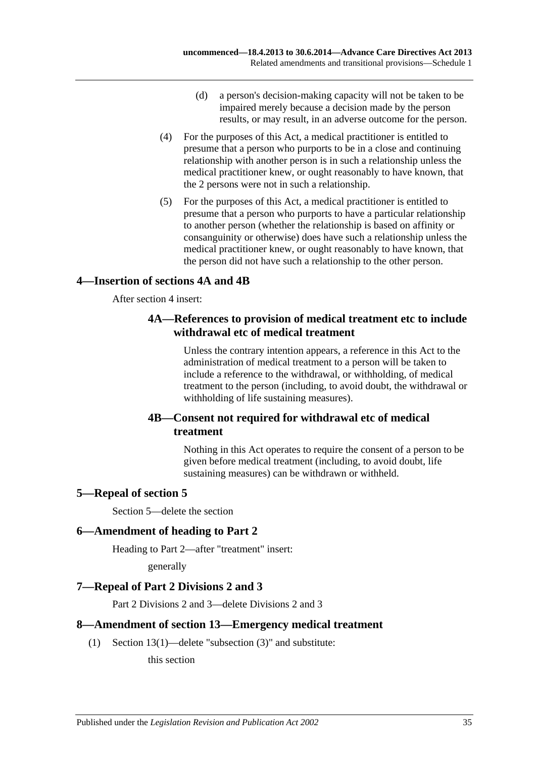(d) a person's decision-making capacity will not be taken to be impaired merely because a decision made by the person results, or may result, in an adverse outcome for the person.

(4) For the purposes of this Act, a medical practitioner is entitled to presume that a person who purports to be in a close and continuing relationship with another person is in such a relationship unless the medical practitioner knew, or ought reasonably to have known, that the 2 persons were not in such a relationship.

(5) For the purposes of this Act, a medical practitioner is entitled to presume that a person who purports to have a particular relationship to another person (whether the relationship is based on affinity or consanguinity or otherwise) does have such a relationship unless the medical practitioner knew, or ought reasonably to have known, that the person did not have such a relationship to the other person.

## 4—Insertion of sections 4A and 4B

After section 4 insert:

### 4A—References to provision of medical treatment etc to include withdrawal etc of medical treatment

Unless the contrary intention appears, a reference in this Act to the administration of medical treatment to a person will be taken to include a reference to the withdrawal, or withholding, of medical treatment to the person (including, to avoid doubt, the withdrawal or withholding of life sustaining measures).

### 4B—Consent not required for withdrawal etc of medical treatment

Nothing in this Act operates to require the consent of a person to be given before medical treatment (including, to avoid doubt, life sustaining measures) can be withdrawn or withheld.

## 5—Repeal of section 5

Section 5—delete the section

## 6—Amendment of heading to Part 2

Heading to Part 2—after "treatment" insert:

generally

## 7—Repeal of Part 2 Divisions 2 and 3

Part 2 Divisions 2 and 3—delete Divisions 2 and 3

## 8—Amendment of section 13—Emergency medical treatment

(1) Section 13(1)—delete "subsection (3)" and substitute:

this section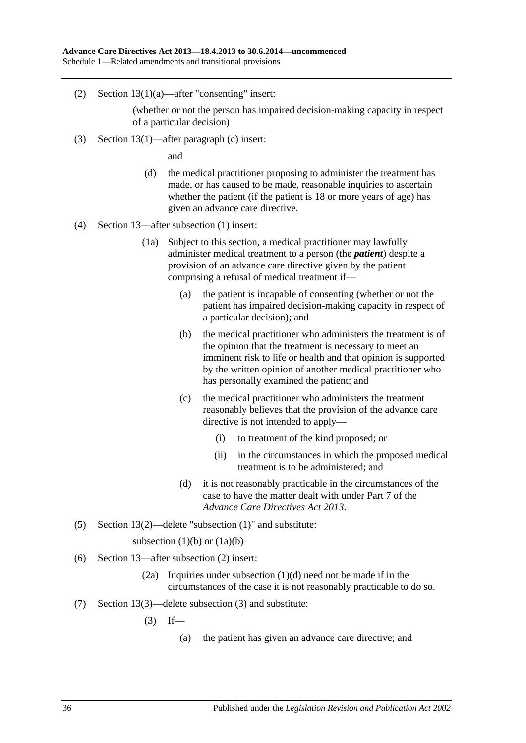(2) Section 13(1)(a)—after "consenting" insert:

(whether or not the person has impaired decision-making capacity in respect of a particular decision)

(3) Section 13(1)—after paragraph (c) insert:

and

(d) the medical practitioner proposing to administer the treatment has made, or has caused to be made, reasonable inquiries to ascertain whether the patient (if the patient is 18 or more years of age) has given an advance care directive.

(4) Section 13—after subsection (1) insert:

(1a) Subject to this section, a medical practitioner may lawfully administer medical treatment to a person (the ***patient***) despite a provision of an advance care directive given by the patient comprising a refusal of medical treatment if—

(a) the patient is incapable of consenting (whether or not the patient has impaired decision-making capacity in respect of a particular decision); and

(b) the medical practitioner who administers the treatment is of the opinion that the treatment is necessary to meet an imminent risk to life or health and that opinion is supported by the written opinion of another medical practitioner who has personally examined the patient; and

(c) the medical practitioner who administers the treatment reasonably believes that the provision of the advance care directive is not intended to apply—

(i) to treatment of the kind proposed; or

(ii) in the circumstances in which the proposed medical treatment is to be administered; and

(d) it is not reasonably practicable in the circumstances of the case to have the matter dealt with under Part 7 of the *Advance Care Directives Act 2013*.

(5) Section 13(2)—delete "subsection (1)" and substitute:

subsection (1)(b) or (1a)(b)

(6) Section 13—after subsection (2) insert:

(2a) Inquiries under subsection (1)(d) need not be made if in the circumstances of the case it is not reasonably practicable to do so.

(7) Section 13(3)—delete subsection (3) and substitute:

(3) If—

(a) the patient has given an advance care directive; and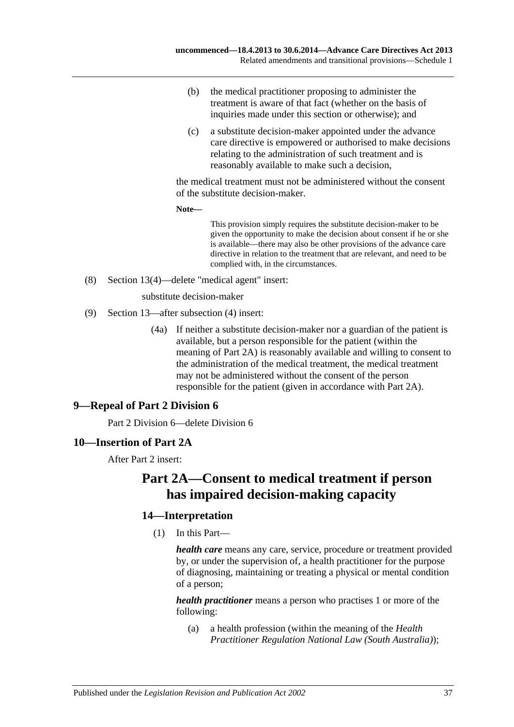(b) the medical practitioner proposing to administer the treatment is aware of that fact (whether on the basis of inquiries made under this section or otherwise); and

(c) a substitute decision-maker appointed under the advance care directive is empowered or authorised to make decisions relating to the administration of such treatment and is reasonably available to make such a decision,

the medical treatment must not be administered without the consent of the substitute decision-maker.

**Note—**

This provision simply requires the substitute decision-maker to be given the opportunity to make the decision about consent if he or she is available—there may also be other provisions of the advance care directive in relation to the treatment that are relevant, and need to be complied with, in the circumstances.

(8) Section 13(4)—delete "medical agent" insert:

substitute decision-maker

(9) Section 13—after subsection (4) insert:

(4a) If neither a substitute decision-maker nor a guardian of the patient is available, but a person responsible for the patient (within the meaning of Part 2A) is reasonably available and willing to consent to the administration of the medical treatment, the medical treatment may not be administered without the consent of the person responsible for the patient (given in accordance with Part 2A).

### 9—Repeal of Part 2 Division 6

Part 2 Division 6—delete Division 6

### 10—Insertion of Part 2A

After Part 2 insert:

## Part 2A—Consent to medical treatment if person has impaired decision-making capacity

### 14—Interpretation

(1) In this Part—

***health care*** means any care, service, procedure or treatment provided by, or under the supervision of, a health practitioner for the purpose of diagnosing, maintaining or treating a physical or mental condition of a person;

***health practitioner*** means a person who practises 1 or more of the following:

(a) a health profession (within the meaning of the *Health Practitioner Regulation National Law (South Australia)*);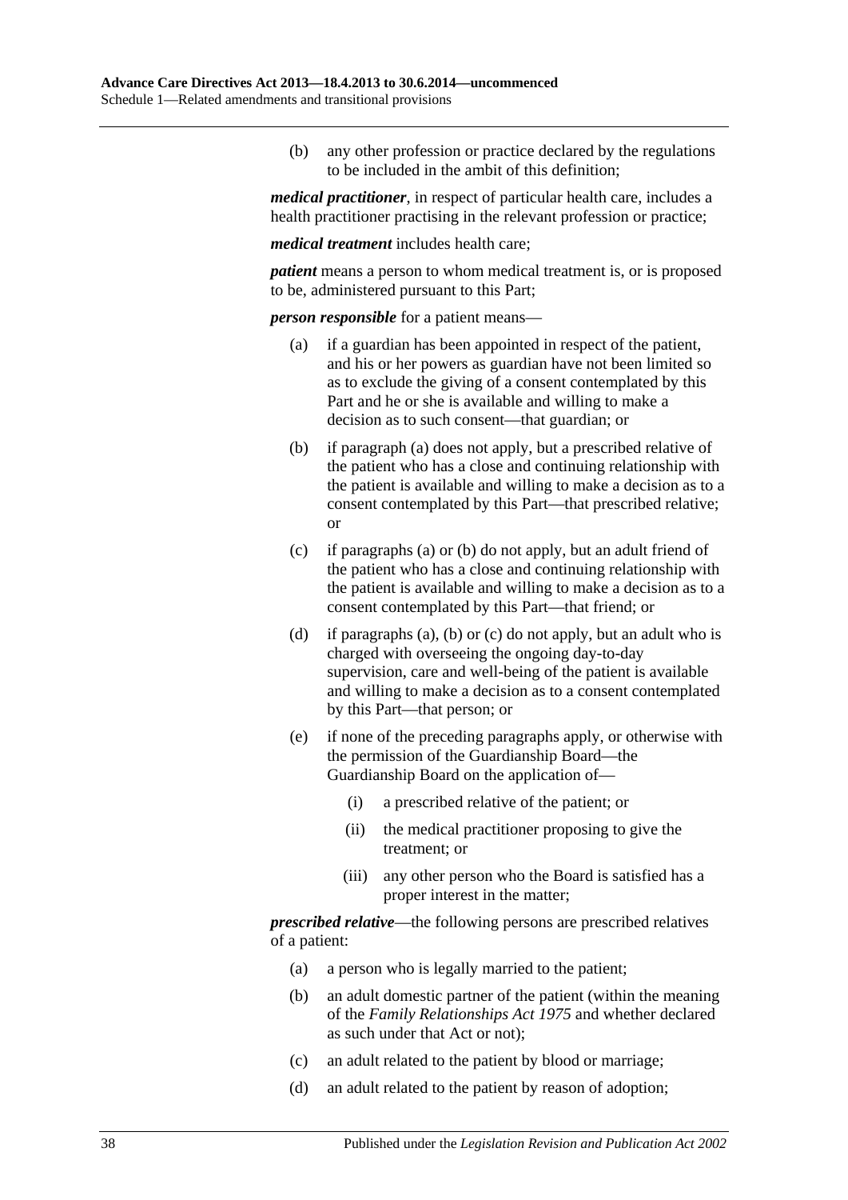(b) any other profession or practice declared by the regulations to be included in the ambit of this definition;

***medical practitioner***, in respect of particular health care, includes a health practitioner practising in the relevant profession or practice;

***medical treatment*** includes health care;

***patient*** means a person to whom medical treatment is, or is proposed to be, administered pursuant to this Part;

***person responsible*** for a patient means—

(a) if a guardian has been appointed in respect of the patient, and his or her powers as guardian have not been limited so as to exclude the giving of a consent contemplated by this Part and he or she is available and willing to make a decision as to such consent—that guardian; or

(b) if paragraph (a) does not apply, but a prescribed relative of the patient who has a close and continuing relationship with the patient is available and willing to make a decision as to a consent contemplated by this Part—that prescribed relative; or

(c) if paragraphs (a) or (b) do not apply, but an adult friend of the patient who has a close and continuing relationship with the patient is available and willing to make a decision as to a consent contemplated by this Part—that friend; or

(d) if paragraphs (a), (b) or (c) do not apply, but an adult who is charged with overseeing the ongoing day-to-day supervision, care and well-being of the patient is available and willing to make a decision as to a consent contemplated by this Part—that person; or

(e) if none of the preceding paragraphs apply, or otherwise with the permission of the Guardianship Board—the Guardianship Board on the application of—

(i) a prescribed relative of the patient; or

(ii) the medical practitioner proposing to give the treatment; or

(iii) any other person who the Board is satisfied has a proper interest in the matter;

***prescribed relative***—the following persons are prescribed relatives of a patient:

(a) a person who is legally married to the patient;

(b) an adult domestic partner of the patient (within the meaning of the *Family Relationships Act 1975* and whether declared as such under that Act or not);

(c) an adult related to the patient by blood or marriage;

(d) an adult related to the patient by reason of adoption;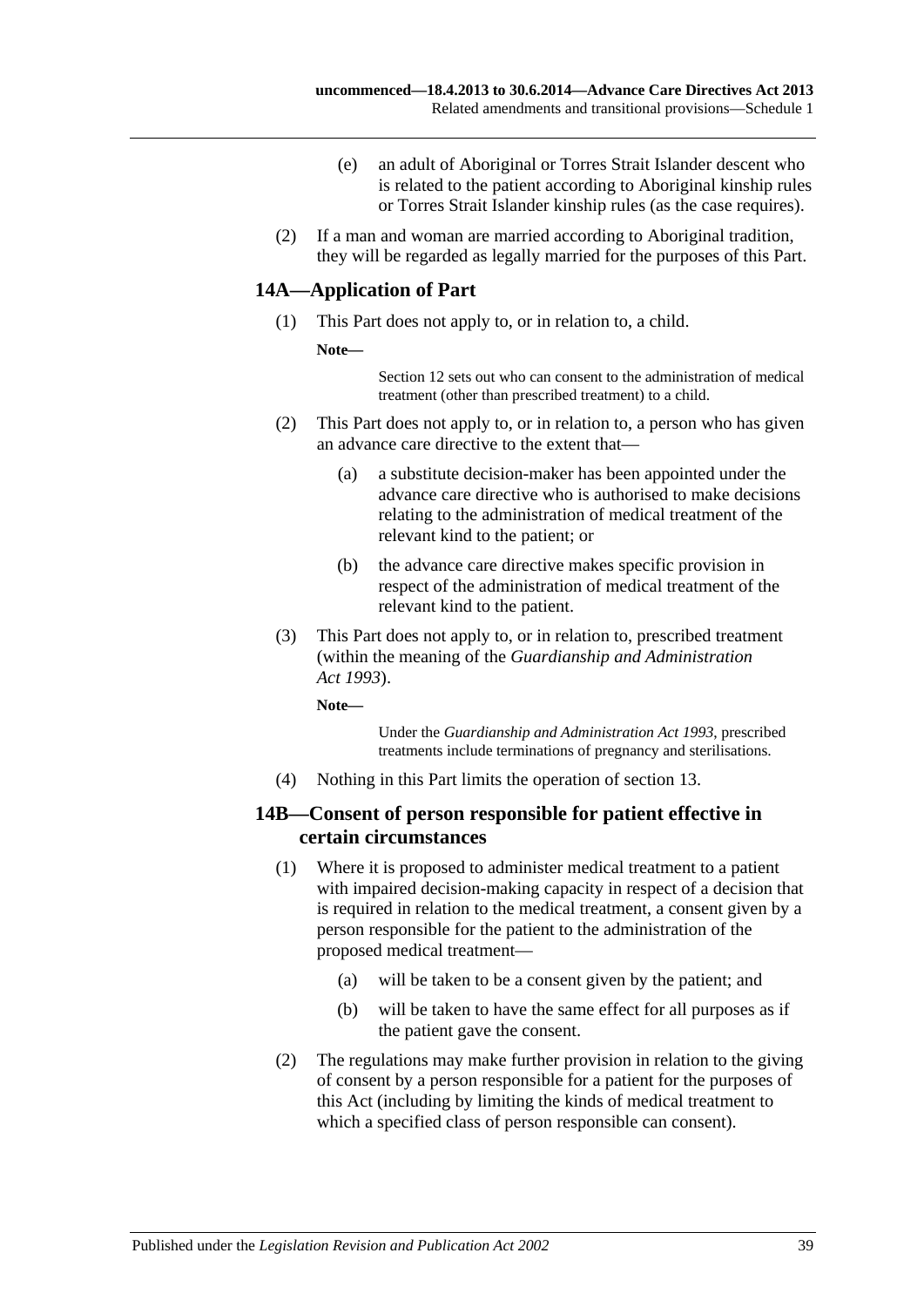(e) an adult of Aboriginal or Torres Strait Islander descent who is related to the patient according to Aboriginal kinship rules or Torres Strait Islander kinship rules (as the case requires).

(2) If a man and woman are married according to Aboriginal tradition, they will be regarded as legally married for the purposes of this Part.

### 14A—Application of Part

(1) This Part does not apply to, or in relation to, a child.

**Note—**

Section 12 sets out who can consent to the administration of medical treatment (other than prescribed treatment) to a child.

(2) This Part does not apply to, or in relation to, a person who has given an advance care directive to the extent that—

(a) a substitute decision-maker has been appointed under the advance care directive who is authorised to make decisions relating to the administration of medical treatment of the relevant kind to the patient; or

(b) the advance care directive makes specific provision in respect of the administration of medical treatment of the relevant kind to the patient.

(3) This Part does not apply to, or in relation to, prescribed treatment (within the meaning of the *Guardianship and Administration Act 1993*).

**Note—**

Under the *Guardianship and Administration Act 1993*, prescribed treatments include terminations of pregnancy and sterilisations.

(4) Nothing in this Part limits the operation of section 13.

### 14B—Consent of person responsible for patient effective in certain circumstances

(1) Where it is proposed to administer medical treatment to a patient with impaired decision-making capacity in respect of a decision that is required in relation to the medical treatment, a consent given by a person responsible for the patient to the administration of the proposed medical treatment—

(a) will be taken to be a consent given by the patient; and

(b) will be taken to have the same effect for all purposes as if the patient gave the consent.

(2) The regulations may make further provision in relation to the giving of consent by a person responsible for a patient for the purposes of this Act (including by limiting the kinds of medical treatment to which a specified class of person responsible can consent).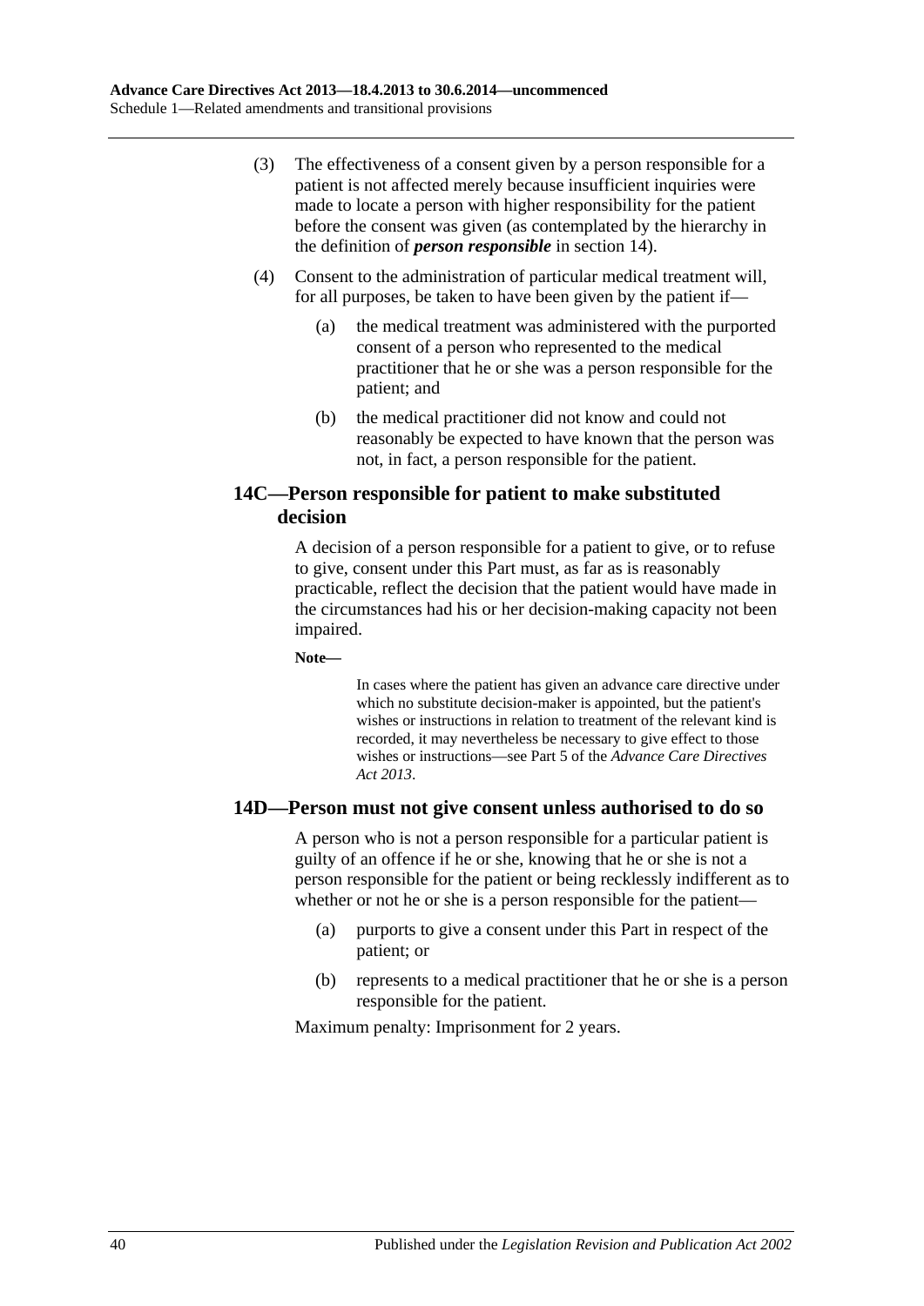(3) The effectiveness of a consent given by a person responsible for a patient is not affected merely because insufficient inquiries were made to locate a person with higher responsibility for the patient before the consent was given (as contemplated by the hierarchy in the definition of ***person responsible*** in section 14).

(4) Consent to the administration of particular medical treatment will, for all purposes, be taken to have been given by the patient if—

(a) the medical treatment was administered with the purported consent of a person who represented to the medical practitioner that he or she was a person responsible for the patient; and

(b) the medical practitioner did not know and could not reasonably be expected to have known that the person was not, in fact, a person responsible for the patient.

### 14C—Person responsible for patient to make substituted decision

A decision of a person responsible for a patient to give, or to refuse to give, consent under this Part must, as far as is reasonably practicable, reflect the decision that the patient would have made in the circumstances had his or her decision-making capacity not been impaired.

**Note—**

In cases where the patient has given an advance care directive under which no substitute decision-maker is appointed, but the patient's wishes or instructions in relation to treatment of the relevant kind is recorded, it may nevertheless be necessary to give effect to those wishes or instructions—see Part 5 of the *Advance Care Directives Act 2013*.

### 14D—Person must not give consent unless authorised to do so

A person who is not a person responsible for a particular patient is guilty of an offence if he or she, knowing that he or she is not a person responsible for the patient or being recklessly indifferent as to whether or not he or she is a person responsible for the patient—

(a) purports to give a consent under this Part in respect of the patient; or

(b) represents to a medical practitioner that he or she is a person responsible for the patient.

Maximum penalty: Imprisonment for 2 years.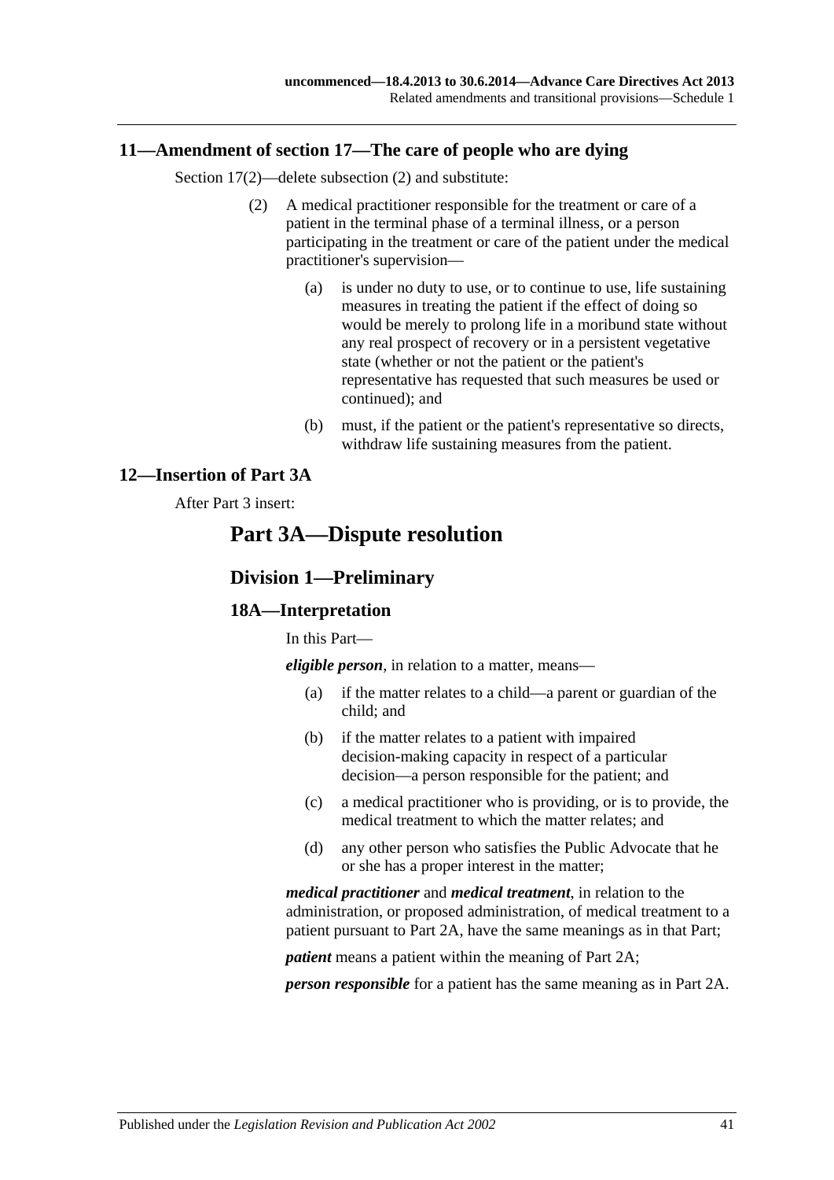## 11—Amendment of section 17—The care of people who are dying

Section 17(2)—delete subsection (2) and substitute:

(2) A medical practitioner responsible for the treatment or care of a patient in the terminal phase of a terminal illness, or a person participating in the treatment or care of the patient under the medical practitioner's supervision—

(a) is under no duty to use, or to continue to use, life sustaining measures in treating the patient if the effect of doing so would be merely to prolong life in a moribund state without any real prospect of recovery or in a persistent vegetative state (whether or not the patient or the patient's representative has requested that such measures be used or continued); and

(b) must, if the patient or the patient's representative so directs, withdraw life sustaining measures from the patient.

## 12—Insertion of Part 3A

After Part 3 insert:

# Part 3A—Dispute resolution

## Division 1—Preliminary

### 18A—Interpretation

In this Part—

***eligible person***, in relation to a matter, means—

(a) if the matter relates to a child—a parent or guardian of the child; and

(b) if the matter relates to a patient with impaired decision-making capacity in respect of a particular decision—a person responsible for the patient; and

(c) a medical practitioner who is providing, or is to provide, the medical treatment to which the matter relates; and

(d) any other person who satisfies the Public Advocate that he or she has a proper interest in the matter;

***medical practitioner*** and ***medical treatment***, in relation to the administration, or proposed administration, of medical treatment to a patient pursuant to Part 2A, have the same meanings as in that Part;

***patient*** means a patient within the meaning of Part 2A;

***person responsible*** for a patient has the same meaning as in Part 2A.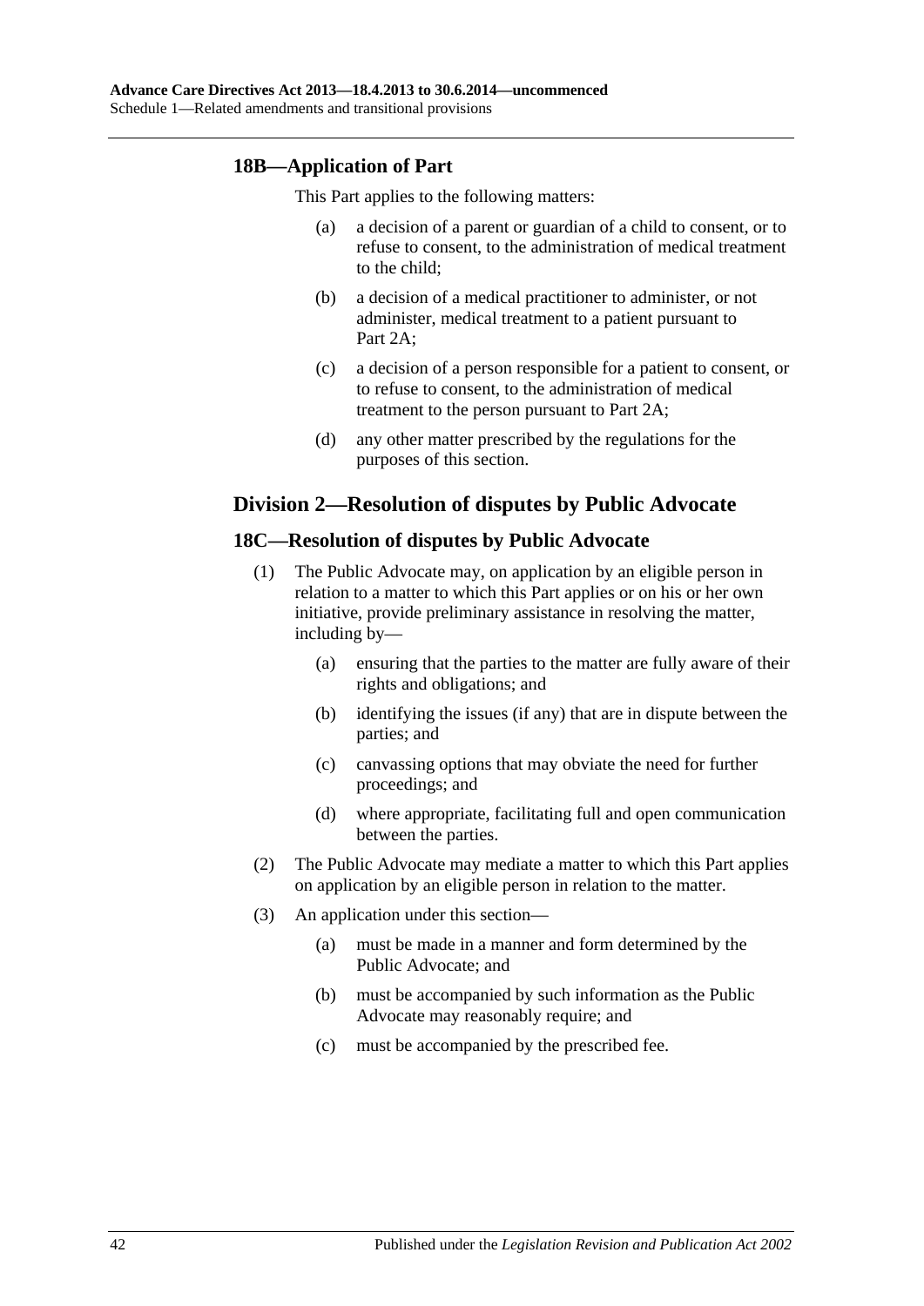### 18B—Application of Part

This Part applies to the following matters:

(a) a decision of a parent or guardian of a child to consent, or to refuse to consent, to the administration of medical treatment to the child;

(b) a decision of a medical practitioner to administer, or not administer, medical treatment to a patient pursuant to Part 2A;

(c) a decision of a person responsible for a patient to consent, or to refuse to consent, to the administration of medical treatment to the person pursuant to Part 2A;

(d) any other matter prescribed by the regulations for the purposes of this section.

## Division 2—Resolution of disputes by Public Advocate

### 18C—Resolution of disputes by Public Advocate

(1) The Public Advocate may, on application by an eligible person in relation to a matter to which this Part applies or on his or her own initiative, provide preliminary assistance in resolving the matter, including by—

(a) ensuring that the parties to the matter are fully aware of their rights and obligations; and

(b) identifying the issues (if any) that are in dispute between the parties; and

(c) canvassing options that may obviate the need for further proceedings; and

(d) where appropriate, facilitating full and open communication between the parties.

(2) The Public Advocate may mediate a matter to which this Part applies on application by an eligible person in relation to the matter.

(3) An application under this section—

(a) must be made in a manner and form determined by the Public Advocate; and

(b) must be accompanied by such information as the Public Advocate may reasonably require; and

(c) must be accompanied by the prescribed fee.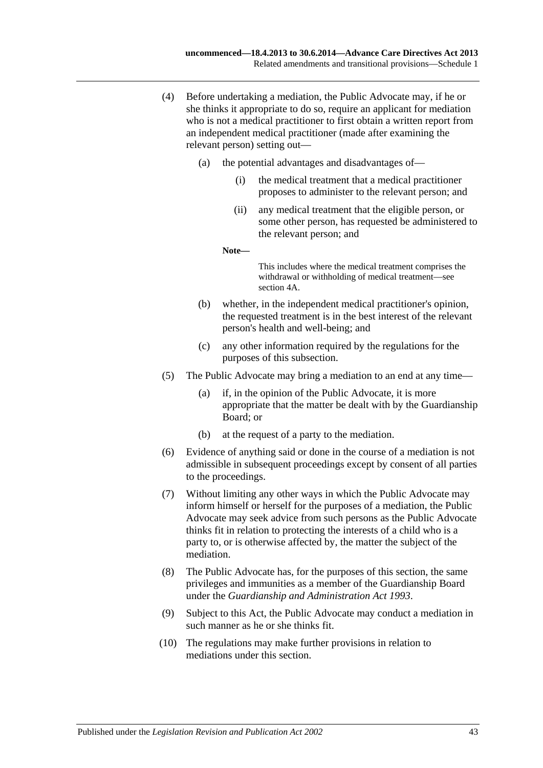(4) Before undertaking a mediation, the Public Advocate may, if he or she thinks it appropriate to do so, require an applicant for mediation who is not a medical practitioner to first obtain a written report from an independent medical practitioner (made after examining the relevant person) setting out—

(a) the potential advantages and disadvantages of—

(i) the medical treatment that a medical practitioner proposes to administer to the relevant person; and

(ii) any medical treatment that the eligible person, or some other person, has requested be administered to the relevant person; and

**Note—**

This includes where the medical treatment comprises the withdrawal or withholding of medical treatment—see section 4A.

(b) whether, in the independent medical practitioner's opinion, the requested treatment is in the best interest of the relevant person's health and well-being; and

(c) any other information required by the regulations for the purposes of this subsection.

(5) The Public Advocate may bring a mediation to an end at any time—

(a) if, in the opinion of the Public Advocate, it is more appropriate that the matter be dealt with by the Guardianship Board; or

(b) at the request of a party to the mediation.

(6) Evidence of anything said or done in the course of a mediation is not admissible in subsequent proceedings except by consent of all parties to the proceedings.

(7) Without limiting any other ways in which the Public Advocate may inform himself or herself for the purposes of a mediation, the Public Advocate may seek advice from such persons as the Public Advocate thinks fit in relation to protecting the interests of a child who is a party to, or is otherwise affected by, the matter the subject of the mediation.

(8) The Public Advocate has, for the purposes of this section, the same privileges and immunities as a member of the Guardianship Board under the *Guardianship and Administration Act 1993*.

(9) Subject to this Act, the Public Advocate may conduct a mediation in such manner as he or she thinks fit.

(10) The regulations may make further provisions in relation to mediations under this section.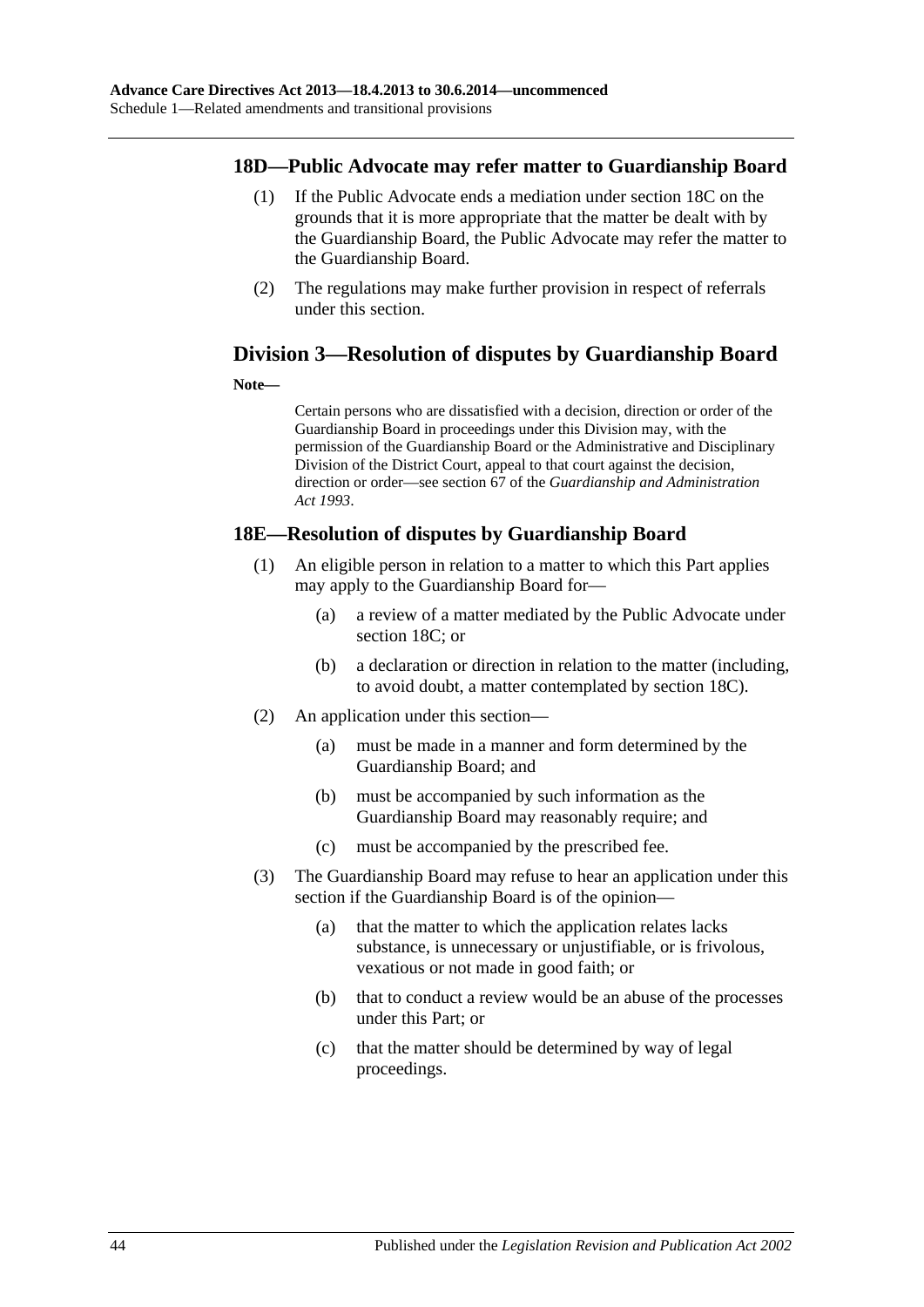### 18D—Public Advocate may refer matter to Guardianship Board

(1) If the Public Advocate ends a mediation under section 18C on the grounds that it is more appropriate that the matter be dealt with by the Guardianship Board, the Public Advocate may refer the matter to the Guardianship Board.

(2) The regulations may make further provision in respect of referrals under this section.

## Division 3—Resolution of disputes by Guardianship Board

**Note—**

Certain persons who are dissatisfied with a decision, direction or order of the Guardianship Board in proceedings under this Division may, with the permission of the Guardianship Board or the Administrative and Disciplinary Division of the District Court, appeal to that court against the decision, direction or order—see section 67 of the *Guardianship and Administration Act 1993*.

### 18E—Resolution of disputes by Guardianship Board

(1) An eligible person in relation to a matter to which this Part applies may apply to the Guardianship Board for—

- (a) a review of a matter mediated by the Public Advocate under section 18C; or
- (b) a declaration or direction in relation to the matter (including, to avoid doubt, a matter contemplated by section 18C).

(2) An application under this section—

- (a) must be made in a manner and form determined by the Guardianship Board; and
- (b) must be accompanied by such information as the Guardianship Board may reasonably require; and
- (c) must be accompanied by the prescribed fee.

(3) The Guardianship Board may refuse to hear an application under this section if the Guardianship Board is of the opinion—

- (a) that the matter to which the application relates lacks substance, is unnecessary or unjustifiable, or is frivolous, vexatious or not made in good faith; or
- (b) that to conduct a review would be an abuse of the processes under this Part; or
- (c) that the matter should be determined by way of legal proceedings.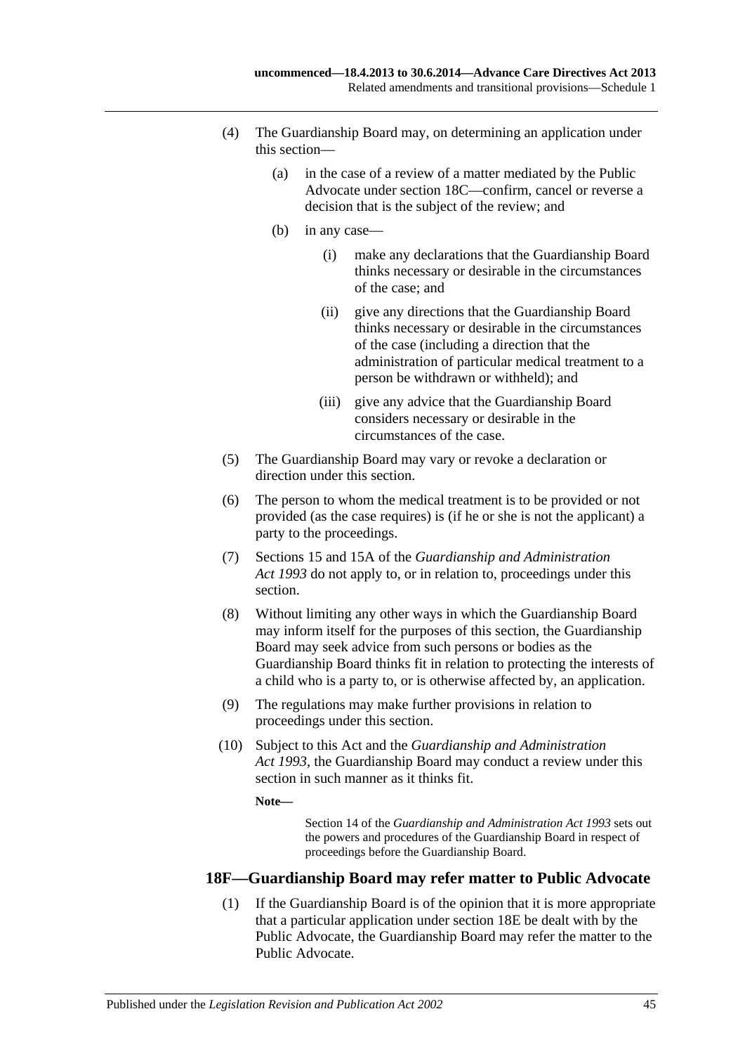(4) The Guardianship Board may, on determining an application under this section—

(a) in the case of a review of a matter mediated by the Public Advocate under section 18C—confirm, cancel or reverse a decision that is the subject of the review; and

(b) in any case—

(i) make any declarations that the Guardianship Board thinks necessary or desirable in the circumstances of the case; and

(ii) give any directions that the Guardianship Board thinks necessary or desirable in the circumstances of the case (including a direction that the administration of particular medical treatment to a person be withdrawn or withheld); and

(iii) give any advice that the Guardianship Board considers necessary or desirable in the circumstances of the case.

(5) The Guardianship Board may vary or revoke a declaration or direction under this section.

(6) The person to whom the medical treatment is to be provided or not provided (as the case requires) is (if he or she is not the applicant) a party to the proceedings.

(7) Sections 15 and 15A of the *Guardianship and Administration Act 1993* do not apply to, or in relation to, proceedings under this section.

(8) Without limiting any other ways in which the Guardianship Board may inform itself for the purposes of this section, the Guardianship Board may seek advice from such persons or bodies as the Guardianship Board thinks fit in relation to protecting the interests of a child who is a party to, or is otherwise affected by, an application.

(9) The regulations may make further provisions in relation to proceedings under this section.

(10) Subject to this Act and the *Guardianship and Administration Act 1993*, the Guardianship Board may conduct a review under this section in such manner as it thinks fit.

**Note—**

Section 14 of the *Guardianship and Administration Act 1993* sets out the powers and procedures of the Guardianship Board in respect of proceedings before the Guardianship Board.

### 18F—Guardianship Board may refer matter to Public Advocate

(1) If the Guardianship Board is of the opinion that it is more appropriate that a particular application under section 18E be dealt with by the Public Advocate, the Guardianship Board may refer the matter to the Public Advocate.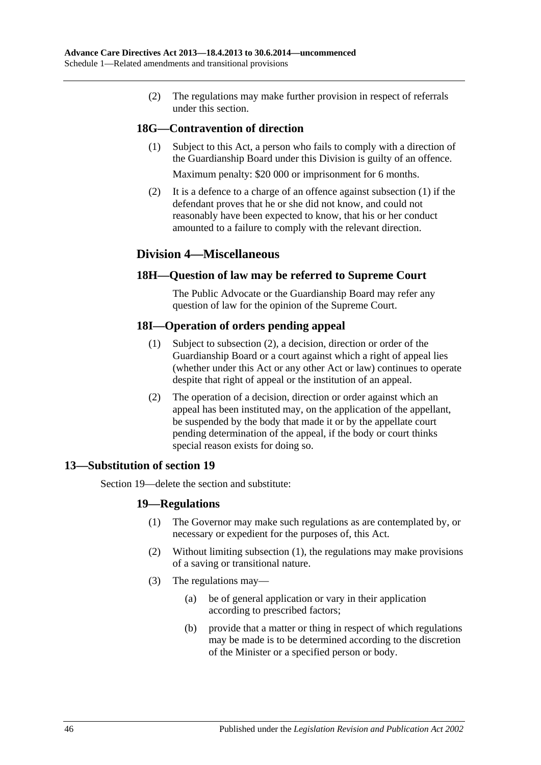(2) The regulations may make further provision in respect of referrals under this section.

### 18G—Contravention of direction

(1) Subject to this Act, a person who fails to comply with a direction of the Guardianship Board under this Division is guilty of an offence.

Maximum penalty: $20 000 or imprisonment for 6 months.

(2) It is a defence to a charge of an offence against subsection (1) if the defendant proves that he or she did not know, and could not reasonably have been expected to know, that his or her conduct amounted to a failure to comply with the relevant direction.

## Division 4—Miscellaneous

### 18H—Question of law may be referred to Supreme Court

The Public Advocate or the Guardianship Board may refer any question of law for the opinion of the Supreme Court.

### 18I—Operation of orders pending appeal

(1) Subject to subsection (2), a decision, direction or order of the Guardianship Board or a court against which a right of appeal lies (whether under this Act or any other Act or law) continues to operate despite that right of appeal or the institution of an appeal.

(2) The operation of a decision, direction or order against which an appeal has been instituted may, on the application of the appellant, be suspended by the body that made it or by the appellate court pending determination of the appeal, if the body or court thinks special reason exists for doing so.

### 13—Substitution of section 19

Section 19—delete the section and substitute:

### 19—Regulations

(1) The Governor may make such regulations as are contemplated by, or necessary or expedient for the purposes of, this Act.

(2) Without limiting subsection (1), the regulations may make provisions of a saving or transitional nature.

(3) The regulations may—

(a) be of general application or vary in their application according to prescribed factors;

(b) provide that a matter or thing in respect of which regulations may be made is to be determined according to the discretion of the Minister or a specified person or body.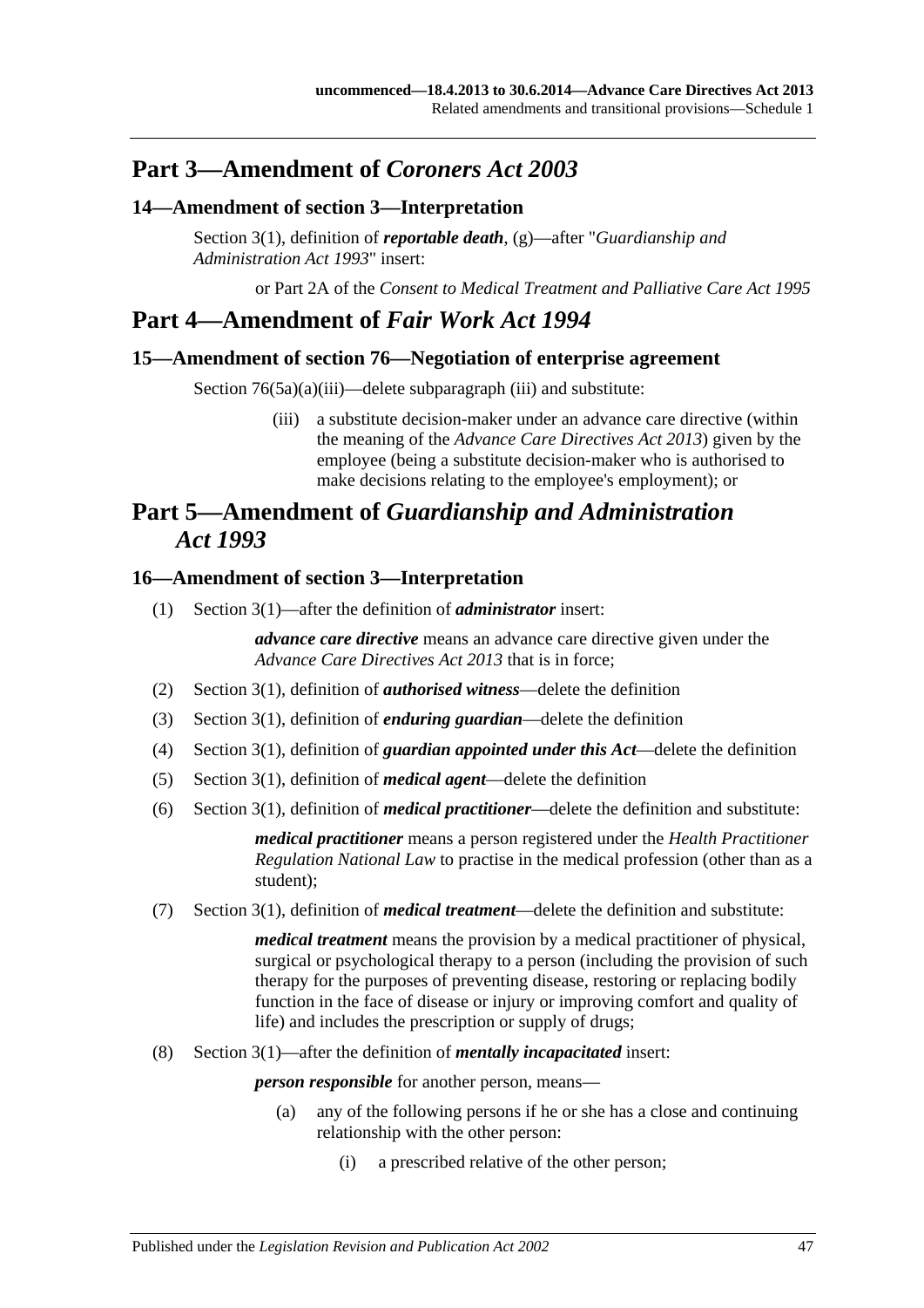## Part 3—Amendment of *Coroners Act 2003*

### 14—Amendment of section 3—Interpretation

Section 3(1), definition of ***reportable death***, (g)—after "*Guardianship and Administration Act 1993*" insert:

or Part 2A of the *Consent to Medical Treatment and Palliative Care Act 1995*

## Part 4—Amendment of *Fair Work Act 1994*

### 15—Amendment of section 76—Negotiation of enterprise agreement

Section 76(5a)(a)(iii)—delete subparagraph (iii) and substitute:

(iii) a substitute decision-maker under an advance care directive (within the meaning of the *Advance Care Directives Act 2013*) given by the employee (being a substitute decision-maker who is authorised to make decisions relating to the employee's employment); or

## Part 5—Amendment of *Guardianship and Administration Act 1993*

### 16—Amendment of section 3—Interpretation

(1) Section 3(1)—after the definition of ***administrator*** insert:

***advance care directive*** means an advance care directive given under the *Advance Care Directives Act 2013* that is in force;

(2) Section 3(1), definition of ***authorised witness***—delete the definition

(3) Section 3(1), definition of ***enduring guardian***—delete the definition

(4) Section 3(1), definition of ***guardian appointed under this Act***—delete the definition

(5) Section 3(1), definition of ***medical agent***—delete the definition

(6) Section 3(1), definition of ***medical practitioner***—delete the definition and substitute:

***medical practitioner*** means a person registered under the *Health Practitioner Regulation National Law* to practise in the medical profession (other than as a student);

(7) Section 3(1), definition of ***medical treatment***—delete the definition and substitute:

***medical treatment*** means the provision by a medical practitioner of physical, surgical or psychological therapy to a person (including the provision of such therapy for the purposes of preventing disease, restoring or replacing bodily function in the face of disease or injury or improving comfort and quality of life) and includes the prescription or supply of drugs;

(8) Section 3(1)—after the definition of ***mentally incapacitated*** insert:

***person responsible*** for another person, means—

(a) any of the following persons if he or she has a close and continuing relationship with the other person:

(i) a prescribed relative of the other person;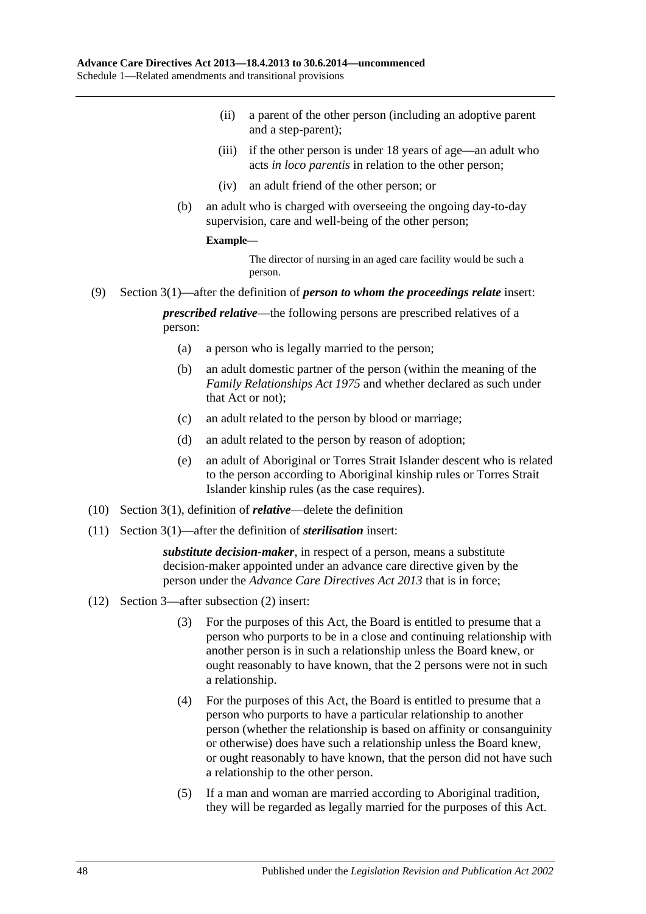(ii) a parent of the other person (including an adoptive parent and a step-parent);

(iii) if the other person is under 18 years of age—an adult who acts *in loco parentis* in relation to the other person;

(iv) an adult friend of the other person; or

(b) an adult who is charged with overseeing the ongoing day-to-day supervision, care and well-being of the other person;

**Example—**

The director of nursing in an aged care facility would be such a person.

(9) Section 3(1)—after the definition of ***person to whom the proceedings relate*** insert:

***prescribed relative***—the following persons are prescribed relatives of a person:

(a) a person who is legally married to the person;

(b) an adult domestic partner of the person (within the meaning of the *Family Relationships Act 1975* and whether declared as such under that Act or not);

(c) an adult related to the person by blood or marriage;

(d) an adult related to the person by reason of adoption;

(e) an adult of Aboriginal or Torres Strait Islander descent who is related to the person according to Aboriginal kinship rules or Torres Strait Islander kinship rules (as the case requires).

(10) Section 3(1), definition of ***relative***—delete the definition

(11) Section 3(1)—after the definition of ***sterilisation*** insert:

***substitute decision-maker***, in respect of a person, means a substitute decision-maker appointed under an advance care directive given by the person under the *Advance Care Directives Act 2013* that is in force;

(12) Section 3—after subsection (2) insert:

(3) For the purposes of this Act, the Board is entitled to presume that a person who purports to be in a close and continuing relationship with another person is in such a relationship unless the Board knew, or ought reasonably to have known, that the 2 persons were not in such a relationship.

(4) For the purposes of this Act, the Board is entitled to presume that a person who purports to have a particular relationship to another person (whether the relationship is based on affinity or consanguinity or otherwise) does have such a relationship unless the Board knew, or ought reasonably to have known, that the person did not have such a relationship to the other person.

(5) If a man and woman are married according to Aboriginal tradition, they will be regarded as legally married for the purposes of this Act.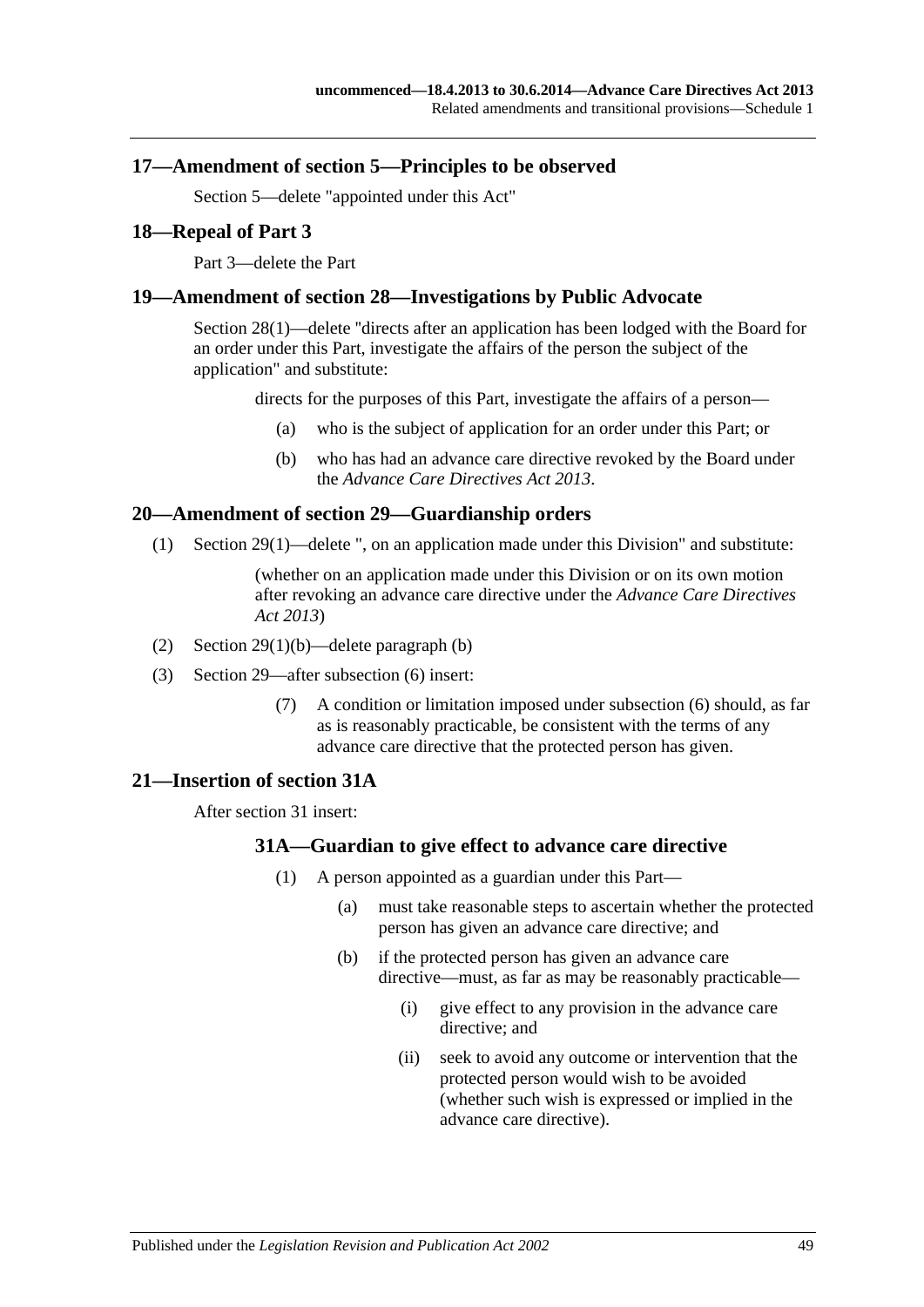## 17—Amendment of section 5—Principles to be observed

Section 5—delete "appointed under this Act"

## 18—Repeal of Part 3

Part 3—delete the Part

## 19—Amendment of section 28—Investigations by Public Advocate

Section 28(1)—delete "directs after an application has been lodged with the Board for an order under this Part, investigate the affairs of the person the subject of the application" and substitute:

> directs for the purposes of this Part, investigate the affairs of a person—
>
> (a) who is the subject of application for an order under this Part; or
>
> (b) who has had an advance care directive revoked by the Board under the *Advance Care Directives Act 2013*.

## 20—Amendment of section 29—Guardianship orders

(1) Section 29(1)—delete ", on an application made under this Division" and substitute:

> (whether on an application made under this Division or on its own motion after revoking an advance care directive under the *Advance Care Directives Act 2013*)

(2) Section 29(1)(b)—delete paragraph (b)

(3) Section 29—after subsection (6) insert:

> (7) A condition or limitation imposed under subsection (6) should, as far as is reasonably practicable, be consistent with the terms of any advance care directive that the protected person has given.

## 21—Insertion of section 31A

After section 31 insert:

### 31A—Guardian to give effect to advance care directive

(1) A person appointed as a guardian under this Part—

> (a) must take reasonable steps to ascertain whether the protected person has given an advance care directive; and
>
> (b) if the protected person has given an advance care directive—must, as far as may be reasonably practicable—
>
> > (i) give effect to any provision in the advance care directive; and
> >
> > (ii) seek to avoid any outcome or intervention that the protected person would wish to be avoided (whether such wish is expressed or implied in the advance care directive).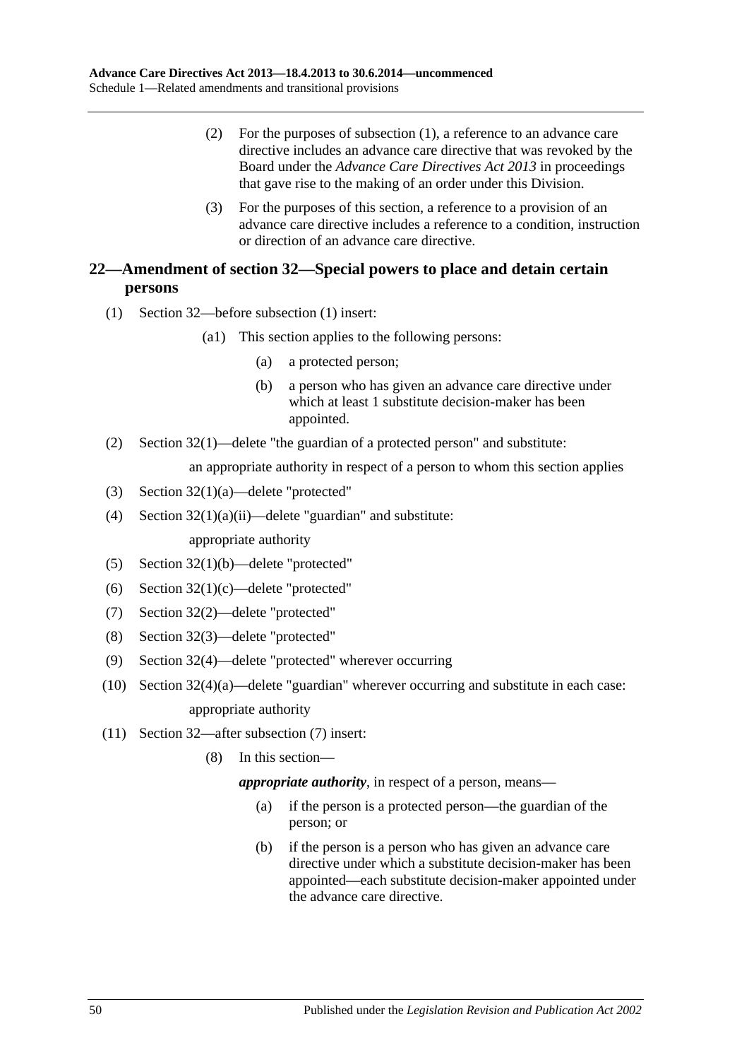(2) For the purposes of subsection (1), a reference to an advance care directive includes an advance care directive that was revoked by the Board under the *Advance Care Directives Act 2013* in proceedings that gave rise to the making of an order under this Division.

(3) For the purposes of this section, a reference to a provision of an advance care directive includes a reference to a condition, instruction or direction of an advance care directive.

## 22—Amendment of section 32—Special powers to place and detain certain persons

(1) Section 32—before subsection (1) insert:

(a1) This section applies to the following persons:

(a) a protected person;

(b) a person who has given an advance care directive under which at least 1 substitute decision-maker has been appointed.

(2) Section 32(1)—delete "the guardian of a protected person" and substitute:

an appropriate authority in respect of a person to whom this section applies

(3) Section 32(1)(a)—delete "protected"

(4) Section 32(1)(a)(ii)—delete "guardian" and substitute:

appropriate authority

(5) Section 32(1)(b)—delete "protected"

(6) Section 32(1)(c)—delete "protected"

(7) Section 32(2)—delete "protected"

(8) Section 32(3)—delete "protected"

(9) Section 32(4)—delete "protected" wherever occurring

(10) Section 32(4)(a)—delete "guardian" wherever occurring and substitute in each case:

appropriate authority

(11) Section 32—after subsection (7) insert:

(8) In this section—

***appropriate authority***, in respect of a person, means—

(a) if the person is a protected person—the guardian of the person; or

(b) if the person is a person who has given an advance care directive under which a substitute decision-maker has been appointed—each substitute decision-maker appointed under the advance care directive.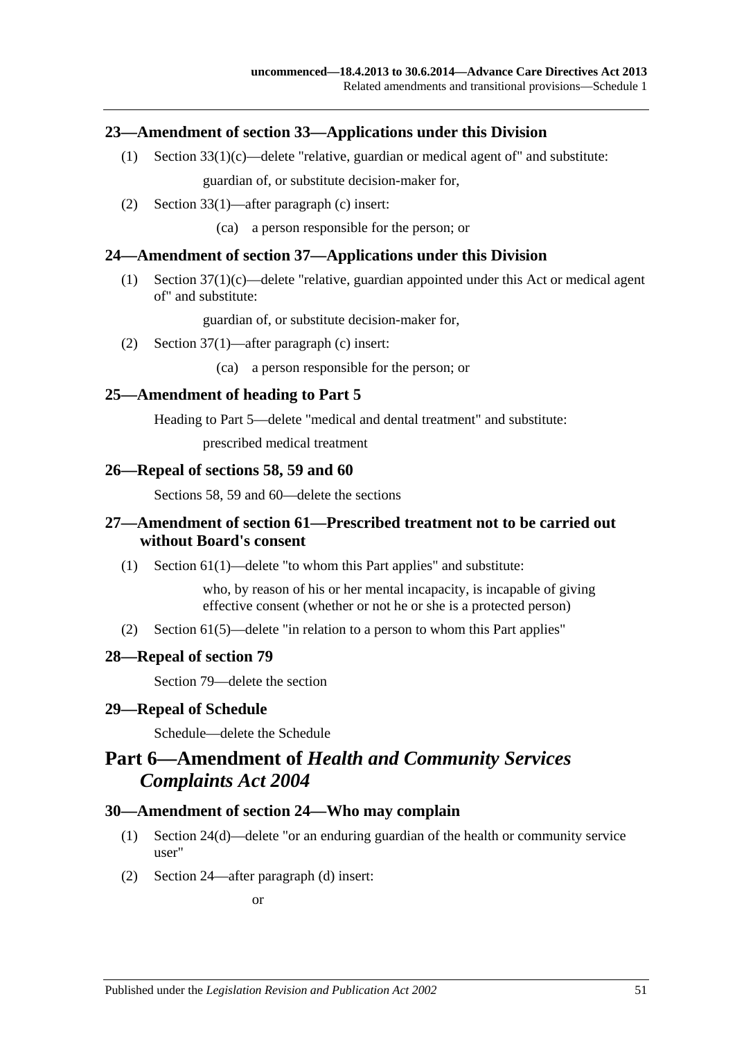### 23—Amendment of section 33—Applications under this Division

(1) Section 33(1)(c)—delete "relative, guardian or medical agent of" and substitute:

guardian of, or substitute decision-maker for,

(2) Section 33(1)—after paragraph (c) insert:

(ca) a person responsible for the person; or

### 24—Amendment of section 37—Applications under this Division

(1) Section 37(1)(c)—delete "relative, guardian appointed under this Act or medical agent of" and substitute:

guardian of, or substitute decision-maker for,

(2) Section 37(1)—after paragraph (c) insert:

(ca) a person responsible for the person; or

### 25—Amendment of heading to Part 5

Heading to Part 5—delete "medical and dental treatment" and substitute:

prescribed medical treatment

### 26—Repeal of sections 58, 59 and 60

Sections 58, 59 and 60—delete the sections

### 27—Amendment of section 61—Prescribed treatment not to be carried out without Board's consent

(1) Section 61(1)—delete "to whom this Part applies" and substitute:

who, by reason of his or her mental incapacity, is incapable of giving effective consent (whether or not he or she is a protected person)

(2) Section 61(5)—delete "in relation to a person to whom this Part applies"

### 28—Repeal of section 79

Section 79—delete the section

### 29—Repeal of Schedule

Schedule—delete the Schedule

## Part 6—Amendment of *Health and Community Services Complaints Act 2004*

### 30—Amendment of section 24—Who may complain

(1) Section 24(d)—delete "or an enduring guardian of the health or community service user"

(2) Section 24—after paragraph (d) insert:

or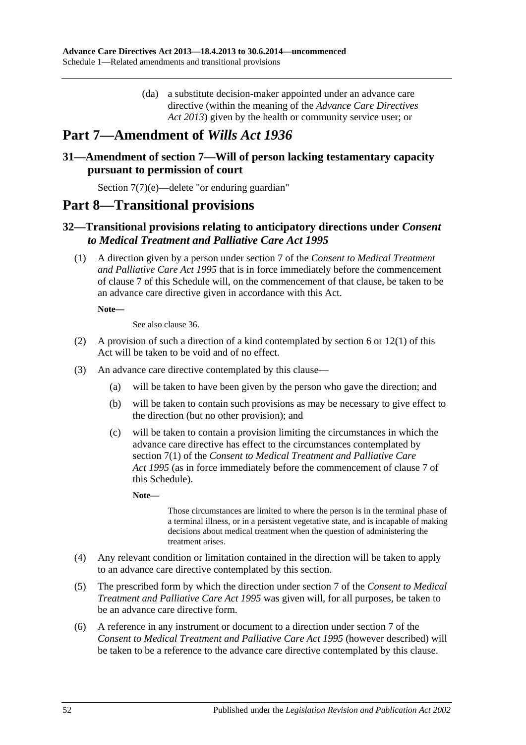(da) a substitute decision-maker appointed under an advance care directive (within the meaning of the *Advance Care Directives Act 2013*) given by the health or community service user; or

# Part 7—Amendment of *Wills Act 1936*

## 31—Amendment of section 7—Will of person lacking testamentary capacity pursuant to permission of court

Section 7(7)(e)—delete "or enduring guardian"

# Part 8—Transitional provisions

## 32—Transitional provisions relating to anticipatory directions under *Consent to Medical Treatment and Palliative Care Act 1995*

(1) A direction given by a person under section 7 of the *Consent to Medical Treatment and Palliative Care Act 1995* that is in force immediately before the commencement of clause 7 of this Schedule will, on the commencement of that clause, be taken to be an advance care directive given in accordance with this Act.

**Note—**

See also clause 36.

(2) A provision of such a direction of a kind contemplated by section 6 or 12(1) of this Act will be taken to be void and of no effect.

(3) An advance care directive contemplated by this clause—

(a) will be taken to have been given by the person who gave the direction; and

(b) will be taken to contain such provisions as may be necessary to give effect to the direction (but no other provision); and

(c) will be taken to contain a provision limiting the circumstances in which the advance care directive has effect to the circumstances contemplated by section 7(1) of the *Consent to Medical Treatment and Palliative Care Act 1995* (as in force immediately before the commencement of clause 7 of this Schedule).

**Note—**

Those circumstances are limited to where the person is in the terminal phase of a terminal illness, or in a persistent vegetative state, and is incapable of making decisions about medical treatment when the question of administering the treatment arises.

(4) Any relevant condition or limitation contained in the direction will be taken to apply to an advance care directive contemplated by this section.

(5) The prescribed form by which the direction under section 7 of the *Consent to Medical Treatment and Palliative Care Act 1995* was given will, for all purposes, be taken to be an advance care directive form.

(6) A reference in any instrument or document to a direction under section 7 of the *Consent to Medical Treatment and Palliative Care Act 1995* (however described) will be taken to be a reference to the advance care directive contemplated by this clause.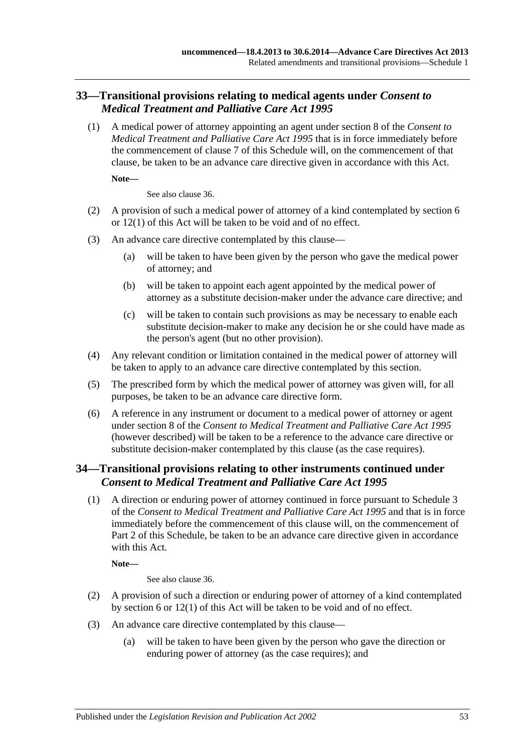## 33—Transitional provisions relating to medical agents under *Consent to Medical Treatment and Palliative Care Act 1995*

(1) A medical power of attorney appointing an agent under section 8 of the *Consent to Medical Treatment and Palliative Care Act 1995* that is in force immediately before the commencement of clause 7 of this Schedule will, on the commencement of that clause, be taken to be an advance care directive given in accordance with this Act.

**Note—**

See also clause 36.

(2) A provision of such a medical power of attorney of a kind contemplated by section 6 or 12(1) of this Act will be taken to be void and of no effect.

(3) An advance care directive contemplated by this clause—

(a) will be taken to have been given by the person who gave the medical power of attorney; and

(b) will be taken to appoint each agent appointed by the medical power of attorney as a substitute decision-maker under the advance care directive; and

(c) will be taken to contain such provisions as may be necessary to enable each substitute decision-maker to make any decision he or she could have made as the person's agent (but no other provision).

(4) Any relevant condition or limitation contained in the medical power of attorney will be taken to apply to an advance care directive contemplated by this section.

(5) The prescribed form by which the medical power of attorney was given will, for all purposes, be taken to be an advance care directive form.

(6) A reference in any instrument or document to a medical power of attorney or agent under section 8 of the *Consent to Medical Treatment and Palliative Care Act 1995* (however described) will be taken to be a reference to the advance care directive or substitute decision-maker contemplated by this clause (as the case requires).

## 34—Transitional provisions relating to other instruments continued under *Consent to Medical Treatment and Palliative Care Act 1995*

(1) A direction or enduring power of attorney continued in force pursuant to Schedule 3 of the *Consent to Medical Treatment and Palliative Care Act 1995* and that is in force immediately before the commencement of this clause will, on the commencement of Part 2 of this Schedule, be taken to be an advance care directive given in accordance with this Act.

**Note—**

See also clause 36.

(2) A provision of such a direction or enduring power of attorney of a kind contemplated by section 6 or 12(1) of this Act will be taken to be void and of no effect.

(3) An advance care directive contemplated by this clause—

(a) will be taken to have been given by the person who gave the direction or enduring power of attorney (as the case requires); and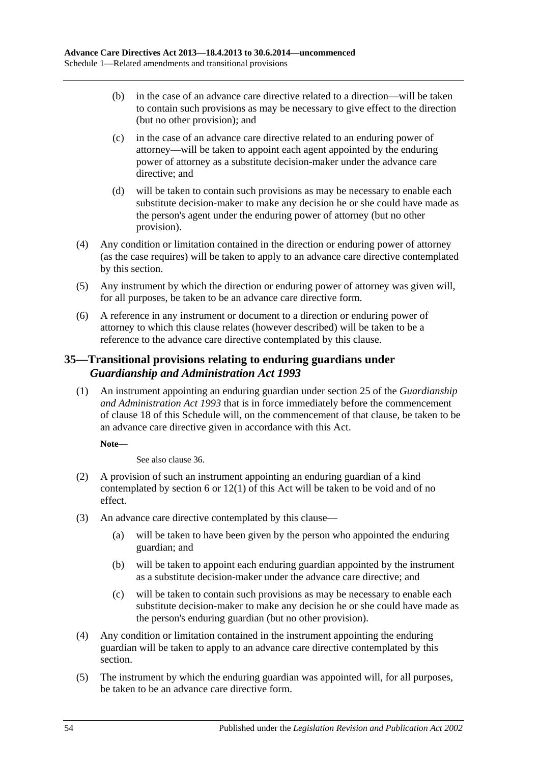(b) in the case of an advance care directive related to a direction—will be taken to contain such provisions as may be necessary to give effect to the direction (but no other provision); and

(c) in the case of an advance care directive related to an enduring power of attorney—will be taken to appoint each agent appointed by the enduring power of attorney as a substitute decision-maker under the advance care directive; and

(d) will be taken to contain such provisions as may be necessary to enable each substitute decision-maker to make any decision he or she could have made as the person's agent under the enduring power of attorney (but no other provision).

(4) Any condition or limitation contained in the direction or enduring power of attorney (as the case requires) will be taken to apply to an advance care directive contemplated by this section.

(5) Any instrument by which the direction or enduring power of attorney was given will, for all purposes, be taken to be an advance care directive form.

(6) A reference in any instrument or document to a direction or enduring power of attorney to which this clause relates (however described) will be taken to be a reference to the advance care directive contemplated by this clause.

## 35—Transitional provisions relating to enduring guardians under *Guardianship and Administration Act 1993*

(1) An instrument appointing an enduring guardian under section 25 of the *Guardianship and Administration Act 1993* that is in force immediately before the commencement of clause 18 of this Schedule will, on the commencement of that clause, be taken to be an advance care directive given in accordance with this Act.

**Note—**

See also clause 36.

(2) A provision of such an instrument appointing an enduring guardian of a kind contemplated by section 6 or 12(1) of this Act will be taken to be void and of no effect.

(3) An advance care directive contemplated by this clause—

(a) will be taken to have been given by the person who appointed the enduring guardian; and

(b) will be taken to appoint each enduring guardian appointed by the instrument as a substitute decision-maker under the advance care directive; and

(c) will be taken to contain such provisions as may be necessary to enable each substitute decision-maker to make any decision he or she could have made as the person's enduring guardian (but no other provision).

(4) Any condition or limitation contained in the instrument appointing the enduring guardian will be taken to apply to an advance care directive contemplated by this section.

(5) The instrument by which the enduring guardian was appointed will, for all purposes, be taken to be an advance care directive form.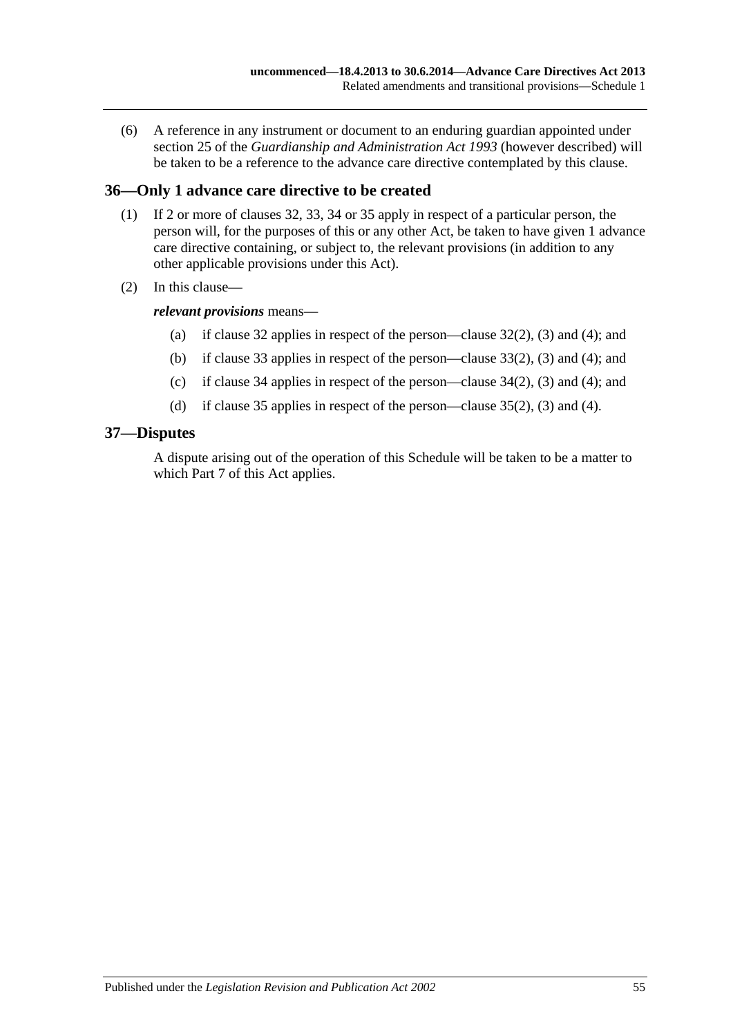(6) A reference in any instrument or document to an enduring guardian appointed under section 25 of the *Guardianship and Administration Act 1993* (however described) will be taken to be a reference to the advance care directive contemplated by this clause.

## 36—Only 1 advance care directive to be created

(1) If 2 or more of clauses 32, 33, 34 or 35 apply in respect of a particular person, the person will, for the purposes of this or any other Act, be taken to have given 1 advance care directive containing, or subject to, the relevant provisions (in addition to any other applicable provisions under this Act).

(2) In this clause—

***relevant provisions*** means—

- (a) if clause 32 applies in respect of the person—clause 32(2), (3) and (4); and
- (b) if clause 33 applies in respect of the person—clause 33(2), (3) and (4); and
- (c) if clause 34 applies in respect of the person—clause 34(2), (3) and (4); and
- (d) if clause 35 applies in respect of the person—clause 35(2), (3) and (4).

## 37—Disputes

A dispute arising out of the operation of this Schedule will be taken to be a matter to which Part 7 of this Act applies.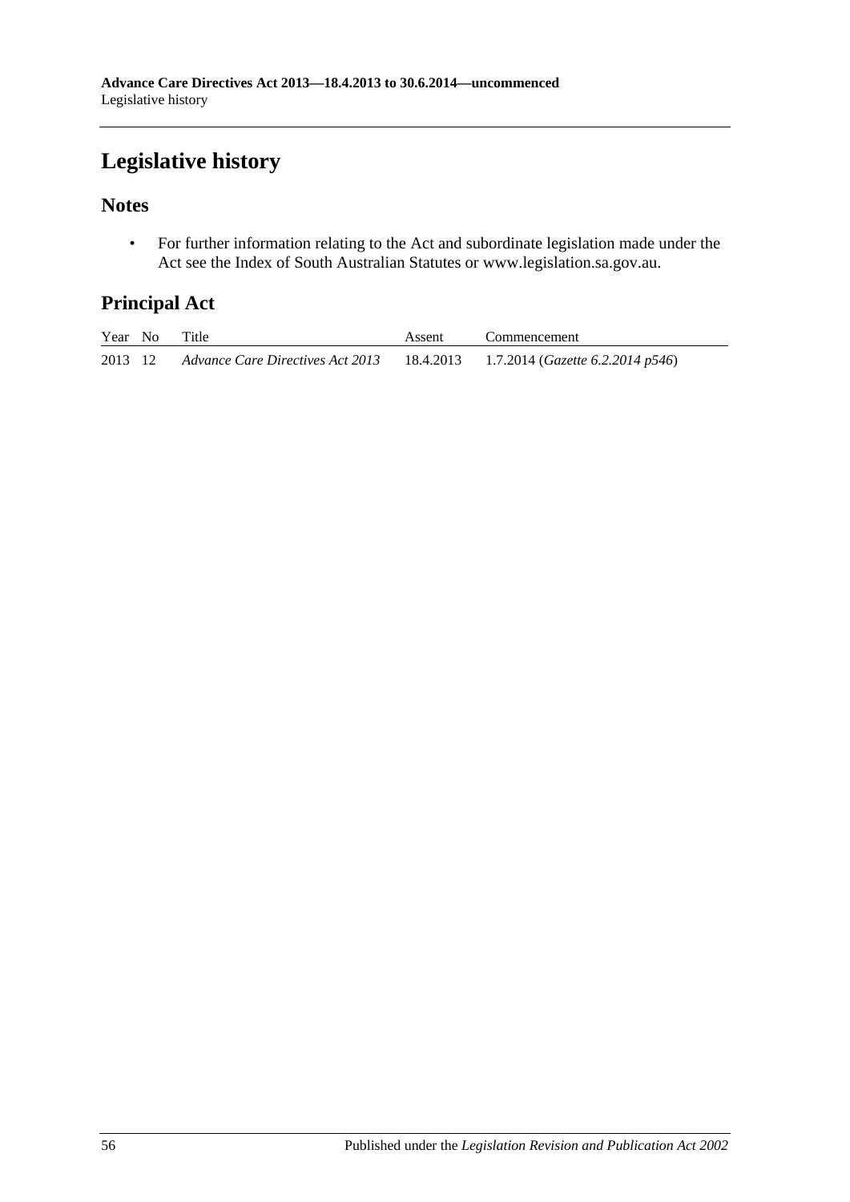# Legislative history

## Notes

- For further information relating to the Act and subordinate legislation made under the Act see the Index of South Australian Statutes or www.legislation.sa.gov.au.

## Principal Act

| Year | No | Title | Assent | Commencement |
|---|---|---|---|---|
| 2013 | 12 | *Advance Care Directives Act 2013* | 18.4.2013 | 1.7.2014 (*Gazette 6.2.2014 p546*) |